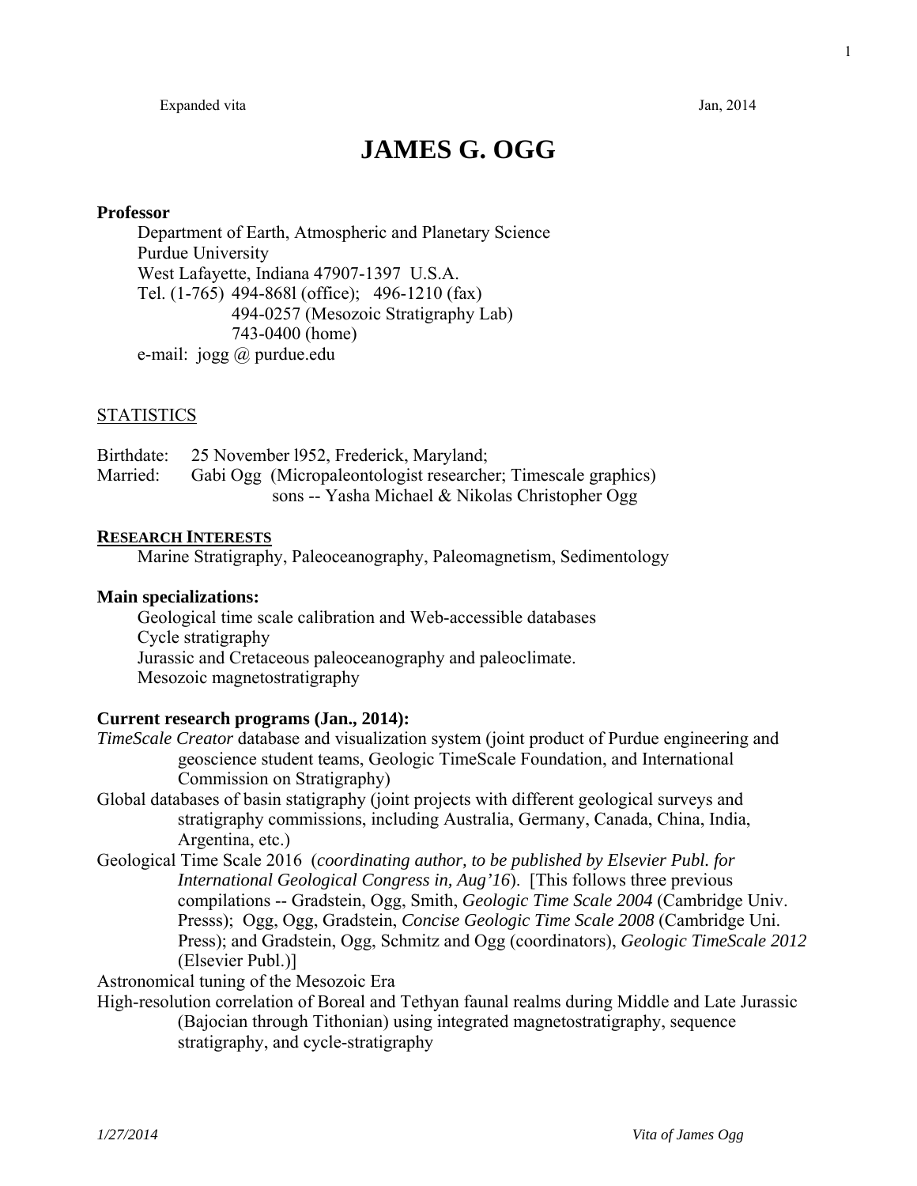Expanded vita Jan, 2014

# JAMES G. OGG

**Professor**

Department of Earth, Atmospheric and Planetary Science
Purdue University
West Lafayette, Indiana 47907-1397 U.S.A.
Tel. (1-765) 494-868l (office); 496-1210 (fax)
494-0257 (Mesozoic Stratigraphy Lab)
743-0400 (home)
e-mail: jogg @ purdue.edu

## STATISTICS

Birthdate: 25 November l952, Frederick, Maryland;
Married: Gabi Ogg (Micropaleontologist researcher; Timescale graphics)
sons -- Yasha Michael & Nikolas Christopher Ogg

## RESEARCH INTERESTS

Marine Stratigraphy, Paleoceanography, Paleomagnetism, Sedimentology

**Main specializations:**

Geological time scale calibration and Web-accessible databases
Cycle stratigraphy
Jurassic and Cretaceous paleoceanography and paleoclimate.
Mesozoic magnetostratigraphy

**Current research programs (Jan., 2014):**

*TimeScale Creator* database and visualization system (joint product of Purdue engineering and geoscience student teams, Geologic TimeScale Foundation, and International Commission on Stratigraphy)

Global databases of basin statigraphy (joint projects with different geological surveys and stratigraphy commissions, including Australia, Germany, Canada, China, India, Argentina, etc.)

Geological Time Scale 2016 (*coordinating author, to be published by Elsevier Publ. for International Geological Congress in, Aug'16*). [This follows three previous compilations -- Gradstein, Ogg, Smith, *Geologic Time Scale 2004* (Cambridge Univ. Presss); Ogg, Ogg, Gradstein, *Concise Geologic Time Scale 2008* (Cambridge Uni. Press); and Gradstein, Ogg, Schmitz and Ogg (coordinators), *Geologic TimeScale 2012* (Elsevier Publ.)]

Astronomical tuning of the Mesozoic Era

High-resolution correlation of Boreal and Tethyan faunal realms during Middle and Late Jurassic (Bajocian through Tithonian) using integrated magnetostratigraphy, sequence stratigraphy, and cycle-stratigraphy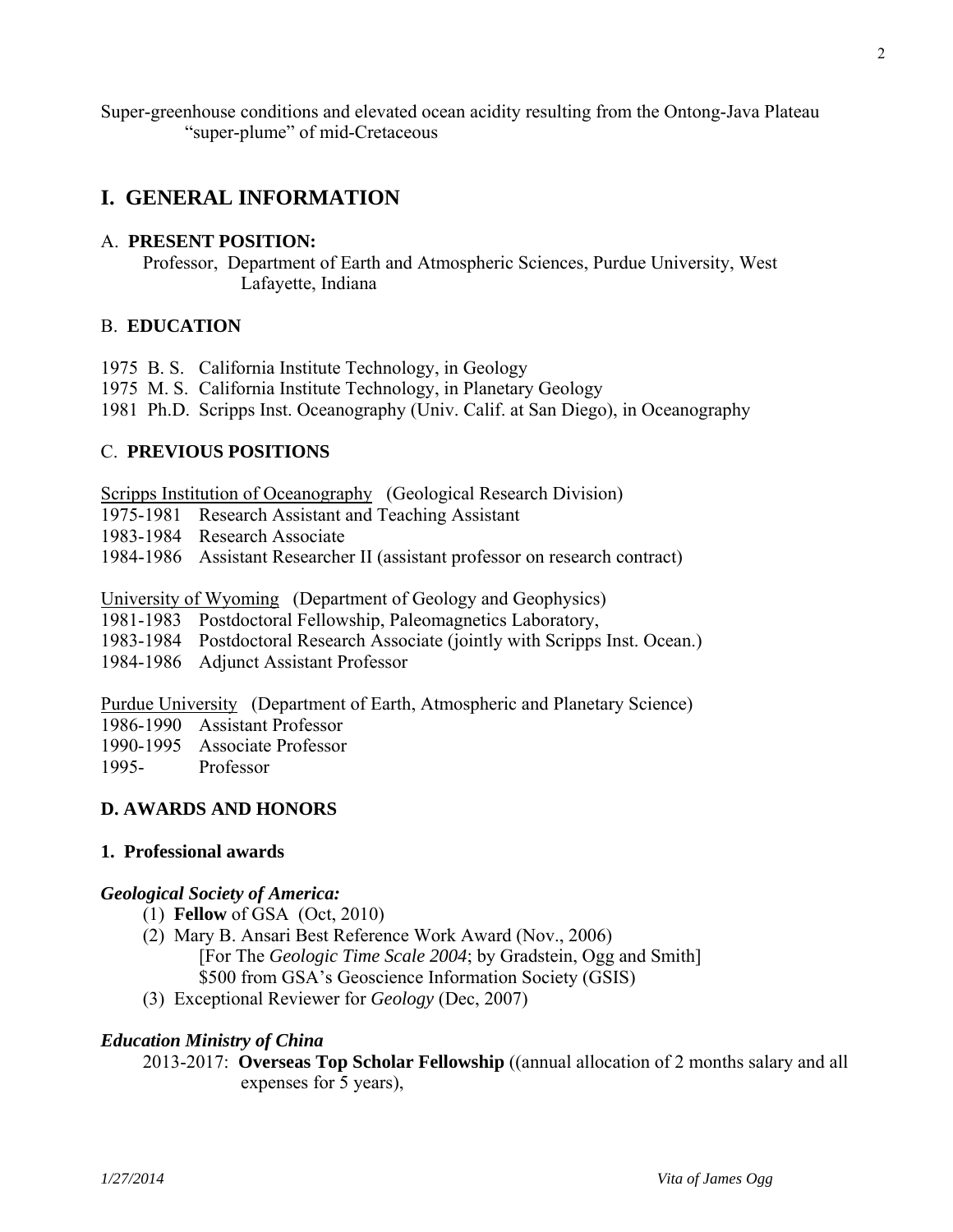Super-greenhouse conditions and elevated ocean acidity resulting from the Ontong-Java Plateau "super-plume" of mid-Cretaceous

# I. GENERAL INFORMATION

## A. PRESENT POSITION:

Professor, Department of Earth and Atmospheric Sciences, Purdue University, West Lafayette, Indiana

## B. EDUCATION

1975 B. S. California Institute Technology, in Geology
1975 M. S. California Institute Technology, in Planetary Geology
1981 Ph.D. Scripps Inst. Oceanography (Univ. Calif. at San Diego), in Oceanography

## C. PREVIOUS POSITIONS

Scripps Institution of Oceanography (Geological Research Division)
1975-1981 Research Assistant and Teaching Assistant
1983-1984 Research Associate
1984-1986 Assistant Researcher II (assistant professor on research contract)

University of Wyoming (Department of Geology and Geophysics)
1981-1983 Postdoctoral Fellowship, Paleomagnetics Laboratory,
1983-1984 Postdoctoral Research Associate (jointly with Scripps Inst. Ocean.)
1984-1986 Adjunct Assistant Professor

Purdue University (Department of Earth, Atmospheric and Planetary Science)
1986-1990 Assistant Professor
1990-1995 Associate Professor
1995- Professor

## D. AWARDS AND HONORS

### 1. Professional awards

***Geological Society of America:***

(1) **Fellow** of GSA (Oct, 2010)
(2) Mary B. Ansari Best Reference Work Award (Nov., 2006)
[For The *Geologic Time Scale 2004*; by Gradstein, Ogg and Smith]
$500 from GSA's Geoscience Information Society (GSIS)
(3) Exceptional Reviewer for *Geology* (Dec, 2007)

***Education Ministry of China***

2013-2017: **Overseas Top Scholar Fellowship** ((annual allocation of 2 months salary and all expenses for 5 years),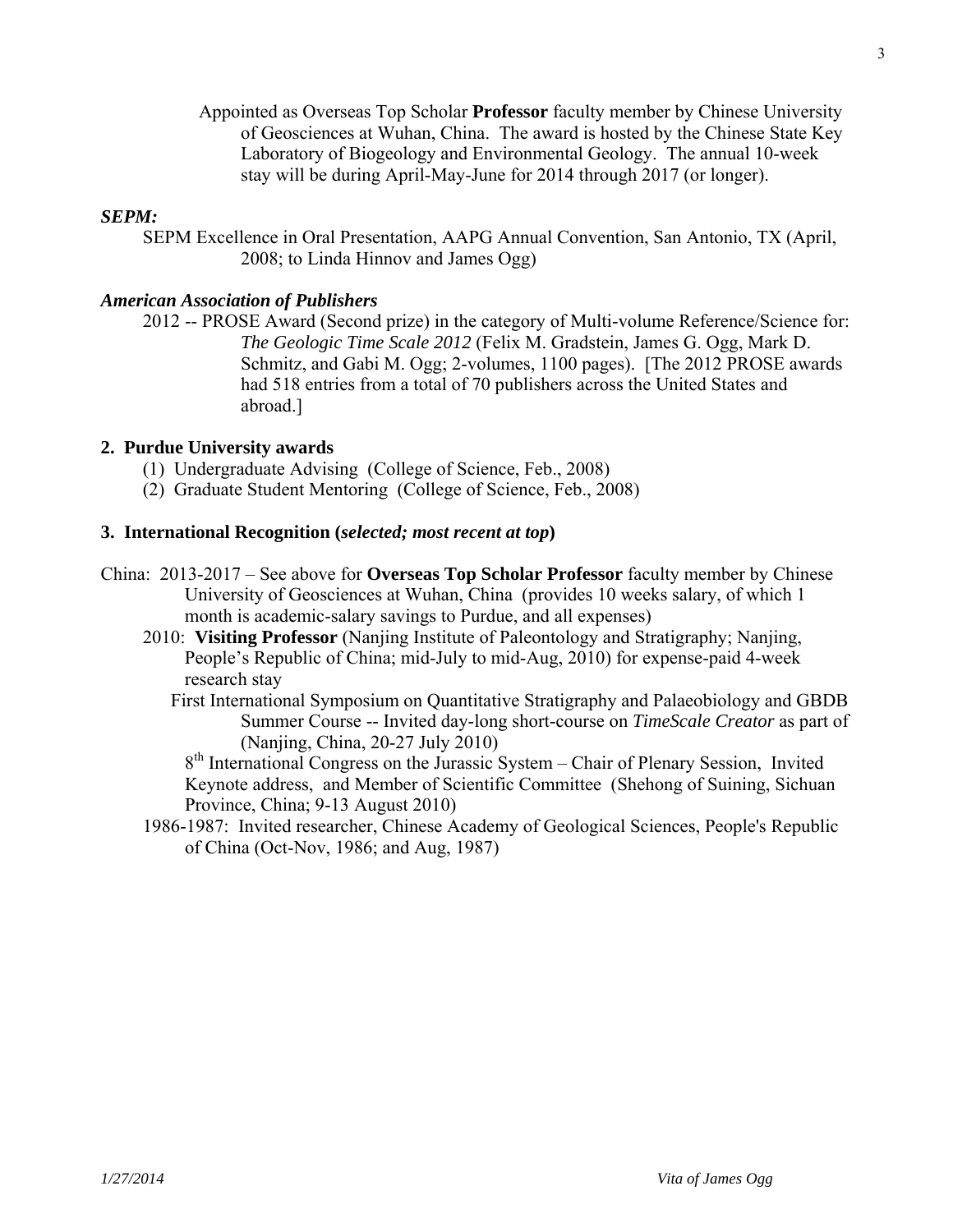Appointed as Overseas Top Scholar **Professor** faculty member by Chinese University of Geosciences at Wuhan, China. The award is hosted by the Chinese State Key Laboratory of Biogeology and Environmental Geology. The annual 10-week stay will be during April-May-June for 2014 through 2017 (or longer).

***SEPM:***

SEPM Excellence in Oral Presentation, AAPG Annual Convention, San Antonio, TX (April, 2008; to Linda Hinnov and James Ogg)

***American Association of Publishers***

2012 -- PROSE Award (Second prize) in the category of Multi-volume Reference/Science for: *The Geologic Time Scale 2012* (Felix M. Gradstein, James G. Ogg, Mark D. Schmitz, and Gabi M. Ogg; 2-volumes, 1100 pages). [The 2012 PROSE awards had 518 entries from a total of 70 publishers across the United States and abroad.]

**2. Purdue University awards**

(1) Undergraduate Advising (College of Science, Feb., 2008)
(2) Graduate Student Mentoring (College of Science, Feb., 2008)

**3. International Recognition (*selected; most recent at top*)**

China: 2013-2017 – See above for **Overseas Top Scholar Professor** faculty member by Chinese University of Geosciences at Wuhan, China (provides 10 weeks salary, of which 1 month is academic-salary savings to Purdue, and all expenses)

2010: **Visiting Professor** (Nanjing Institute of Paleontology and Stratigraphy; Nanjing, People's Republic of China; mid-July to mid-Aug, 2010) for expense-paid 4-week research stay

First International Symposium on Quantitative Stratigraphy and Palaeobiology and GBDB Summer Course -- Invited day-long short-course on *TimeScale Creator* as part of (Nanjing, China, 20-27 July 2010)

8th International Congress on the Jurassic System – Chair of Plenary Session, Invited Keynote address, and Member of Scientific Committee (Shehong of Suining, Sichuan Province, China; 9-13 August 2010)

1986-1987: Invited researcher, Chinese Academy of Geological Sciences, People's Republic of China (Oct-Nov, 1986; and Aug, 1987)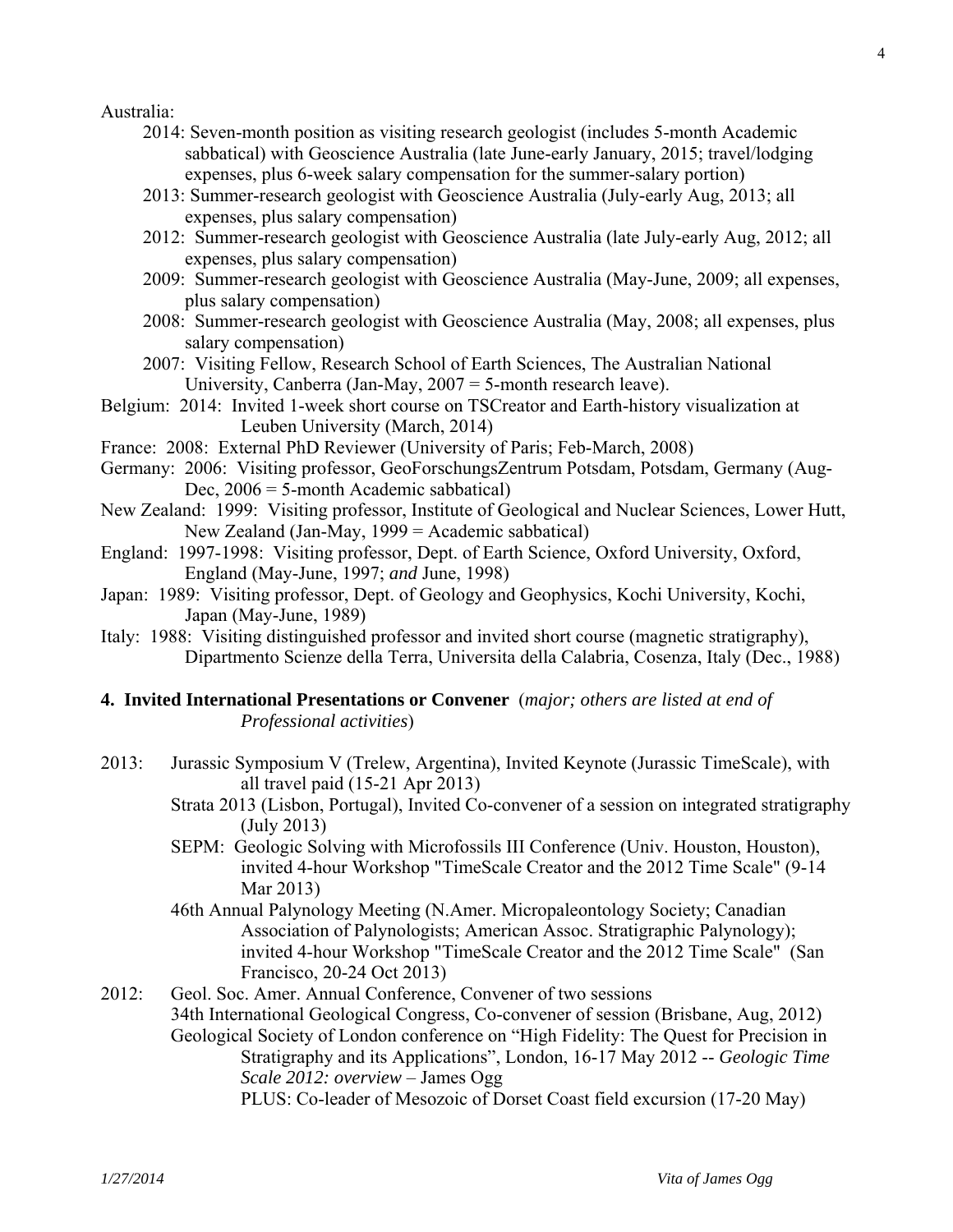Australia:

- 2014: Seven-month position as visiting research geologist (includes 5-month Academic sabbatical) with Geoscience Australia (late June-early January, 2015; travel/lodging expenses, plus 6-week salary compensation for the summer-salary portion)
- 2013: Summer-research geologist with Geoscience Australia (July-early Aug, 2013; all expenses, plus salary compensation)
- 2012: Summer-research geologist with Geoscience Australia (late July-early Aug, 2012; all expenses, plus salary compensation)
- 2009: Summer-research geologist with Geoscience Australia (May-June, 2009; all expenses, plus salary compensation)
- 2008: Summer-research geologist with Geoscience Australia (May, 2008; all expenses, plus salary compensation)
- 2007: Visiting Fellow, Research School of Earth Sciences, The Australian National University, Canberra (Jan-May, 2007 = 5-month research leave).

Belgium: 2014: Invited 1-week short course on TSCreator and Earth-history visualization at Leuben University (March, 2014)

France: 2008: External PhD Reviewer (University of Paris; Feb-March, 2008)

Germany: 2006: Visiting professor, GeoForschungsZentrum Potsdam, Potsdam, Germany (Aug-Dec, 2006 = 5-month Academic sabbatical)

New Zealand: 1999: Visiting professor, Institute of Geological and Nuclear Sciences, Lower Hutt, New Zealand (Jan-May, 1999 = Academic sabbatical)

England: 1997-1998: Visiting professor, Dept. of Earth Science, Oxford University, Oxford, England (May-June, 1997; *and* June, 1998)

Japan: 1989: Visiting professor, Dept. of Geology and Geophysics, Kochi University, Kochi, Japan (May-June, 1989)

Italy: 1988: Visiting distinguished professor and invited short course (magnetic stratigraphy), Dipartmento Scienze della Terra, Universita della Calabria, Cosenza, Italy (Dec., 1988)

## 4. Invited International Presentations or Convener (*major; others are listed at end of Professional activities*)

2013:
- Jurassic Symposium V (Trelew, Argentina), Invited Keynote (Jurassic TimeScale), with all travel paid (15-21 Apr 2013)
- Strata 2013 (Lisbon, Portugal), Invited Co-convener of a session on integrated stratigraphy (July 2013)
- SEPM: Geologic Solving with Microfossils III Conference (Univ. Houston, Houston), invited 4-hour Workshop "TimeScale Creator and the 2012 Time Scale" (9-14 Mar 2013)
- 46th Annual Palynology Meeting (N.Amer. Micropaleontology Society; Canadian Association of Palynologists; American Assoc. Stratigraphic Palynology); invited 4-hour Workshop "TimeScale Creator and the 2012 Time Scale" (San Francisco, 20-24 Oct 2013)

2012:
- Geol. Soc. Amer. Annual Conference, Convener of two sessions
- 34th International Geological Congress, Co-convener of session (Brisbane, Aug, 2012)
- Geological Society of London conference on "High Fidelity: The Quest for Precision in Stratigraphy and its Applications", London, 16-17 May 2012 -- *Geologic Time Scale 2012: overview* – James Ogg
  PLUS: Co-leader of Mesozoic of Dorset Coast field excursion (17-20 May)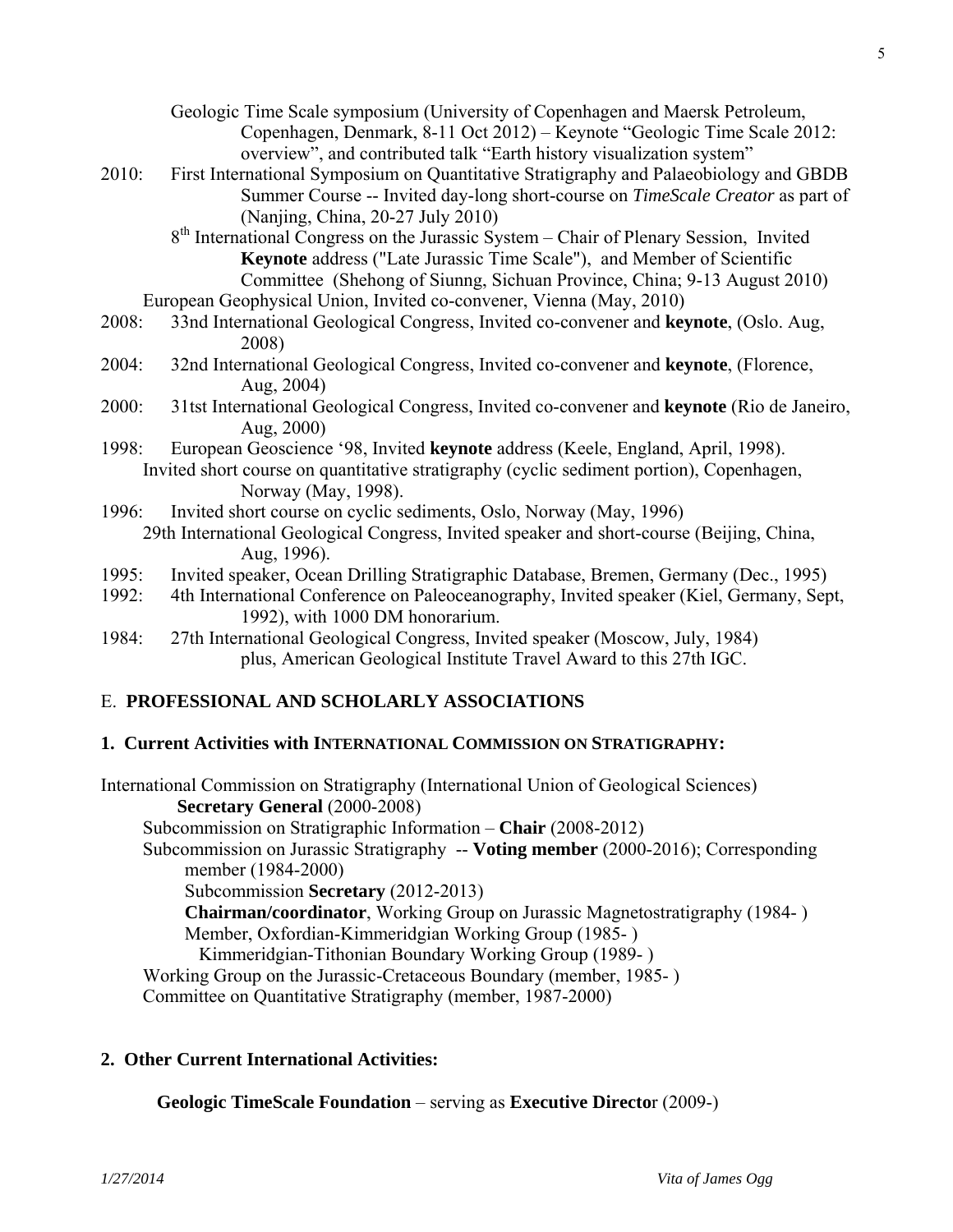Geologic Time Scale symposium (University of Copenhagen and Maersk Petroleum, Copenhagen, Denmark, 8-11 Oct 2012) – Keynote "Geologic Time Scale 2012: overview", and contributed talk "Earth history visualization system"

2010: First International Symposium on Quantitative Stratigraphy and Palaeobiology and GBDB Summer Course -- Invited day-long short-course on *TimeScale Creator* as part of (Nanjing, China, 20-27 July 2010)

8th International Congress on the Jurassic System – Chair of Plenary Session, Invited **Keynote** address ("Late Jurassic Time Scale"), and Member of Scientific Committee (Shehong of Siunng, Sichuan Province, China; 9-13 August 2010)

European Geophysical Union, Invited co-convener, Vienna (May, 2010)

2008: 33nd International Geological Congress, Invited co-convener and **keynote**, (Oslo. Aug, 2008)

2004: 32nd International Geological Congress, Invited co-convener and **keynote**, (Florence, Aug, 2004)

2000: 31tst International Geological Congress, Invited co-convener and **keynote** (Rio de Janeiro, Aug, 2000)

1998: European Geoscience '98, Invited **keynote** address (Keele, England, April, 1998).

Invited short course on quantitative stratigraphy (cyclic sediment portion), Copenhagen, Norway (May, 1998).

1996: Invited short course on cyclic sediments, Oslo, Norway (May, 1996)

29th International Geological Congress, Invited speaker and short-course (Beijing, China, Aug, 1996).

1995: Invited speaker, Ocean Drilling Stratigraphic Database, Bremen, Germany (Dec., 1995)

1992: 4th International Conference on Paleoceanography, Invited speaker (Kiel, Germany, Sept, 1992), with 1000 DM honorarium.

1984: 27th International Geological Congress, Invited speaker (Moscow, July, 1984) plus, American Geological Institute Travel Award to this 27th IGC.

## E. PROFESSIONAL AND SCHOLARLY ASSOCIATIONS

### 1. Current Activities with INTERNATIONAL COMMISSION ON STRATIGRAPHY:

International Commission on Stratigraphy (International Union of Geological Sciences)
**Secretary General** (2000-2008)

- Subcommission on Stratigraphic Information – **Chair** (2008-2012)
- Subcommission on Jurassic Stratigraphy -- **Voting member** (2000-2016); Corresponding member (1984-2000)
  - Subcommission **Secretary** (2012-2013)
  - **Chairman/coordinator**, Working Group on Jurassic Magnetostratigraphy (1984- )
  - Member, Oxfordian-Kimmeridgian Working Group (1985- )
    - Kimmeridgian-Tithonian Boundary Working Group (1989- )
- Working Group on the Jurassic-Cretaceous Boundary (member, 1985- )
- Committee on Quantitative Stratigraphy (member, 1987-2000)

### 2. Other Current International Activities:

**Geologic TimeScale Foundation** – serving as **Executive Directo**r (2009-)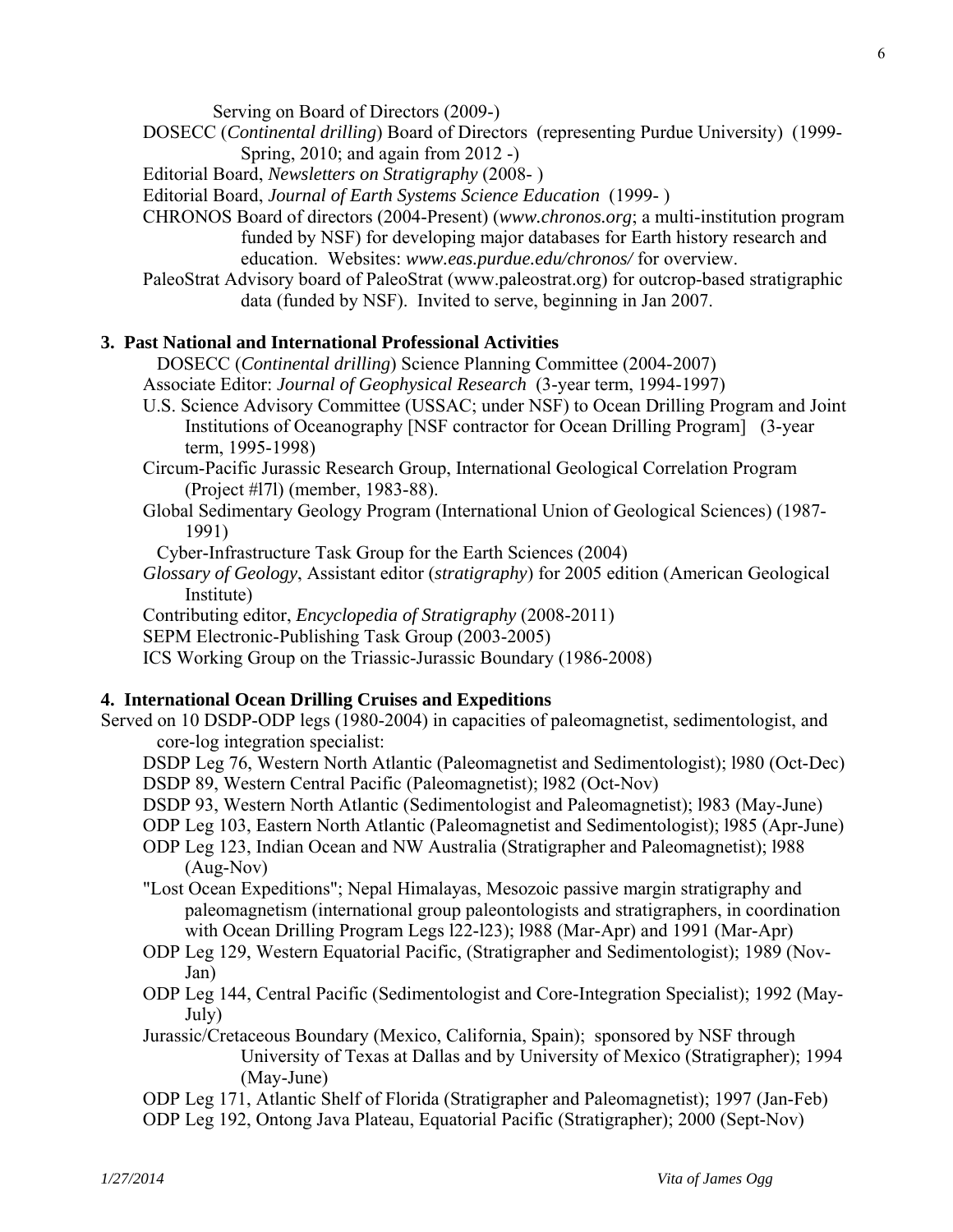Serving on Board of Directors (2009-)

DOSECC (*Continental drilling*) Board of Directors (representing Purdue University) (1999-Spring, 2010; and again from 2012 -)

Editorial Board, *Newsletters on Stratigraphy* (2008- )

Editorial Board, *Journal of Earth Systems Science Education* (1999- )

CHRONOS Board of directors (2004-Present) (*www.chronos.org*; a multi-institution program funded by NSF) for developing major databases for Earth history research and education. Websites: *www.eas.purdue.edu/chronos/* for overview.

PaleoStrat Advisory board of PaleoStrat (www.paleostrat.org) for outcrop-based stratigraphic data (funded by NSF). Invited to serve, beginning in Jan 2007.

### 3. Past National and International Professional Activities

DOSECC (*Continental drilling*) Science Planning Committee (2004-2007)

Associate Editor: *Journal of Geophysical Research* (3-year term, 1994-1997)

U.S. Science Advisory Committee (USSAC; under NSF) to Ocean Drilling Program and Joint Institutions of Oceanography [NSF contractor for Ocean Drilling Program] (3-year term, 1995-1998)

Circum-Pacific Jurassic Research Group, International Geological Correlation Program (Project #l7l) (member, 1983-88).

Global Sedimentary Geology Program (International Union of Geological Sciences) (1987-1991)

Cyber-Infrastructure Task Group for the Earth Sciences (2004)

*Glossary of Geology*, Assistant editor (*stratigraphy*) for 2005 edition (American Geological Institute)

Contributing editor, *Encyclopedia of Stratigraphy* (2008-2011)

SEPM Electronic-Publishing Task Group (2003-2005)

ICS Working Group on the Triassic-Jurassic Boundary (1986-2008)

### 4. International Ocean Drilling Cruises and Expeditions

Served on 10 DSDP-ODP legs (1980-2004) in capacities of paleomagnetist, sedimentologist, and core-log integration specialist:

DSDP Leg 76, Western North Atlantic (Paleomagnetist and Sedimentologist); l980 (Oct-Dec)

DSDP 89, Western Central Pacific (Paleomagnetist); l982 (Oct-Nov)

DSDP 93, Western North Atlantic (Sedimentologist and Paleomagnetist); l983 (May-June)

ODP Leg 103, Eastern North Atlantic (Paleomagnetist and Sedimentologist); l985 (Apr-June)

ODP Leg 123, Indian Ocean and NW Australia (Stratigrapher and Paleomagnetist); l988 (Aug-Nov)

"Lost Ocean Expeditions"; Nepal Himalayas, Mesozoic passive margin stratigraphy and paleomagnetism (international group paleontologists and stratigraphers, in coordination with Ocean Drilling Program Legs l22-l23); l988 (Mar-Apr) and 1991 (Mar-Apr)

ODP Leg 129, Western Equatorial Pacific, (Stratigrapher and Sedimentologist); 1989 (Nov-Jan)

ODP Leg 144, Central Pacific (Sedimentologist and Core-Integration Specialist); 1992 (May-July)

Jurassic/Cretaceous Boundary (Mexico, California, Spain); sponsored by NSF through University of Texas at Dallas and by University of Mexico (Stratigrapher); 1994 (May-June)

ODP Leg 171, Atlantic Shelf of Florida (Stratigrapher and Paleomagnetist); 1997 (Jan-Feb)

ODP Leg 192, Ontong Java Plateau, Equatorial Pacific (Stratigrapher); 2000 (Sept-Nov)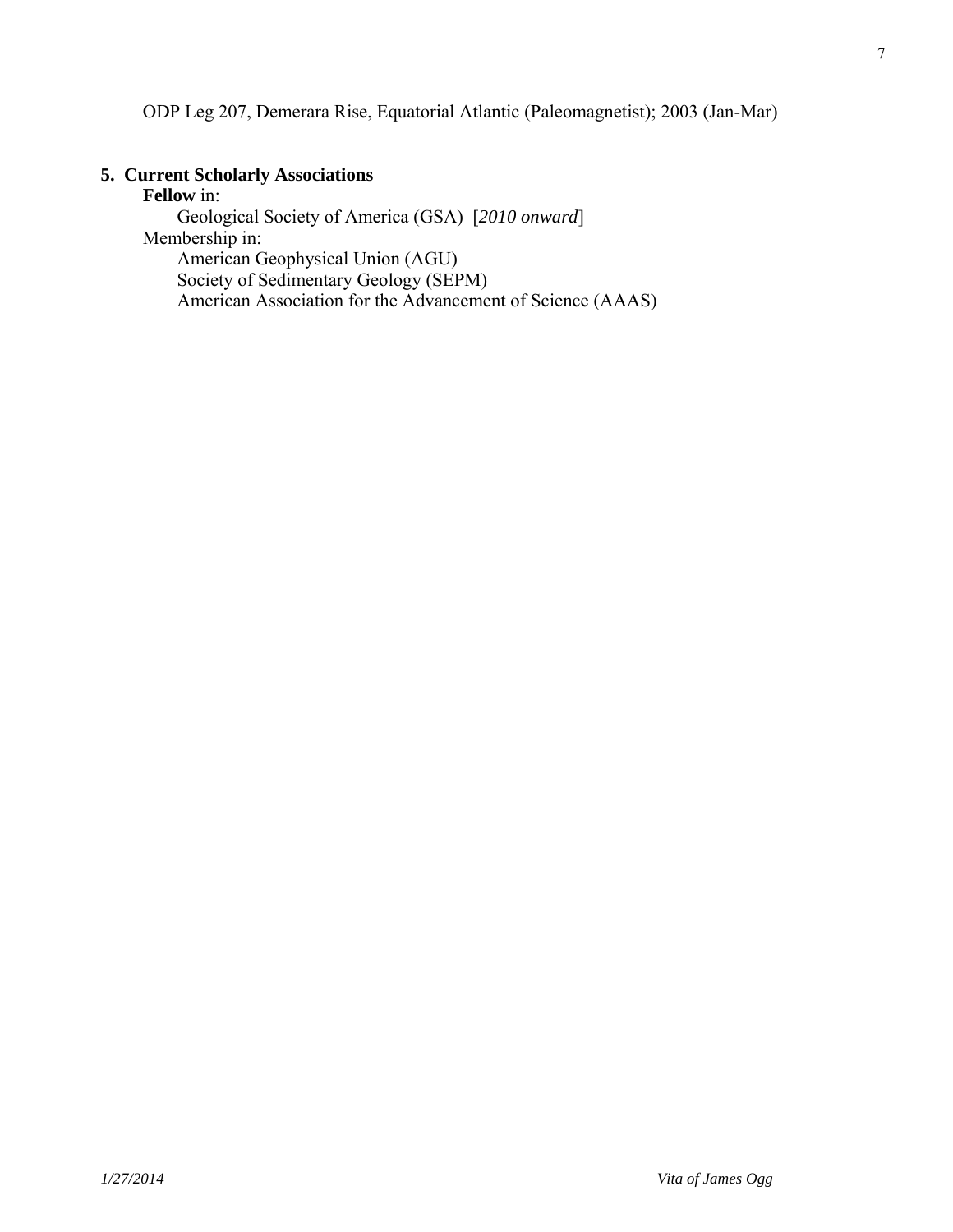ODP Leg 207, Demerara Rise, Equatorial Atlantic (Paleomagnetist); 2003 (Jan-Mar)

## 5. Current Scholarly Associations

**Fellow** in:

- Geological Society of America (GSA) [*2010 onward*]

Membership in:

- American Geophysical Union (AGU)
- Society of Sedimentary Geology (SEPM)
- American Association for the Advancement of Science (AAAS)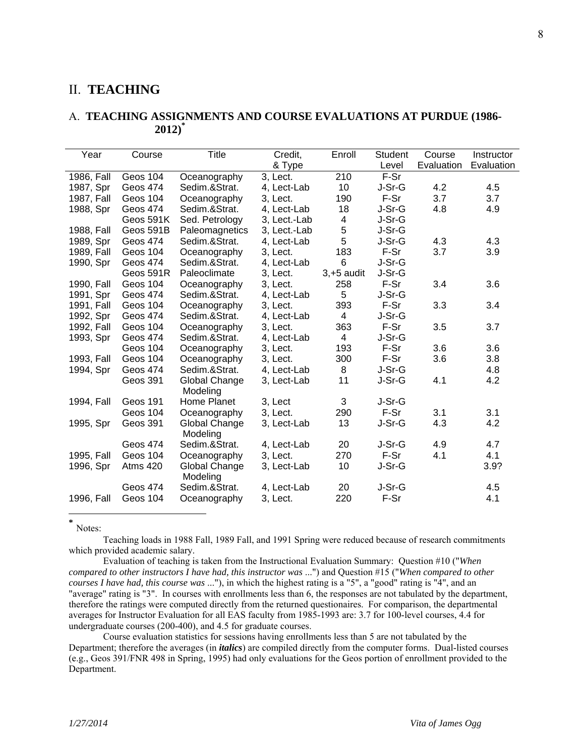## II. **TEACHING**

### A. **TEACHING ASSIGNMENTS AND COURSE EVALUATIONS AT PURDUE (1986-2012)***

| Year | Course | Title | Credit, & Type | Enroll | Student Level | Course Evaluation | Instructor Evaluation |
|---|---|---|---|---|---|---|---|
| 1986, Fall | Geos 104 | Oceanography | 3, Lect. | 210 | F-Sr | | |
| 1987, Spr | Geos 474 | Sedim.&Strat. | 4, Lect-Lab | 10 | J-Sr-G | 4.2 | 4.5 |
| 1987, Fall | Geos 104 | Oceanography | 3, Lect. | 190 | F-Sr | 3.7 | 3.7 |
| 1988, Spr | Geos 474 | Sedim.&Strat. | 4, Lect-Lab | 18 | J-Sr-G | 4.8 | 4.9 |
| | Geos 591K | Sed. Petrology | 3, Lect.-Lab | 4 | J-Sr-G | | |
| 1988, Fall | Geos 591B | Paleomagnetics | 3, Lect.-Lab | 5 | J-Sr-G | | |
| 1989, Spr | Geos 474 | Sedim.&Strat. | 4, Lect-Lab | 5 | J-Sr-G | 4.3 | 4.3 |
| 1989, Fall | Geos 104 | Oceanography | 3, Lect. | 183 | F-Sr | 3.7 | 3.9 |
| 1990, Spr | Geos 474 | Sedim.&Strat. | 4, Lect-Lab | 6 | J-Sr-G | | |
| | Geos 591R | Paleoclimate | 3, Lect. | 3,+5 audit | J-Sr-G | | |
| 1990, Fall | Geos 104 | Oceanography | 3, Lect. | 258 | F-Sr | 3.4 | 3.6 |
| 1991, Spr | Geos 474 | Sedim.&Strat. | 4, Lect-Lab | 5 | J-Sr-G | | |
| 1991, Fall | Geos 104 | Oceanography | 3, Lect. | 393 | F-Sr | 3.3 | 3.4 |
| 1992, Spr | Geos 474 | Sedim.&Strat. | 4, Lect-Lab | 4 | J-Sr-G | | |
| 1992, Fall | Geos 104 | Oceanography | 3, Lect. | 363 | F-Sr | 3.5 | 3.7 |
| 1993, Spr | Geos 474 | Sedim.&Strat. | 4, Lect-Lab | 4 | J-Sr-G | | |
| | Geos 104 | Oceanography | 3, Lect. | 193 | F-Sr | 3.6 | 3.6 |
| 1993, Fall | Geos 104 | Oceanography | 3, Lect. | 300 | F-Sr | 3.6 | 3.8 |
| 1994, Spr | Geos 474 | Sedim.&Strat. | 4, Lect-Lab | 8 | J-Sr-G | | 4.8 |
| | Geos 391 | Global Change Modeling | 3, Lect-Lab | 11 | J-Sr-G | 4.1 | 4.2 |
| 1994, Fall | Geos 191 | Home Planet | 3, Lect | 3 | J-Sr-G | | |
| | Geos 104 | Oceanography | 3, Lect. | 290 | F-Sr | 3.1 | 3.1 |
| 1995, Spr | Geos 391 | Global Change Modeling | 3, Lect-Lab | 13 | J-Sr-G | 4.3 | 4.2 |
| | Geos 474 | Sedim.&Strat. | 4, Lect-Lab | 20 | J-Sr-G | 4.9 | 4.7 |
| 1995, Fall | Geos 104 | Oceanography | 3, Lect. | 270 | F-Sr | 4.1 | 4.1 |
| 1996, Spr | Atms 420 | Global Change Modeling | 3, Lect-Lab | 10 | J-Sr-G | | 3.9? |
| | Geos 474 | Sedim.&Strat. | 4, Lect-Lab | 20 | J-Sr-G | | 4.5 |
| 1996, Fall | Geos 104 | Oceanography | 3, Lect. | 220 | F-Sr | | 4.1 |

\* Notes:

Teaching loads in 1988 Fall, 1989 Fall, and 1991 Spring were reduced because of research commitments which provided academic salary.

Evaluation of teaching is taken from the Instructional Evaluation Summary: Question #10 ("*When compared to other instructors I have had, this instructor was ...*") and Question #15 ("*When compared to other courses I have had, this course was ...*"), in which the highest rating is a "5", a "good" rating is "4", and an "average" rating is "3". In courses with enrollments less than 6, the responses are not tabulated by the department, therefore the ratings were computed directly from the returned questionaires. For comparison, the departmental averages for Instructor Evaluation for all EAS faculty from 1985-1993 are: 3.7 for 100-level courses, 4.4 for undergraduate courses (200-400), and 4.5 for graduate courses.

Course evaluation statistics for sessions having enrollments less than 5 are not tabulated by the Department; therefore the averages (in ***italics***) are compiled directly from the computer forms. Dual-listed courses (e.g., Geos 391/FNR 498 in Spring, 1995) had only evaluations for the Geos portion of enrollment provided to the Department.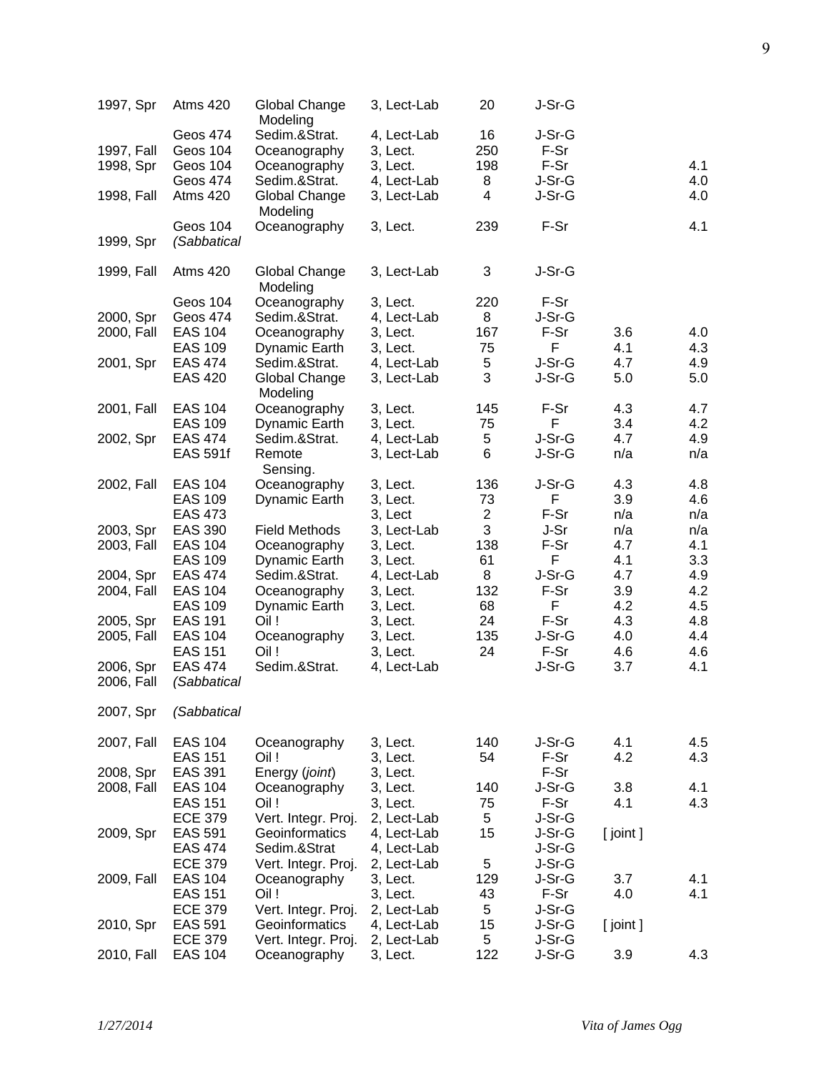| | | | | | | | |
|---|---|---|---|---|---|---|---|
| 1997, Spr | Atms 420 | Global Change Modeling | 3, Lect-Lab | 20 | J-Sr-G | | |
| | Geos 474 | Sedim.&Strat. | 4, Lect-Lab | 16 | J-Sr-G | | |
| 1997, Fall | Geos 104 | Oceanography | 3, Lect. | 250 | F-Sr | | |
| 1998, Spr | Geos 104 | Oceanography | 3, Lect. | 198 | F-Sr | | 4.1 |
| | Geos 474 | Sedim.&Strat. | 4, Lect-Lab | 8 | J-Sr-G | | 4.0 |
| 1998, Fall | Atms 420 | Global Change Modeling | 3, Lect-Lab | 4 | J-Sr-G | | 4.0 |
| | Geos 104 | Oceanography | 3, Lect. | 239 | F-Sr | | 4.1 |
| 1999, Spr | *(Sabbatical* | | | | | | |
| 1999, Fall | Atms 420 | Global Change Modeling | 3, Lect-Lab | 3 | J-Sr-G | | |
| | Geos 104 | Oceanography | 3, Lect. | 220 | F-Sr | | |
| 2000, Spr | Geos 474 | Sedim.&Strat. | 4, Lect-Lab | 8 | J-Sr-G | | |
| 2000, Fall | EAS 104 | Oceanography | 3, Lect. | 167 | F-Sr | 3.6 | 4.0 |
| | EAS 109 | Dynamic Earth | 3, Lect. | 75 | F | 4.1 | 4.3 |
| 2001, Spr | EAS 474 | Sedim.&Strat. | 4, Lect-Lab | 5 | J-Sr-G | 4.7 | 4.9 |
| | EAS 420 | Global Change Modeling | 3, Lect-Lab | 3 | J-Sr-G | 5.0 | 5.0 |
| 2001, Fall | EAS 104 | Oceanography | 3, Lect. | 145 | F-Sr | 4.3 | 4.7 |
| | EAS 109 | Dynamic Earth | 3, Lect. | 75 | F | 3.4 | 4.2 |
| 2002, Spr | EAS 474 | Sedim.&Strat. | 4, Lect-Lab | 5 | J-Sr-G | 4.7 | 4.9 |
| | EAS 591f | Remote Sensing. | 3, Lect-Lab | 6 | J-Sr-G | n/a | n/a |
| 2002, Fall | EAS 104 | Oceanography | 3, Lect. | 136 | J-Sr-G | 4.3 | 4.8 |
| | EAS 109 | Dynamic Earth | 3, Lect. | 73 | F | 3.9 | 4.6 |
| | EAS 473 | | 3, Lect | 2 | F-Sr | n/a | n/a |
| 2003, Spr | EAS 390 | Field Methods | 3, Lect-Lab | 3 | J-Sr | n/a | n/a |
| 2003, Fall | EAS 104 | Oceanography | 3, Lect. | 138 | F-Sr | 4.7 | 4.1 |
| | EAS 109 | Dynamic Earth | 3, Lect. | 61 | F | 4.1 | 3.3 |
| 2004, Spr | EAS 474 | Sedim.&Strat. | 4, Lect-Lab | 8 | J-Sr-G | 4.7 | 4.9 |
| 2004, Fall | EAS 104 | Oceanography | 3, Lect. | 132 | F-Sr | 3.9 | 4.2 |
| | EAS 109 | Dynamic Earth | 3, Lect. | 68 | F | 4.2 | 4.5 |
| 2005, Spr | EAS 191 | Oil ! | 3, Lect. | 24 | F-Sr | 4.3 | 4.8 |
| 2005, Fall | EAS 104 | Oceanography | 3, Lect. | 135 | J-Sr-G | 4.0 | 4.4 |
| | EAS 151 | Oil ! | 3, Lect. | 24 | F-Sr | 4.6 | 4.6 |
| 2006, Spr | EAS 474 | Sedim.&Strat. | 4, Lect-Lab | | J-Sr-G | 3.7 | 4.1 |
| 2006, Fall | *(Sabbatical* | | | | | | |
| 2007, Spr | *(Sabbatical* | | | | | | |
| 2007, Fall | EAS 104 | Oceanography | 3, Lect. | 140 | J-Sr-G | 4.1 | 4.5 |
| | EAS 151 | Oil ! | 3, Lect. | 54 | F-Sr | 4.2 | 4.3 |
| 2008, Spr | EAS 391 | Energy (*joint*) | 3, Lect. | | F-Sr | | |
| 2008, Fall | EAS 104 | Oceanography | 3, Lect. | 140 | J-Sr-G | 3.8 | 4.1 |
| | EAS 151 | Oil ! | 3, Lect. | 75 | F-Sr | 4.1 | 4.3 |
| | ECE 379 | Vert. Integr. Proj. | 2, Lect-Lab | 5 | J-Sr-G | | |
| 2009, Spr | EAS 591 | Geoinformatics | 4, Lect-Lab | 15 | J-Sr-G | [ joint ] | |
| | EAS 474 | Sedim.&Strat | 4, Lect-Lab | | J-Sr-G | | |
| | ECE 379 | Vert. Integr. Proj. | 2, Lect-Lab | 5 | J-Sr-G | | |
| 2009, Fall | EAS 104 | Oceanography | 3, Lect. | 129 | J-Sr-G | 3.7 | 4.1 |
| | EAS 151 | Oil ! | 3, Lect. | 43 | F-Sr | 4.0 | 4.1 |
| | ECE 379 | Vert. Integr. Proj. | 2, Lect-Lab | 5 | J-Sr-G | | |
| 2010, Spr | EAS 591 | Geoinformatics | 4, Lect-Lab | 15 | J-Sr-G | [ joint ] | |
| | ECE 379 | Vert. Integr. Proj. | 2, Lect-Lab | 5 | J-Sr-G | | |
| 2010, Fall | EAS 104 | Oceanography | 3, Lect. | 122 | J-Sr-G | 3.9 | 4.3 |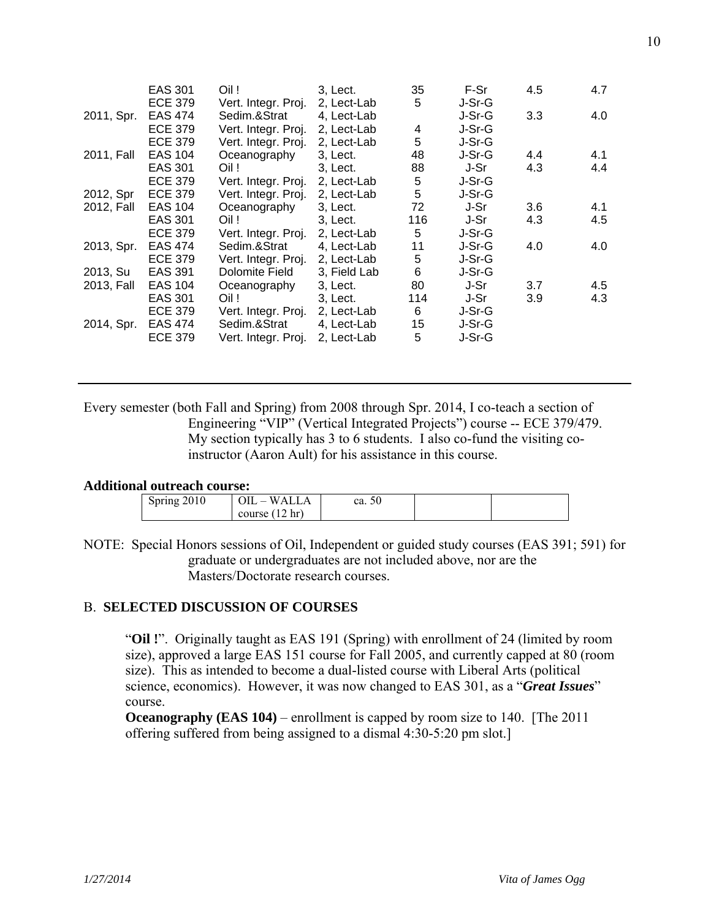| | | | | | | | |
|---|---|---|---|---|---|---|---|
| | EAS 301 | Oil ! | 3, Lect. | 35 | F-Sr | 4.5 | 4.7 |
| | ECE 379 | Vert. Integr. Proj. | 2, Lect-Lab | 5 | J-Sr-G | | |
| 2011, Spr. | EAS 474 | Sedim.&Strat | 4, Lect-Lab | | J-Sr-G | 3.3 | 4.0 |
| | ECE 379 | Vert. Integr. Proj. | 2, Lect-Lab | 4 | J-Sr-G | | |
| | ECE 379 | Vert. Integr. Proj. | 2, Lect-Lab | 5 | J-Sr-G | | |
| 2011, Fall | EAS 104 | Oceanography | 3, Lect. | 48 | J-Sr-G | 4.4 | 4.1 |
| | EAS 301 | Oil ! | 3, Lect. | 88 | J-Sr | 4.3 | 4.4 |
| | ECE 379 | Vert. Integr. Proj. | 2, Lect-Lab | 5 | J-Sr-G | | |
| 2012, Spr | ECE 379 | Vert. Integr. Proj. | 2, Lect-Lab | 5 | J-Sr-G | | |
| 2012, Fall | EAS 104 | Oceanography | 3, Lect. | 72 | J-Sr | 3.6 | 4.1 |
| | EAS 301 | Oil ! | 3, Lect. | 116 | J-Sr | 4.3 | 4.5 |
| | ECE 379 | Vert. Integr. Proj. | 2, Lect-Lab | 5 | J-Sr-G | | |
| 2013, Spr. | EAS 474 | Sedim.&Strat | 4, Lect-Lab | 11 | J-Sr-G | 4.0 | 4.0 |
| | ECE 379 | Vert. Integr. Proj. | 2, Lect-Lab | 5 | J-Sr-G | | |
| 2013, Su | EAS 391 | Dolomite Field | 3, Field Lab | 6 | J-Sr-G | | |
| 2013, Fall | EAS 104 | Oceanography | 3, Lect. | 80 | J-Sr | 3.7 | 4.5 |
| | EAS 301 | Oil ! | 3, Lect. | 114 | J-Sr | 3.9 | 4.3 |
| | ECE 379 | Vert. Integr. Proj. | 2, Lect-Lab | 6 | J-Sr-G | | |
| 2014, Spr. | EAS 474 | Sedim.&Strat | 4, Lect-Lab | 15 | J-Sr-G | | |
| | ECE 379 | Vert. Integr. Proj. | 2, Lect-Lab | 5 | J-Sr-G | | |

Every semester (both Fall and Spring) from 2008 through Spr. 2014, I co-teach a section of Engineering "VIP" (Vertical Integrated Projects") course -- ECE 379/479. My section typically has 3 to 6 students. I also co-fund the visiting co-instructor (Aaron Ault) for his assistance in this course.

**Additional outreach course:**

| | | | | |
|---|---|---|---|---|
| Spring 2010 | OIL – WALLA course (12 hr) | ca. 50 | | |

NOTE: Special Honors sessions of Oil, Independent or guided study courses (EAS 391; 591) for graduate or undergraduates are not included above, nor are the Masters/Doctorate research courses.

## B. SELECTED DISCUSSION OF COURSES

"**Oil !**". Originally taught as EAS 191 (Spring) with enrollment of 24 (limited by room size), approved a large EAS 151 course for Fall 2005, and currently capped at 80 (room size). This as intended to become a dual-listed course with Liberal Arts (political science, economics). However, it was now changed to EAS 301, as a "***Great Issues***" course.

**Oceanography (EAS 104)** – enrollment is capped by room size to 140. [The 2011 offering suffered from being assigned to a dismal 4:30-5:20 pm slot.]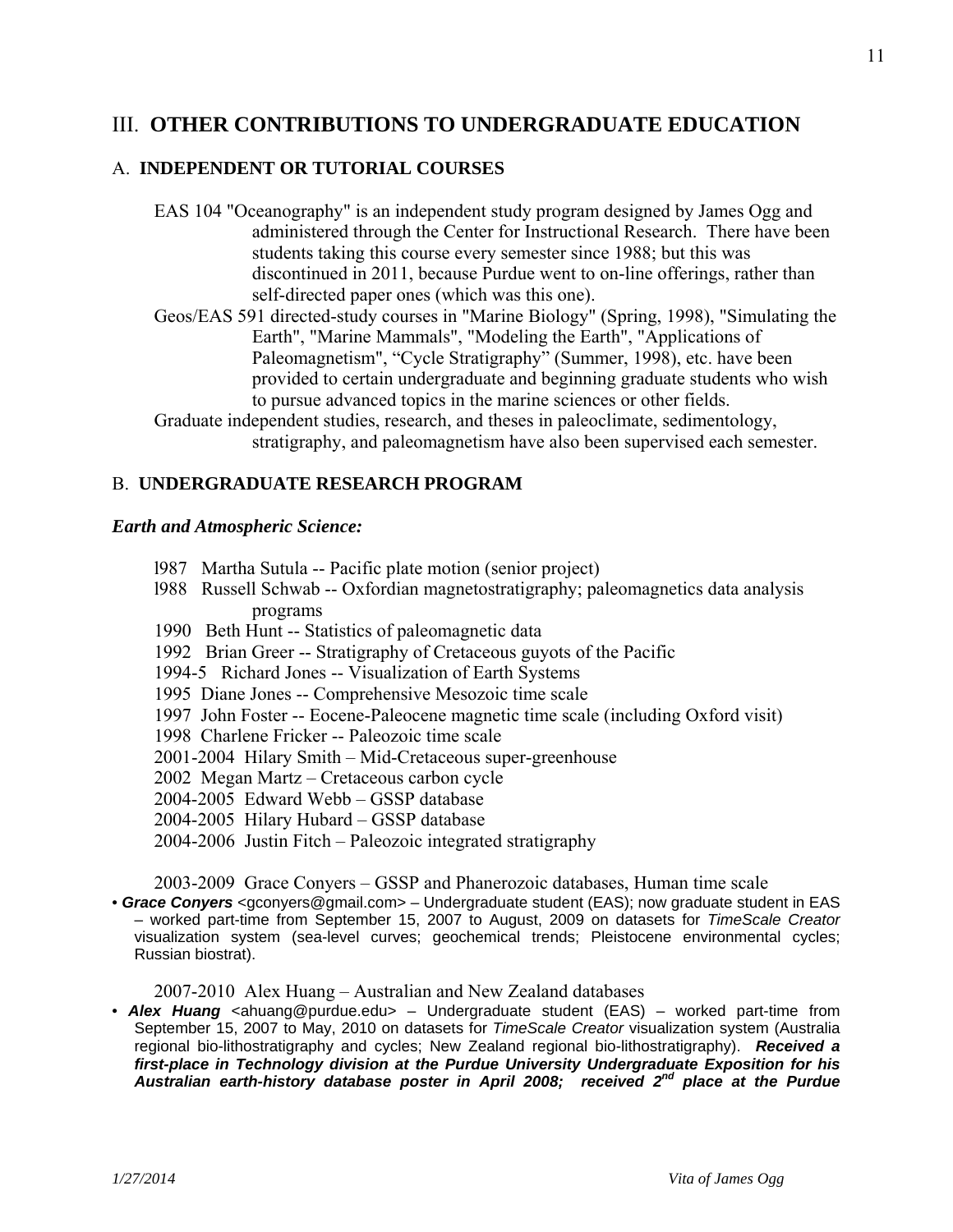# III. **OTHER CONTRIBUTIONS TO UNDERGRADUATE EDUCATION**

## A. **INDEPENDENT OR TUTORIAL COURSES**

EAS 104 "Oceanography" is an independent study program designed by James Ogg and administered through the Center for Instructional Research. There have been students taking this course every semester since 1988; but this was discontinued in 2011, because Purdue went to on-line offerings, rather than self-directed paper ones (which was this one).

Geos/EAS 591 directed-study courses in "Marine Biology" (Spring, 1998), "Simulating the Earth", "Marine Mammals", "Modeling the Earth", "Applications of Paleomagnetism", "Cycle Stratigraphy" (Summer, 1998), etc. have been provided to certain undergraduate and beginning graduate students who wish to pursue advanced topics in the marine sciences or other fields.

Graduate independent studies, research, and theses in paleoclimate, sedimentology, stratigraphy, and paleomagnetism have also been supervised each semester.

## B. **UNDERGRADUATE RESEARCH PROGRAM**

***Earth and Atmospheric Science:***

l987 Martha Sutula -- Pacific plate motion (senior project)
l988 Russell Schwab -- Oxfordian magnetostratigraphy; paleomagnetics data analysis programs
1990 Beth Hunt -- Statistics of paleomagnetic data
1992 Brian Greer -- Stratigraphy of Cretaceous guyots of the Pacific
1994-5 Richard Jones -- Visualization of Earth Systems
1995 Diane Jones -- Comprehensive Mesozoic time scale
1997 John Foster -- Eocene-Paleocene magnetic time scale (including Oxford visit)
1998 Charlene Fricker -- Paleozoic time scale
2001-2004 Hilary Smith – Mid-Cretaceous super-greenhouse
2002 Megan Martz – Cretaceous carbon cycle
2004-2005 Edward Webb – GSSP database
2004-2005 Hilary Hubard – GSSP database
2004-2006 Justin Fitch – Paleozoic integrated stratigraphy

2003-2009 Grace Conyers – GSSP and Phanerozoic databases, Human time scale

- ***Grace Conyers*** <gconyers@gmail.com> – Undergraduate student (EAS); now graduate student in EAS – worked part-time from September 15, 2007 to August, 2009 on datasets for *TimeScale Creator* visualization system (sea-level curves; geochemical trends; Pleistocene environmental cycles; Russian biostrat).

2007-2010 Alex Huang – Australian and New Zealand databases

- ***Alex Huang*** <ahuang@purdue.edu> – Undergraduate student (EAS) – worked part-time from September 15, 2007 to May, 2010 on datasets for *TimeScale Creator* visualization system (Australia regional bio-lithostratigraphy and cycles; New Zealand regional bio-lithostratigraphy). ***Received a first-place in Technology division at the Purdue University Undergraduate Exposition for his Australian earth-history database poster in April 2008; received 2nd place at the Purdue***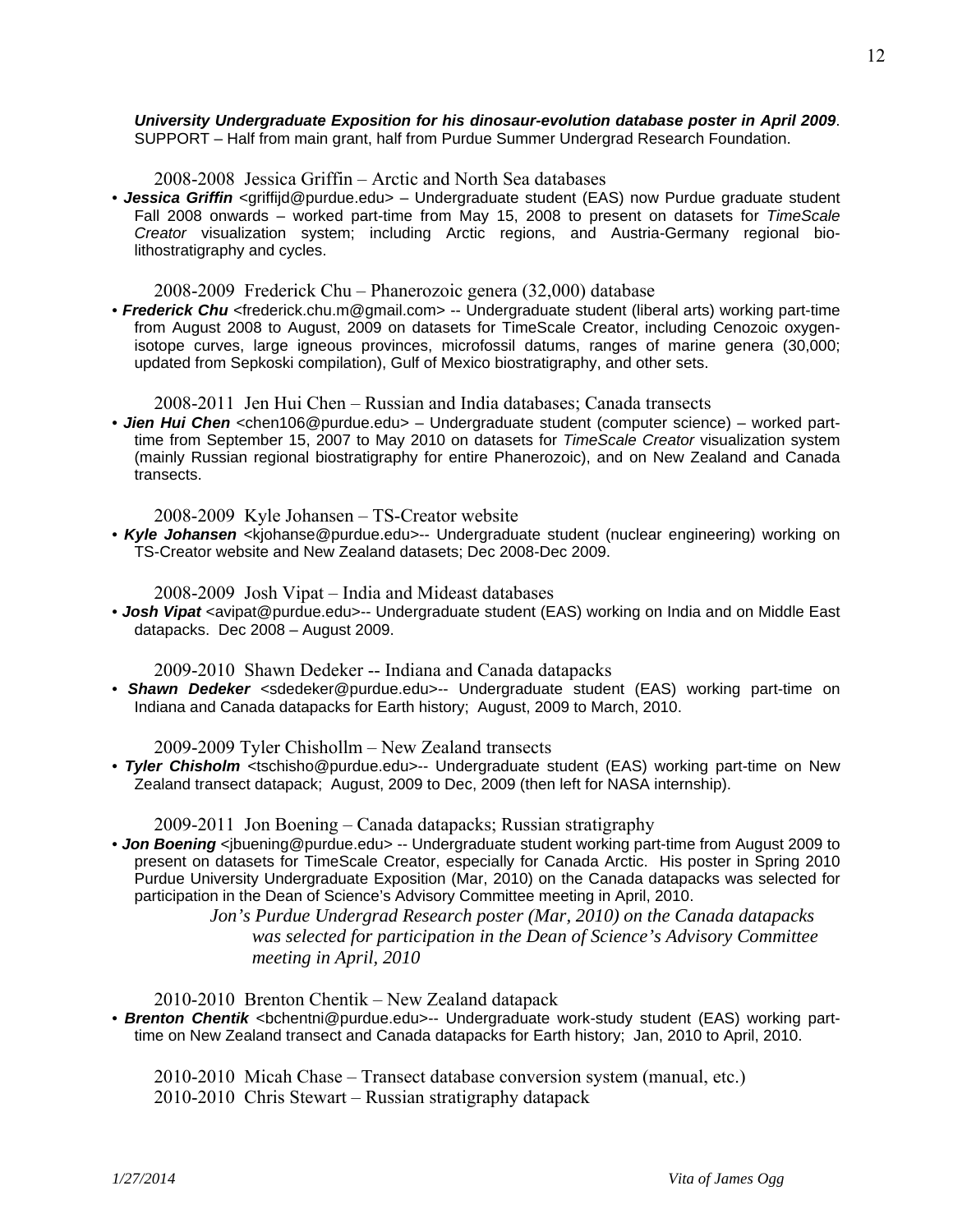***University Undergraduate Exposition for his dinosaur-evolution database poster in April 2009***. SUPPORT – Half from main grant, half from Purdue Summer Undergrad Research Foundation.

2008-2008  Jessica Griffin – Arctic and North Sea databases

- ***Jessica Griffin*** <griffijd@purdue.edu> – Undergraduate student (EAS) now Purdue graduate student Fall 2008 onwards – worked part-time from May 15, 2008 to present on datasets for *TimeScale Creator* visualization system; including Arctic regions, and Austria-Germany regional bio-lithostratigraphy and cycles.

2008-2009  Frederick Chu – Phanerozoic genera (32,000) database

- ***Frederick Chu*** <frederick.chu.m@gmail.com> -- Undergraduate student (liberal arts) working part-time from August 2008 to August, 2009 on datasets for TimeScale Creator, including Cenozoic oxygen-isotope curves, large igneous provinces, microfossil datums, ranges of marine genera (30,000; updated from Sepkoski compilation), Gulf of Mexico biostratigraphy, and other sets.

2008-2011  Jen Hui Chen – Russian and India databases; Canada transects

- ***Jien Hui Chen*** <chen106@purdue.edu> – Undergraduate student (computer science) – worked part-time from September 15, 2007 to May 2010 on datasets for *TimeScale Creator* visualization system (mainly Russian regional biostratigraphy for entire Phanerozoic), and on New Zealand and Canada transects.

2008-2009  Kyle Johansen – TS-Creator website

- ***Kyle Johansen*** <kjohanse@purdue.edu>-- Undergraduate student (nuclear engineering) working on TS-Creator website and New Zealand datasets; Dec 2008-Dec 2009.

2008-2009  Josh Vipat – India and Mideast databases

- ***Josh Vipat*** <avipat@purdue.edu>-- Undergraduate student (EAS) working on India and on Middle East datapacks.  Dec 2008 – August 2009.

2009-2010  Shawn Dedeker -- Indiana and Canada datapacks

- ***Shawn Dedeker*** <sdedeker@purdue.edu>-- Undergraduate student (EAS) working part-time on Indiana and Canada datapacks for Earth history;  August, 2009 to March, 2010.

2009-2009 Tyler Chishollm – New Zealand transects

- ***Tyler Chisholm*** <tschisho@purdue.edu>-- Undergraduate student (EAS) working part-time on New Zealand transect datapack;  August, 2009 to Dec, 2009 (then left for NASA internship).

2009-2011  Jon Boening – Canada datapacks; Russian stratigraphy

- ***Jon Boening*** <jbuening@purdue.edu> -- Undergraduate student working part-time from August 2009 to present on datasets for TimeScale Creator, especially for Canada Arctic.  His poster in Spring 2010 Purdue University Undergraduate Exposition (Mar, 2010) on the Canada datapacks was selected for participation in the Dean of Science's Advisory Committee meeting in April, 2010.

  *Jon's Purdue Undergrad Research poster (Mar, 2010) on the Canada datapacks was selected for participation in the Dean of Science's Advisory Committee meeting in April, 2010*

2010-2010  Brenton Chentik – New Zealand datapack

- ***Brenton Chentik*** <bchentni@purdue.edu>-- Undergraduate work-study student (EAS) working part-time on New Zealand transect and Canada datapacks for Earth history;  Jan, 2010 to April, 2010.

2010-2010  Micah Chase – Transect database conversion system (manual, etc.)

2010-2010  Chris Stewart – Russian stratigraphy datapack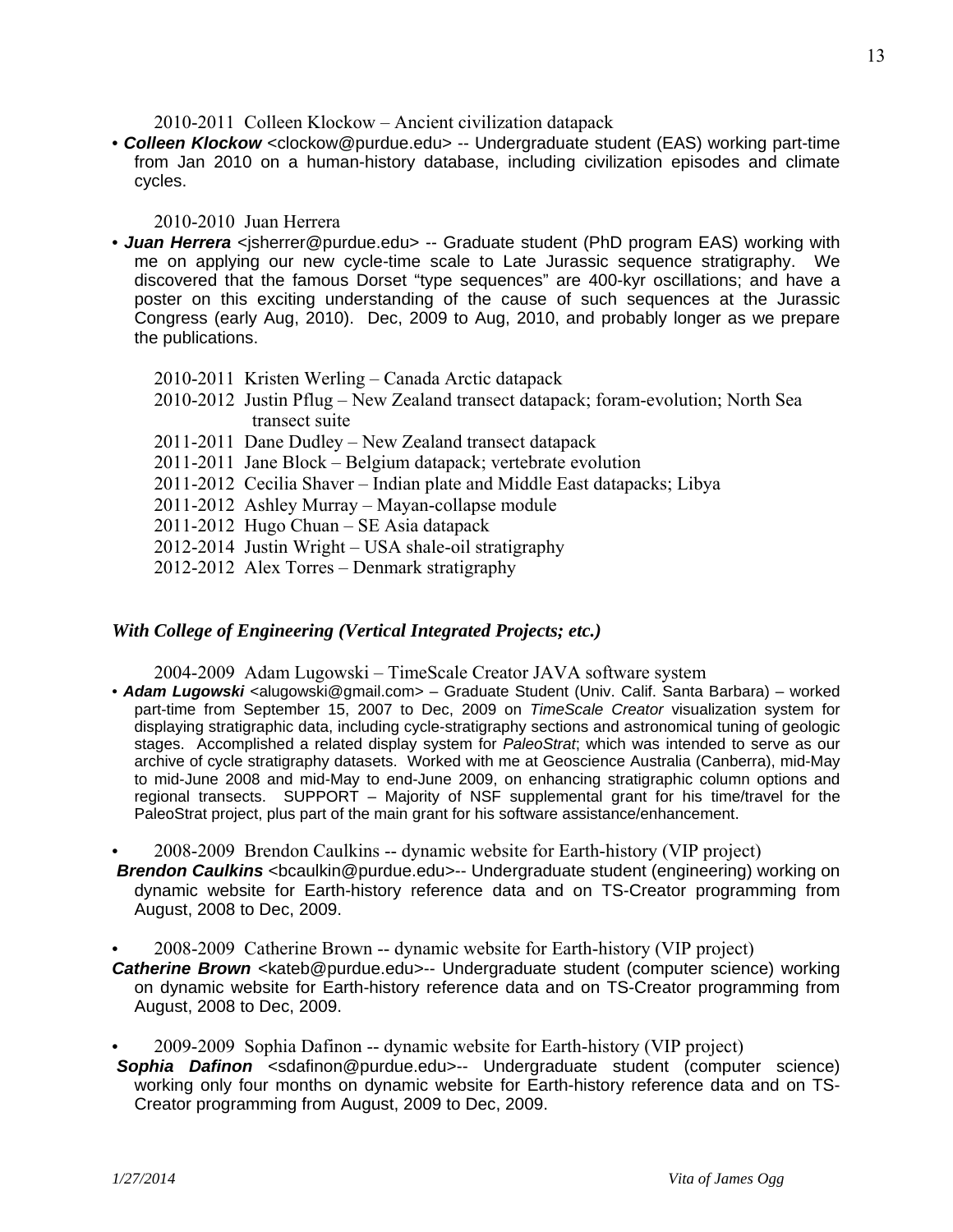2010-2011 Colleen Klockow – Ancient civilization datapack

- ***Colleen Klockow*** <clockow@purdue.edu> -- Undergraduate student (EAS) working part-time from Jan 2010 on a human-history database, including civilization episodes and climate cycles.

2010-2010 Juan Herrera

- ***Juan Herrera*** <jsherrer@purdue.edu> -- Graduate student (PhD program EAS) working with me on applying our new cycle-time scale to Late Jurassic sequence stratigraphy. We discovered that the famous Dorset "type sequences" are 400-kyr oscillations; and have a poster on this exciting understanding of the cause of such sequences at the Jurassic Congress (early Aug, 2010). Dec, 2009 to Aug, 2010, and probably longer as we prepare the publications.

2010-2011 Kristen Werling – Canada Arctic datapack
2010-2012 Justin Pflug – New Zealand transect datapack; foram-evolution; North Sea transect suite
2011-2011 Dane Dudley – New Zealand transect datapack
2011-2011 Jane Block – Belgium datapack; vertebrate evolution
2011-2012 Cecilia Shaver – Indian plate and Middle East datapacks; Libya
2011-2012 Ashley Murray – Mayan-collapse module
2011-2012 Hugo Chuan – SE Asia datapack
2012-2014 Justin Wright – USA shale-oil stratigraphy
2012-2012 Alex Torres – Denmark stratigraphy

### *With College of Engineering (Vertical Integrated Projects; etc.)*

2004-2009 Adam Lugowski – TimeScale Creator JAVA software system

- ***Adam Lugowski*** <alugowski@gmail.com> – Graduate Student (Univ. Calif. Santa Barbara) – worked part-time from September 15, 2007 to Dec, 2009 on *TimeScale Creator* visualization system for displaying stratigraphic data, including cycle-stratigraphy sections and astronomical tuning of geologic stages. Accomplished a related display system for *PaleoStrat*; which was intended to serve as our archive of cycle stratigraphy datasets. Worked with me at Geoscience Australia (Canberra), mid-May to mid-June 2008 and mid-May to end-June 2009, on enhancing stratigraphic column options and regional transects. SUPPORT – Majority of NSF supplemental grant for his time/travel for the PaleoStrat project, plus part of the main grant for his software assistance/enhancement.

- 2008-2009 Brendon Caulkins -- dynamic website for Earth-history (VIP project)

***Brendon Caulkins*** <bcaulkin@purdue.edu>-- Undergraduate student (engineering) working on dynamic website for Earth-history reference data and on TS-Creator programming from August, 2008 to Dec, 2009.

- 2008-2009 Catherine Brown -- dynamic website for Earth-history (VIP project)

***Catherine Brown*** <kateb@purdue.edu>-- Undergraduate student (computer science) working on dynamic website for Earth-history reference data and on TS-Creator programming from August, 2008 to Dec, 2009.

- 2009-2009 Sophia Dafinon -- dynamic website for Earth-history (VIP project)

***Sophia Dafinon*** <sdafinon@purdue.edu>-- Undergraduate student (computer science) working only four months on dynamic website for Earth-history reference data and on TS-Creator programming from August, 2009 to Dec, 2009.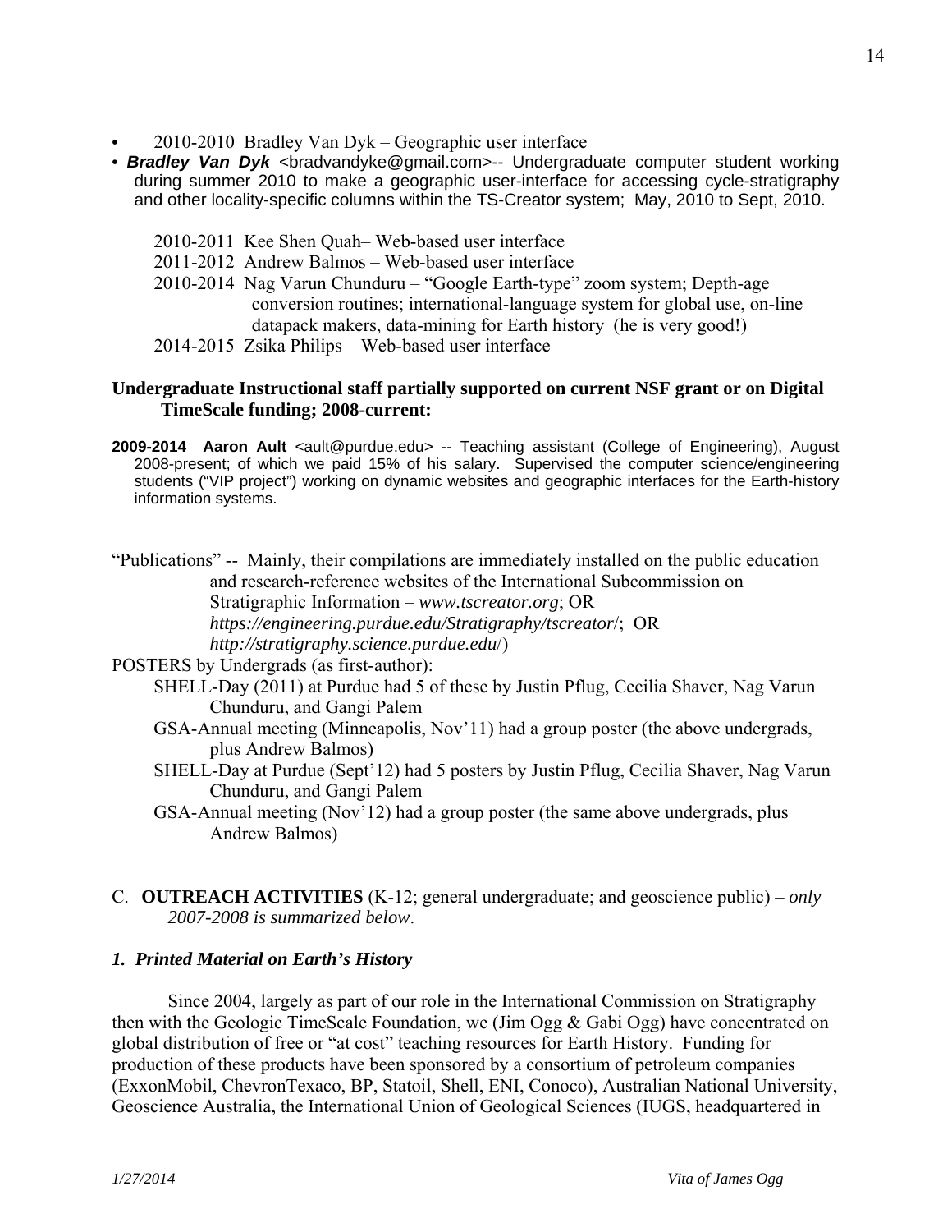- 2010-2010 Bradley Van Dyk – Geographic user interface
- ***Bradley Van Dyk*** <bradvandyke@gmail.com>-- Undergraduate computer student working during summer 2010 to make a geographic user-interface for accessing cycle-stratigraphy and other locality-specific columns within the TS-Creator system; May, 2010 to Sept, 2010.

2010-2011 Kee Shen Quah– Web-based user interface
2011-2012 Andrew Balmos – Web-based user interface
2010-2014 Nag Varun Chunduru – "Google Earth-type" zoom system; Depth-age conversion routines; international-language system for global use, on-line datapack makers, data-mining for Earth history (he is very good!)
2014-2015 Zsika Philips – Web-based user interface

### Undergraduate Instructional staff partially supported on current NSF grant or on Digital TimeScale funding; 2008-current:

**2009-2014 Aaron Ault** <ault@purdue.edu> -- Teaching assistant (College of Engineering), August 2008-present; of which we paid 15% of his salary. Supervised the computer science/engineering students ("VIP project") working on dynamic websites and geographic interfaces for the Earth-history information systems.

"Publications" -- Mainly, their compilations are immediately installed on the public education and research-reference websites of the International Subcommission on Stratigraphic Information – *www.tscreator.org*; OR *https://engineering.purdue.edu/Stratigraphy/tscreator*/; OR *http://stratigraphy.science.purdue.edu*/)

POSTERS by Undergrads (as first-author):

- SHELL-Day (2011) at Purdue had 5 of these by Justin Pflug, Cecilia Shaver, Nag Varun Chunduru, and Gangi Palem
- GSA-Annual meeting (Minneapolis, Nov'11) had a group poster (the above undergrads, plus Andrew Balmos)
- SHELL-Day at Purdue (Sept'12) had 5 posters by Justin Pflug, Cecilia Shaver, Nag Varun Chunduru, and Gangi Palem
- GSA-Annual meeting (Nov'12) had a group poster (the same above undergrads, plus Andrew Balmos)

## C. OUTREACH ACTIVITIES (K-12; general undergraduate; and geoscience public) – *only 2007-2008 is summarized below*.

### *1. Printed Material on Earth's History*

Since 2004, largely as part of our role in the International Commission on Stratigraphy then with the Geologic TimeScale Foundation, we (Jim Ogg & Gabi Ogg) have concentrated on global distribution of free or "at cost" teaching resources for Earth History. Funding for production of these products have been sponsored by a consortium of petroleum companies (ExxonMobil, ChevronTexaco, BP, Statoil, Shell, ENI, Conoco), Australian National University, Geoscience Australia, the International Union of Geological Sciences (IUGS, headquartered in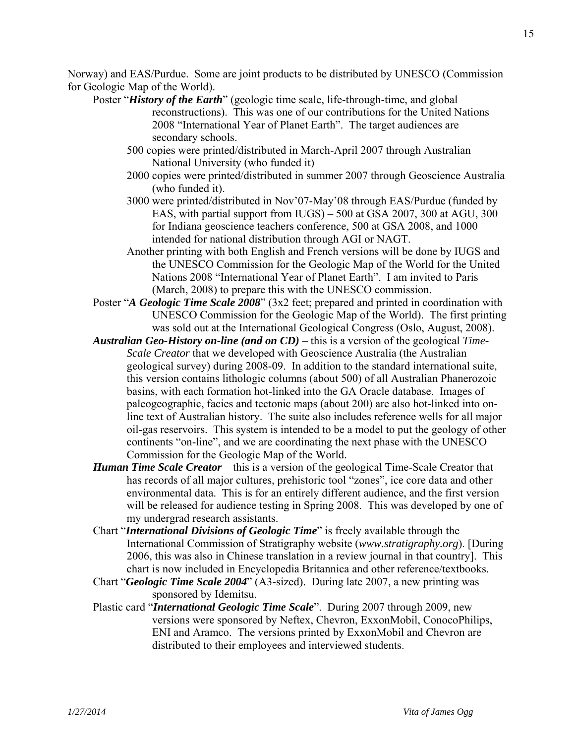Norway) and EAS/Purdue. Some are joint products to be distributed by UNESCO (Commission for Geologic Map of the World).

- Poster "***History of the Earth***" (geologic time scale, life-through-time, and global reconstructions). This was one of our contributions for the United Nations 2008 "International Year of Planet Earth". The target audiences are secondary schools.
  - 500 copies were printed/distributed in March-April 2007 through Australian National University (who funded it)
  - 2000 copies were printed/distributed in summer 2007 through Geoscience Australia (who funded it).
  - 3000 were printed/distributed in Nov'07-May'08 through EAS/Purdue (funded by EAS, with partial support from IUGS) – 500 at GSA 2007, 300 at AGU, 300 for Indiana geoscience teachers conference, 500 at GSA 2008, and 1000 intended for national distribution through AGI or NAGT.
  - Another printing with both English and French versions will be done by IUGS and the UNESCO Commission for the Geologic Map of the World for the United Nations 2008 "International Year of Planet Earth". I am invited to Paris (March, 2008) to prepare this with the UNESCO commission.
- Poster "***A Geologic Time Scale 2008***" (3x2 feet; prepared and printed in coordination with UNESCO Commission for the Geologic Map of the World). The first printing was sold out at the International Geological Congress (Oslo, August, 2008).
- ***Australian Geo-History on-line (and on CD)*** – this is a version of the geological *Time-Scale Creator* that we developed with Geoscience Australia (the Australian geological survey) during 2008-09. In addition to the standard international suite, this version contains lithologic columns (about 500) of all Australian Phanerozoic basins, with each formation hot-linked into the GA Oracle database. Images of paleogeographic, facies and tectonic maps (about 200) are also hot-linked into on-line text of Australian history. The suite also includes reference wells for all major oil-gas reservoirs. This system is intended to be a model to put the geology of other continents "on-line", and we are coordinating the next phase with the UNESCO Commission for the Geologic Map of the World.
- ***Human Time Scale Creator*** – this is a version of the geological Time-Scale Creator that has records of all major cultures, prehistoric tool "zones", ice core data and other environmental data. This is for an entirely different audience, and the first version will be released for audience testing in Spring 2008. This was developed by one of my undergrad research assistants.
- Chart "***International Divisions of Geologic Time***" is freely available through the International Commission of Stratigraphy website (*www.stratigraphy.org*). [During 2006, this was also in Chinese translation in a review journal in that country]. This chart is now included in Encyclopedia Britannica and other reference/textbooks.
- Chart "***Geologic Time Scale 2004***" (A3-sized). During late 2007, a new printing was sponsored by Idemitsu.
- Plastic card "***International Geologic Time Scale***". During 2007 through 2009, new versions were sponsored by Neftex, Chevron, ExxonMobil, ConocoPhilips, ENI and Aramco. The versions printed by ExxonMobil and Chevron are distributed to their employees and interviewed students.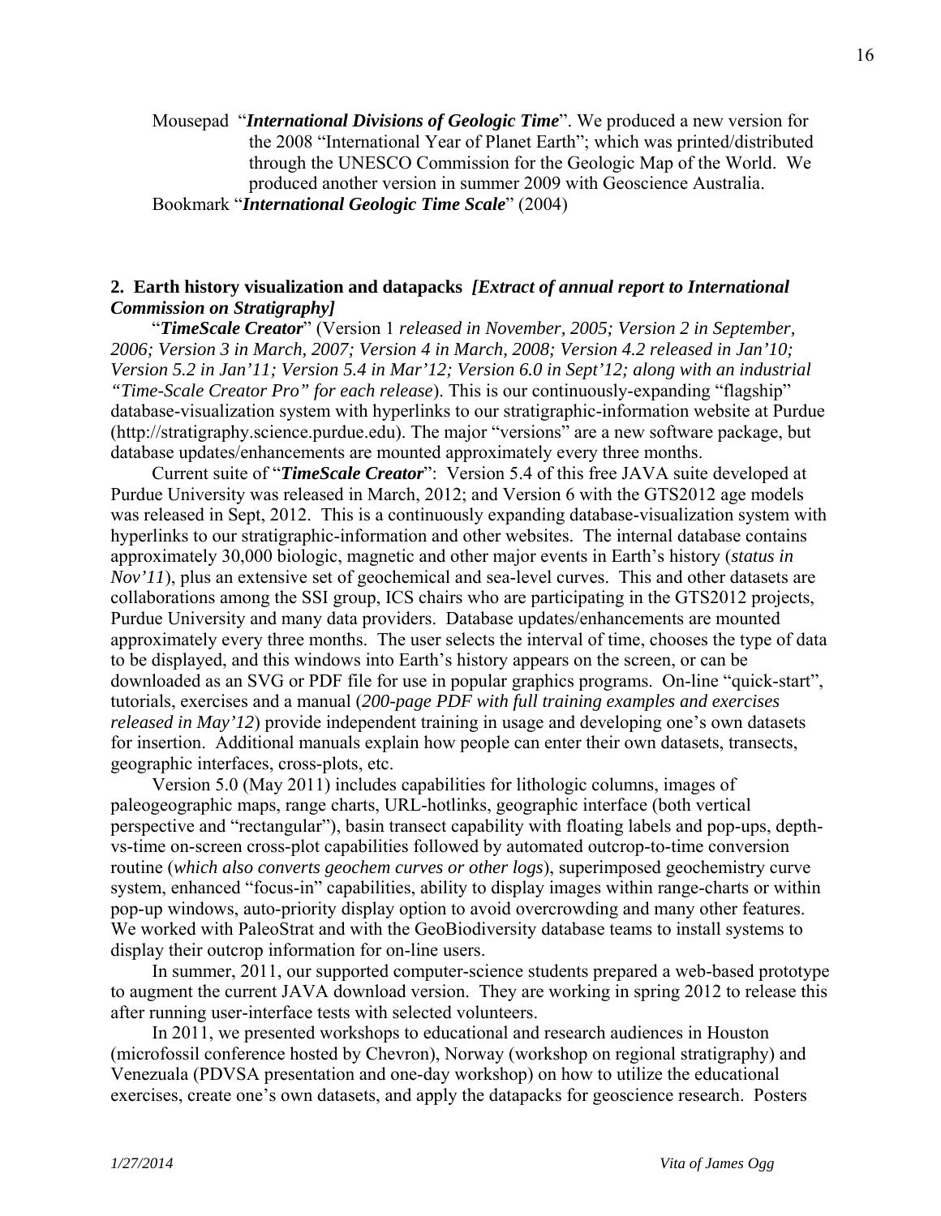Mousepad "***International Divisions of Geologic Time***". We produced a new version for the 2008 "International Year of Planet Earth"; which was printed/distributed through the UNESCO Commission for the Geologic Map of the World. We produced another version in summer 2009 with Geoscience Australia.

Bookmark "***International Geologic Time Scale***" (2004)

## 2. Earth history visualization and datapacks *[Extract of annual report to International Commission on Stratigraphy]*

"***TimeScale Creator***" (Version 1 *released in November, 2005; Version 2 in September, 2006; Version 3 in March, 2007; Version 4 in March, 2008; Version 4.2 released in Jan'10; Version 5.2 in Jan'11; Version 5.4 in Mar'12; Version 6.0 in Sept'12; along with an industrial "Time-Scale Creator Pro" for each release*). This is our continuously-expanding "flagship" database-visualization system with hyperlinks to our stratigraphic-information website at Purdue (http://stratigraphy.science.purdue.edu). The major "versions" are a new software package, but database updates/enhancements are mounted approximately every three months.

Current suite of "***TimeScale Creator***": Version 5.4 of this free JAVA suite developed at Purdue University was released in March, 2012; and Version 6 with the GTS2012 age models was released in Sept, 2012. This is a continuously expanding database-visualization system with hyperlinks to our stratigraphic-information and other websites. The internal database contains approximately 30,000 biologic, magnetic and other major events in Earth's history (*status in Nov'11*), plus an extensive set of geochemical and sea-level curves. This and other datasets are collaborations among the SSI group, ICS chairs who are participating in the GTS2012 projects, Purdue University and many data providers. Database updates/enhancements are mounted approximately every three months. The user selects the interval of time, chooses the type of data to be displayed, and this windows into Earth's history appears on the screen, or can be downloaded as an SVG or PDF file for use in popular graphics programs. On-line "quick-start", tutorials, exercises and a manual (*200-page PDF with full training examples and exercises released in May'12*) provide independent training in usage and developing one's own datasets for insertion. Additional manuals explain how people can enter their own datasets, transects, geographic interfaces, cross-plots, etc.

Version 5.0 (May 2011) includes capabilities for lithologic columns, images of paleogeographic maps, range charts, URL-hotlinks, geographic interface (both vertical perspective and "rectangular"), basin transect capability with floating labels and pop-ups, depth-vs-time on-screen cross-plot capabilities followed by automated outcrop-to-time conversion routine (*which also converts geochem curves or other logs*), superimposed geochemistry curve system, enhanced "focus-in" capabilities, ability to display images within range-charts or within pop-up windows, auto-priority display option to avoid overcrowding and many other features. We worked with PaleoStrat and with the GeoBiodiversity database teams to install systems to display their outcrop information for on-line users.

In summer, 2011, our supported computer-science students prepared a web-based prototype to augment the current JAVA download version. They are working in spring 2012 to release this after running user-interface tests with selected volunteers.

In 2011, we presented workshops to educational and research audiences in Houston (microfossil conference hosted by Chevron), Norway (workshop on regional stratigraphy) and Venezuala (PDVSA presentation and one-day workshop) on how to utilize the educational exercises, create one's own datasets, and apply the datapacks for geoscience research. Posters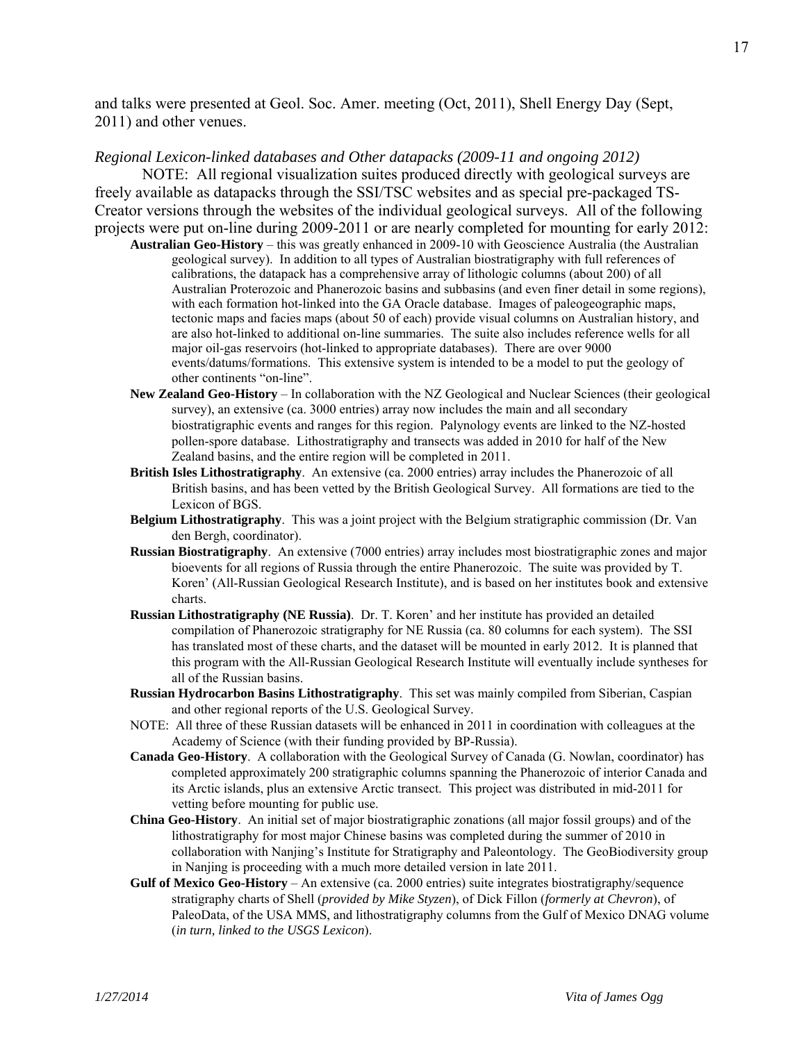and talks were presented at Geol. Soc. Amer. meeting (Oct, 2011), Shell Energy Day (Sept, 2011) and other venues.

*Regional Lexicon-linked databases and Other datapacks (2009-11 and ongoing 2012)*

NOTE: All regional visualization suites produced directly with geological surveys are freely available as datapacks through the SSI/TSC websites and as special pre-packaged TS-Creator versions through the websites of the individual geological surveys. All of the following projects were put on-line during 2009-2011 or are nearly completed for mounting for early 2012:

- **Australian Geo-History** – this was greatly enhanced in 2009-10 with Geoscience Australia (the Australian geological survey). In addition to all types of Australian biostratigraphy with full references of calibrations, the datapack has a comprehensive array of lithologic columns (about 200) of all Australian Proterozoic and Phanerozoic basins and subbasins (and even finer detail in some regions), with each formation hot-linked into the GA Oracle database. Images of paleogeographic maps, tectonic maps and facies maps (about 50 of each) provide visual columns on Australian history, and are also hot-linked to additional on-line summaries. The suite also includes reference wells for all major oil-gas reservoirs (hot-linked to appropriate databases). There are over 9000 events/datums/formations. This extensive system is intended to be a model to put the geology of other continents "on-line".
- **New Zealand Geo-History** – In collaboration with the NZ Geological and Nuclear Sciences (their geological survey), an extensive (ca. 3000 entries) array now includes the main and all secondary biostratigraphic events and ranges for this region. Palynology events are linked to the NZ-hosted pollen-spore database. Lithostratigraphy and transects was added in 2010 for half of the New Zealand basins, and the entire region will be completed in 2011.
- **British Isles Lithostratigraphy**. An extensive (ca. 2000 entries) array includes the Phanerozoic of all British basins, and has been vetted by the British Geological Survey. All formations are tied to the Lexicon of BGS.
- **Belgium Lithostratigraphy**. This was a joint project with the Belgium stratigraphic commission (Dr. Van den Bergh, coordinator).
- **Russian Biostratigraphy**. An extensive (7000 entries) array includes most biostratigraphic zones and major bioevents for all regions of Russia through the entire Phanerozoic. The suite was provided by T. Koren' (All-Russian Geological Research Institute), and is based on her institutes book and extensive charts.
- **Russian Lithostratigraphy (NE Russia)**. Dr. T. Koren' and her institute has provided an detailed compilation of Phanerozoic stratigraphy for NE Russia (ca. 80 columns for each system). The SSI has translated most of these charts, and the dataset will be mounted in early 2012. It is planned that this program with the All-Russian Geological Research Institute will eventually include syntheses for all of the Russian basins.
- **Russian Hydrocarbon Basins Lithostratigraphy**. This set was mainly compiled from Siberian, Caspian and other regional reports of the U.S. Geological Survey.
- NOTE: All three of these Russian datasets will be enhanced in 2011 in coordination with colleagues at the Academy of Science (with their funding provided by BP-Russia).
- **Canada Geo-History**. A collaboration with the Geological Survey of Canada (G. Nowlan, coordinator) has completed approximately 200 stratigraphic columns spanning the Phanerozoic of interior Canada and its Arctic islands, plus an extensive Arctic transect. This project was distributed in mid-2011 for vetting before mounting for public use.
- **China Geo-History**. An initial set of major biostratigraphic zonations (all major fossil groups) and of the lithostratigraphy for most major Chinese basins was completed during the summer of 2010 in collaboration with Nanjing's Institute for Stratigraphy and Paleontology. The GeoBiodiversity group in Nanjing is proceeding with a much more detailed version in late 2011.
- **Gulf of Mexico Geo-History** – An extensive (ca. 2000 entries) suite integrates biostratigraphy/sequence stratigraphy charts of Shell (*provided by Mike Styzen*), of Dick Fillon (*formerly at Chevron*), of PaleoData, of the USA MMS, and lithostratigraphy columns from the Gulf of Mexico DNAG volume (*in turn, linked to the USGS Lexicon*).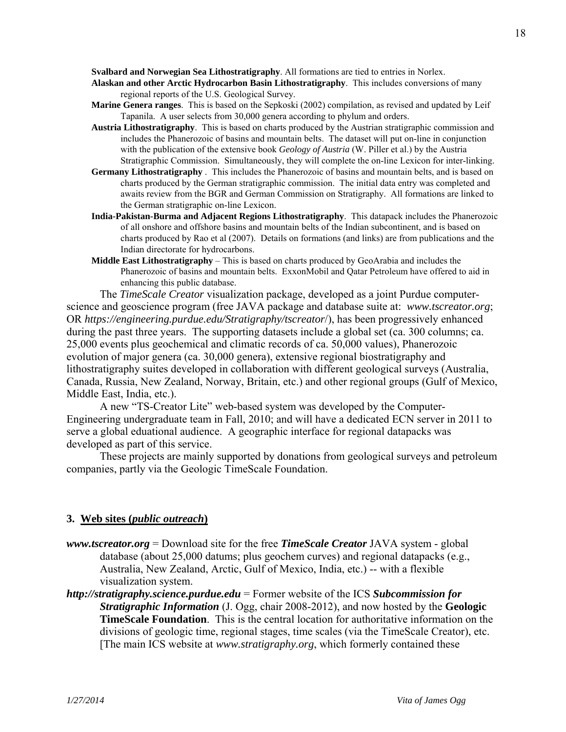**Svalbard and Norwegian Sea Lithostratigraphy**. All formations are tied to entries in Norlex.

**Alaskan and other Arctic Hydrocarbon Basin Lithostratigraphy**. This includes conversions of many regional reports of the U.S. Geological Survey.

**Marine Genera ranges**. This is based on the Sepkoski (2002) compilation, as revised and updated by Leif Tapanila. A user selects from 30,000 genera according to phylum and orders.

**Austria Lithostratigraphy**. This is based on charts produced by the Austrian stratigraphic commission and includes the Phanerozoic of basins and mountain belts. The dataset will put on-line in conjunction with the publication of the extensive book *Geology of Austria* (W. Piller et al.) by the Austria Stratigraphic Commission. Simultaneously, they will complete the on-line Lexicon for inter-linking.

**Germany Lithostratigraphy** . This includes the Phanerozoic of basins and mountain belts, and is based on charts produced by the German stratigraphic commission. The initial data entry was completed and awaits review from the BGR and German Commission on Stratigraphy. All formations are linked to the German stratigraphic on-line Lexicon.

**India-Pakistan-Burma and Adjacent Regions Lithostratigraphy**. This datapack includes the Phanerozoic of all onshore and offshore basins and mountain belts of the Indian subcontinent, and is based on charts produced by Rao et al (2007). Details on formations (and links) are from publications and the Indian directorate for hydrocarbons.

**Middle East Lithostratigraphy** – This is based on charts produced by GeoArabia and includes the Phanerozoic of basins and mountain belts. ExxonMobil and Qatar Petroleum have offered to aid in enhancing this public database.

The *TimeScale Creator* visualization package, developed as a joint Purdue computer-science and geoscience program (free JAVA package and database suite at: *www.tscreator.org*; OR *https://engineering.purdue.edu/Stratigraphy/tscreator*/), has been progressively enhanced during the past three years. The supporting datasets include a global set (ca. 300 columns; ca. 25,000 events plus geochemical and climatic records of ca. 50,000 values), Phanerozoic evolution of major genera (ca. 30,000 genera), extensive regional biostratigraphy and lithostratigraphy suites developed in collaboration with different geological surveys (Australia, Canada, Russia, New Zealand, Norway, Britain, etc.) and other regional groups (Gulf of Mexico, Middle East, India, etc.).

A new "TS-Creator Lite" web-based system was developed by the Computer-Engineering undergraduate team in Fall, 2010; and will have a dedicated ECN server in 2011 to serve a global eduational audience. A geographic interface for regional datapacks was developed as part of this service.

These projects are mainly supported by donations from geological surveys and petroleum companies, partly via the Geologic TimeScale Foundation.

## 3. Web sites (*public outreach*)

***www.tscreator.org*** = Download site for the free ***TimeScale Creator*** JAVA system - global database (about 25,000 datums; plus geochem curves) and regional datapacks (e.g., Australia, New Zealand, Arctic, Gulf of Mexico, India, etc.) -- with a flexible visualization system.

***http://stratigraphy.science.purdue.edu*** = Former website of the ICS ***Subcommission for Stratigraphic Information*** (J. Ogg, chair 2008-2012), and now hosted by the **Geologic TimeScale Foundation**. This is the central location for authoritative information on the divisions of geologic time, regional stages, time scales (via the TimeScale Creator), etc. [The main ICS website at *www.stratigraphy.org*, which formerly contained these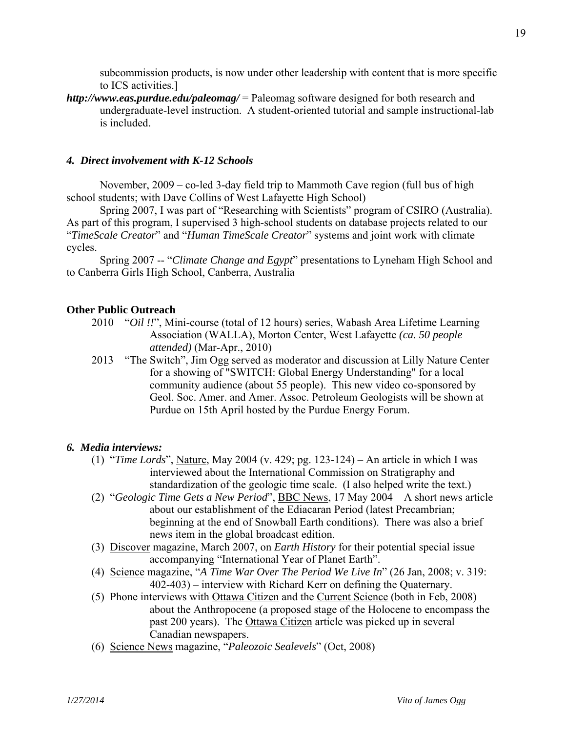subcommission products, is now under other leadership with content that is more specific to ICS activities.]

***http://www.eas.purdue.edu/paleomag/*** = Paleomag software designed for both research and undergraduate-level instruction. A student-oriented tutorial and sample instructional-lab is included.

### *4. Direct involvement with K-12 Schools*

November, 2009 – co-led 3-day field trip to Mammoth Cave region (full bus of high school students; with Dave Collins of West Lafayette High School)

Spring 2007, I was part of "Researching with Scientists" program of CSIRO (Australia). As part of this program, I supervised 3 high-school students on database projects related to our "*TimeScale Creator*" and "*Human TimeScale Creator*" systems and joint work with climate cycles.

Spring 2007 -- "*Climate Change and Egypt*" presentations to Lyneham High School and to Canberra Girls High School, Canberra, Australia

### Other Public Outreach

2010 "*Oil !!*", Mini-course (total of 12 hours) series, Wabash Area Lifetime Learning Association (WALLA), Morton Center, West Lafayette *(ca. 50 people attended)* (Mar-Apr., 2010)

2013 "The Switch", Jim Ogg served as moderator and discussion at Lilly Nature Center for a showing of "SWITCH: Global Energy Understanding" for a local community audience (about 55 people). This new video co-sponsored by Geol. Soc. Amer. and Amer. Assoc. Petroleum Geologists will be shown at Purdue on 15th April hosted by the Purdue Energy Forum.

### *6. Media interviews:*

(1) "*Time Lords*", Nature, May 2004 (v. 429; pg. 123-124) – An article in which I was interviewed about the International Commission on Stratigraphy and standardization of the geologic time scale. (I also helped write the text.)

(2) "*Geologic Time Gets a New Period*", BBC News, 17 May 2004 – A short news article about our establishment of the Ediacaran Period (latest Precambrian; beginning at the end of Snowball Earth conditions). There was also a brief news item in the global broadcast edition.

(3) Discover magazine, March 2007, on *Earth History* for their potential special issue accompanying "International Year of Planet Earth".

(4) Science magazine, "*A Time War Over The Period We Live In*" (26 Jan, 2008; v. 319: 402-403) – interview with Richard Kerr on defining the Quaternary.

(5) Phone interviews with Ottawa Citizen and the Current Science (both in Feb, 2008) about the Anthropocene (a proposed stage of the Holocene to encompass the past 200 years). The Ottawa Citizen article was picked up in several Canadian newspapers.

(6) Science News magazine, "*Paleozoic Sealevels*" (Oct, 2008)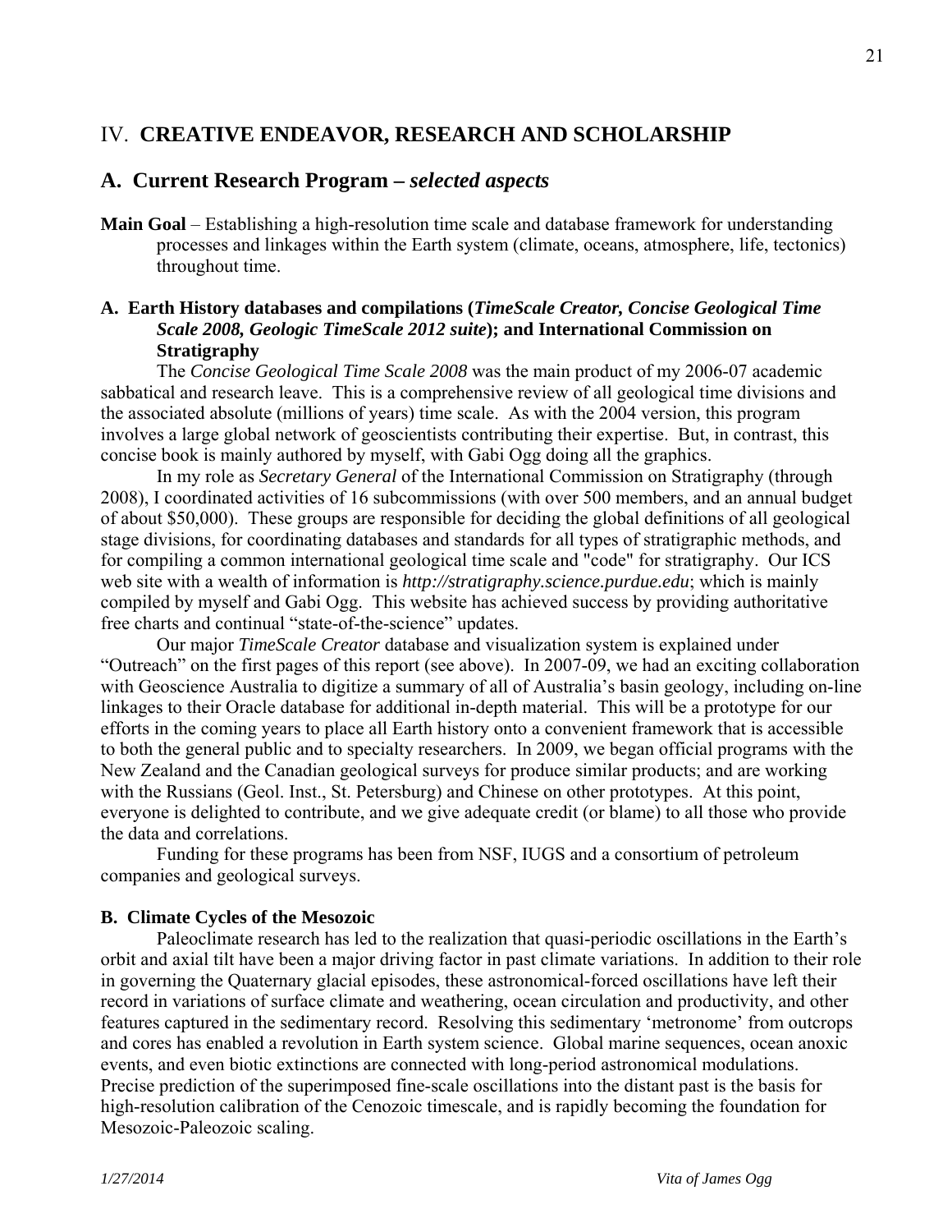# IV. CREATIVE ENDEAVOR, RESEARCH AND SCHOLARSHIP

## A. Current Research Program – *selected aspects*

**Main Goal** – Establishing a high-resolution time scale and database framework for understanding processes and linkages within the Earth system (climate, oceans, atmosphere, life, tectonics) throughout time.

### A. Earth History databases and compilations (*TimeScale Creator, Concise Geological Time Scale 2008, Geologic TimeScale 2012 suite*); and International Commission on Stratigraphy

The *Concise Geological Time Scale 2008* was the main product of my 2006-07 academic sabbatical and research leave. This is a comprehensive review of all geological time divisions and the associated absolute (millions of years) time scale. As with the 2004 version, this program involves a large global network of geoscientists contributing their expertise. But, in contrast, this concise book is mainly authored by myself, with Gabi Ogg doing all the graphics.

In my role as *Secretary General* of the International Commission on Stratigraphy (through 2008), I coordinated activities of 16 subcommissions (with over 500 members, and an annual budget of about $50,000). These groups are responsible for deciding the global definitions of all geological stage divisions, for coordinating databases and standards for all types of stratigraphic methods, and for compiling a common international geological time scale and "code" for stratigraphy. Our ICS web site with a wealth of information is *http://stratigraphy.science.purdue.edu*; which is mainly compiled by myself and Gabi Ogg. This website has achieved success by providing authoritative free charts and continual "state-of-the-science" updates.

Our major *TimeScale Creator* database and visualization system is explained under "Outreach" on the first pages of this report (see above). In 2007-09, we had an exciting collaboration with Geoscience Australia to digitize a summary of all of Australia's basin geology, including on-line linkages to their Oracle database for additional in-depth material. This will be a prototype for our efforts in the coming years to place all Earth history onto a convenient framework that is accessible to both the general public and to specialty researchers. In 2009, we began official programs with the New Zealand and the Canadian geological surveys for produce similar products; and are working with the Russians (Geol. Inst., St. Petersburg) and Chinese on other prototypes. At this point, everyone is delighted to contribute, and we give adequate credit (or blame) to all those who provide the data and correlations.

Funding for these programs has been from NSF, IUGS and a consortium of petroleum companies and geological surveys.

### B. Climate Cycles of the Mesozoic

Paleoclimate research has led to the realization that quasi-periodic oscillations in the Earth's orbit and axial tilt have been a major driving factor in past climate variations. In addition to their role in governing the Quaternary glacial episodes, these astronomical-forced oscillations have left their record in variations of surface climate and weathering, ocean circulation and productivity, and other features captured in the sedimentary record. Resolving this sedimentary 'metronome' from outcrops and cores has enabled a revolution in Earth system science. Global marine sequences, ocean anoxic events, and even biotic extinctions are connected with long-period astronomical modulations. Precise prediction of the superimposed fine-scale oscillations into the distant past is the basis for high-resolution calibration of the Cenozoic timescale, and is rapidly becoming the foundation for Mesozoic-Paleozoic scaling.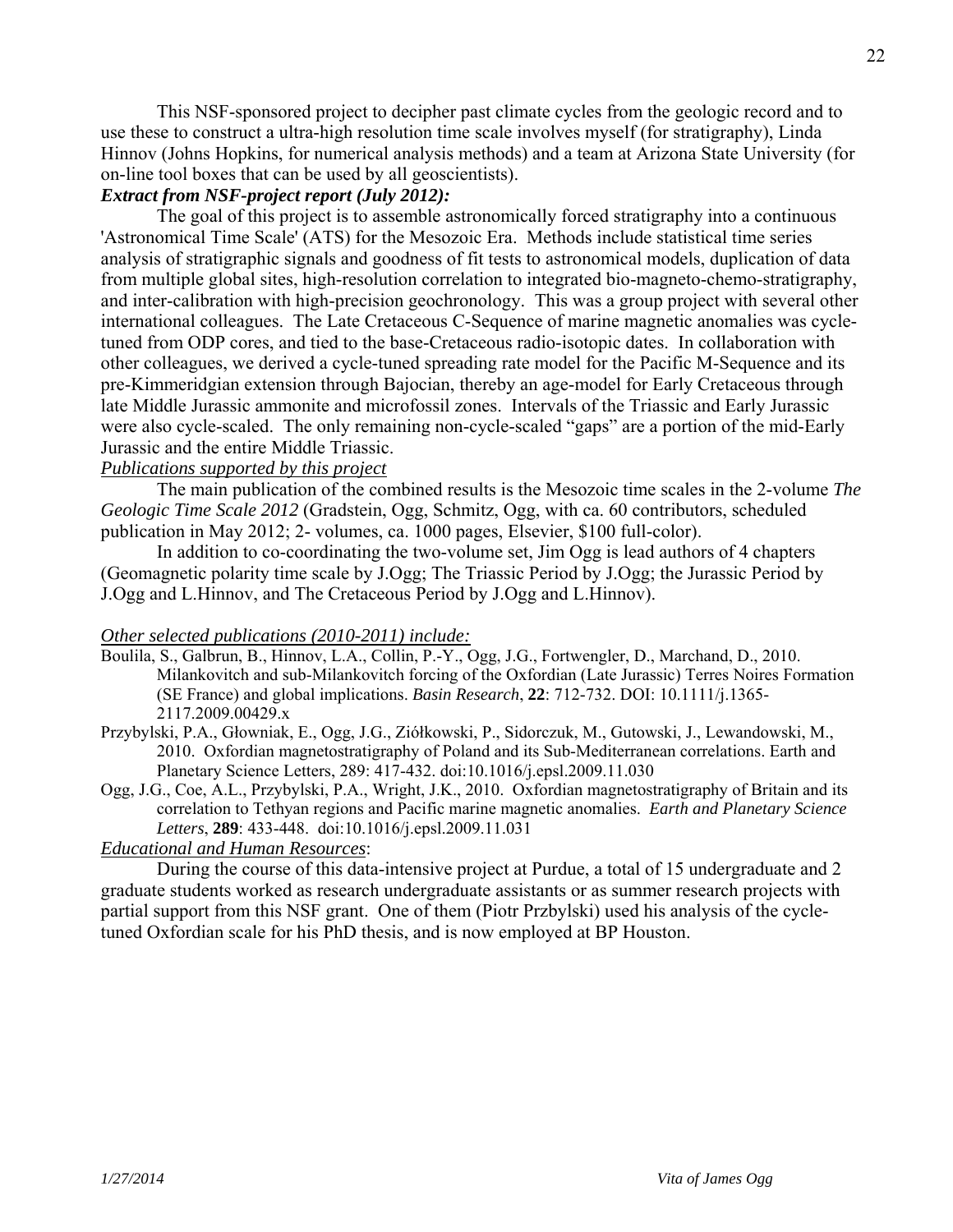This NSF-sponsored project to decipher past climate cycles from the geologic record and to use these to construct a ultra-high resolution time scale involves myself (for stratigraphy), Linda Hinnov (Johns Hopkins, for numerical analysis methods) and a team at Arizona State University (for on-line tool boxes that can be used by all geoscientists).

***Extract from NSF-project report (July 2012):***

The goal of this project is to assemble astronomically forced stratigraphy into a continuous 'Astronomical Time Scale' (ATS) for the Mesozoic Era. Methods include statistical time series analysis of stratigraphic signals and goodness of fit tests to astronomical models, duplication of data from multiple global sites, high-resolution correlation to integrated bio-magneto-chemo-stratigraphy, and inter-calibration with high-precision geochronology. This was a group project with several other international colleagues. The Late Cretaceous C-Sequence of marine magnetic anomalies was cycle-tuned from ODP cores, and tied to the base-Cretaceous radio-isotopic dates. In collaboration with other colleagues, we derived a cycle-tuned spreading rate model for the Pacific M-Sequence and its pre-Kimmeridgian extension through Bajocian, thereby an age-model for Early Cretaceous through late Middle Jurassic ammonite and microfossil zones. Intervals of the Triassic and Early Jurassic were also cycle-scaled. The only remaining non-cycle-scaled "gaps" are a portion of the mid-Early Jurassic and the entire Middle Triassic.

*Publications supported by this project*

The main publication of the combined results is the Mesozoic time scales in the 2-volume *The Geologic Time Scale 2012* (Gradstein, Ogg, Schmitz, Ogg, with ca. 60 contributors, scheduled publication in May 2012; 2- volumes, ca. 1000 pages, Elsevier, $100 full-color).

In addition to co-coordinating the two-volume set, Jim Ogg is lead authors of 4 chapters (Geomagnetic polarity time scale by J.Ogg; The Triassic Period by J.Ogg; the Jurassic Period by J.Ogg and L.Hinnov, and The Cretaceous Period by J.Ogg and L.Hinnov).

*Other selected publications (2010-2011) include:*

Boulila, S., Galbrun, B., Hinnov, L.A., Collin, P.-Y., Ogg, J.G., Fortwengler, D., Marchand, D., 2010. Milankovitch and sub-Milankovitch forcing of the Oxfordian (Late Jurassic) Terres Noires Formation (SE France) and global implications. *Basin Research*, **22**: 712-732. DOI: 10.1111/j.1365-2117.2009.00429.x

Przybylski, P.A., Głowniak, E., Ogg, J.G., Ziółkowski, P., Sidorczuk, M., Gutowski, J., Lewandowski, M., 2010. Oxfordian magnetostratigraphy of Poland and its Sub-Mediterranean correlations. Earth and Planetary Science Letters, 289: 417-432. doi:10.1016/j.epsl.2009.11.030

Ogg, J.G., Coe, A.L., Przybylski, P.A., Wright, J.K., 2010. Oxfordian magnetostratigraphy of Britain and its correlation to Tethyan regions and Pacific marine magnetic anomalies. *Earth and Planetary Science Letters*, **289**: 433-448. doi:10.1016/j.epsl.2009.11.031

*Educational and Human Resources*:

During the course of this data-intensive project at Purdue, a total of 15 undergraduate and 2 graduate students worked as research undergraduate assistants or as summer research projects with partial support from this NSF grant. One of them (Piotr Przbylski) used his analysis of the cycle-tuned Oxfordian scale for his PhD thesis, and is now employed at BP Houston.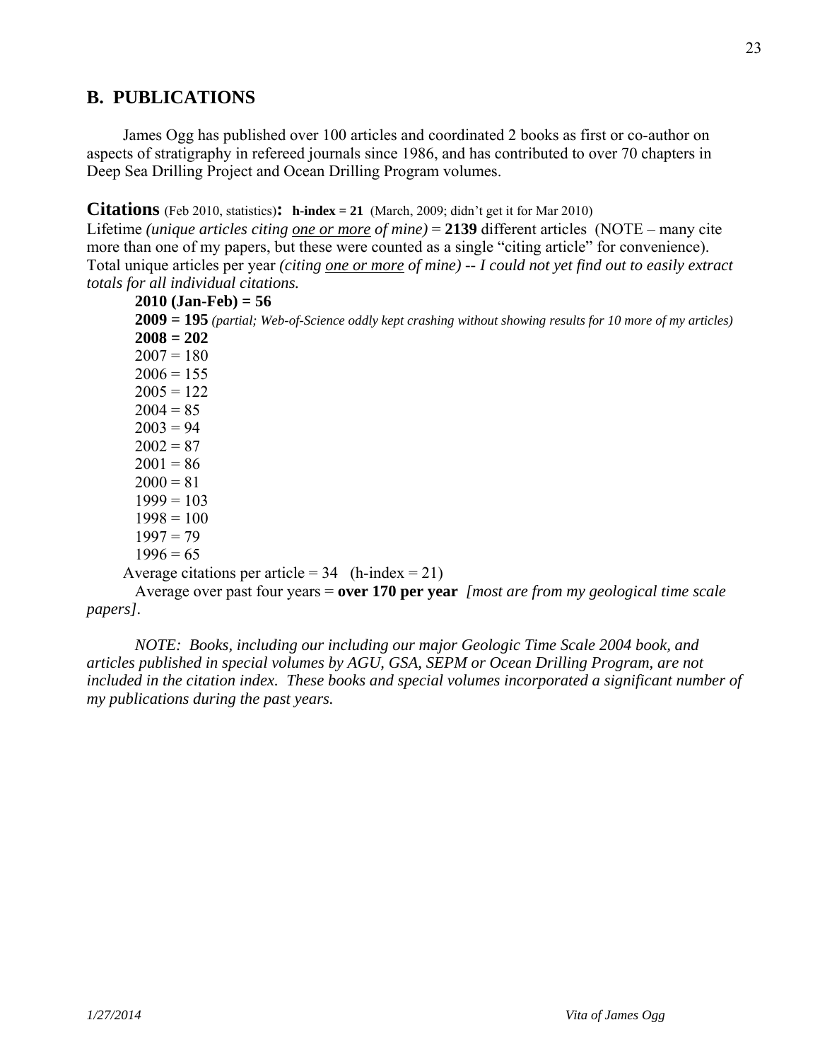## B. PUBLICATIONS

James Ogg has published over 100 articles and coordinated 2 books as first or co-author on aspects of stratigraphy in refereed journals since 1986, and has contributed to over 70 chapters in Deep Sea Drilling Project and Ocean Drilling Program volumes.

**Citations** (Feb 2010, statistics)**: h-index = 21** (March, 2009; didn't get it for Mar 2010)

Lifetime *(unique articles citing one or more of mine)* = **2139** different articles (NOTE – many cite more than one of my papers, but these were counted as a single "citing article" for convenience).

Total unique articles per year *(citing one or more of mine) -- I could not yet find out to easily extract totals for all individual citations.*

**2010 (Jan-Feb) = 56**
**2009 = 195** *(partial; Web-of-Science oddly kept crashing without showing results for 10 more of my articles)*
**2008 = 202**
2007 = 180
2006 = 155
2005 = 122
2004 = 85
2003 = 94
2002 = 87
2001 = 86
2000 = 81
1999 = 103
1998 = 100
1997 = 79
1996 = 65

Average citations per article = 34 (h-index = 21)

Average over past four years = **over 170 per year** *[most are from my geological time scale papers].*

*NOTE: Books, including our including our major Geologic Time Scale 2004 book, and articles published in special volumes by AGU, GSA, SEPM or Ocean Drilling Program, are not included in the citation index. These books and special volumes incorporated a significant number of my publications during the past years.*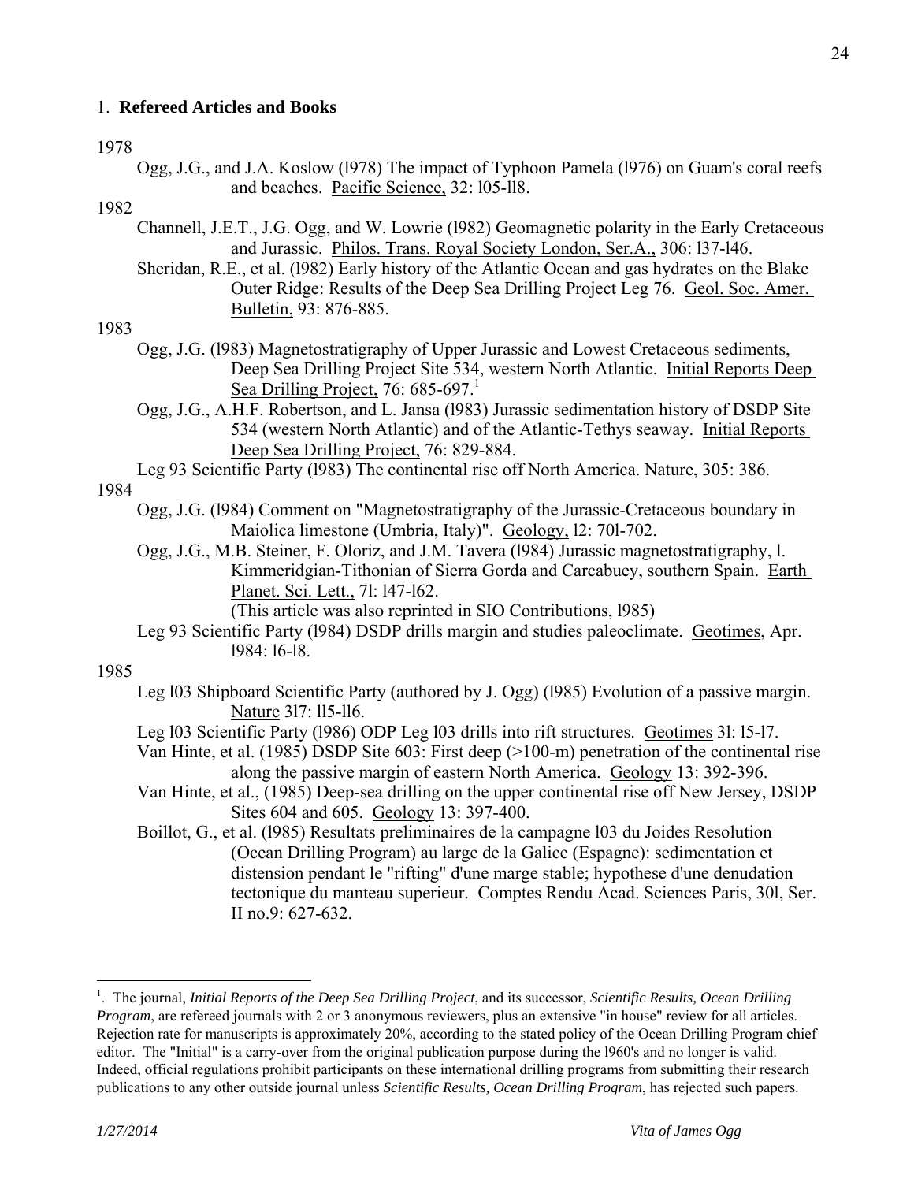## 1. **Refereed Articles and Books**

1978

Ogg, J.G., and J.A. Koslow (l978) The impact of Typhoon Pamela (l976) on Guam's coral reefs and beaches. Pacific Science, 32: l05-ll8.

1982

Channell, J.E.T., J.G. Ogg, and W. Lowrie (l982) Geomagnetic polarity in the Early Cretaceous and Jurassic. Philos. Trans. Royal Society London, Ser.A., 306: l37-l46.

Sheridan, R.E., et al. (l982) Early history of the Atlantic Ocean and gas hydrates on the Blake Outer Ridge: Results of the Deep Sea Drilling Project Leg 76. Geol. Soc. Amer. Bulletin, 93: 876-885.

1983

Ogg, J.G. (l983) Magnetostratigraphy of Upper Jurassic and Lowest Cretaceous sediments, Deep Sea Drilling Project Site 534, western North Atlantic. Initial Reports Deep Sea Drilling Project, 76: 685-697.[1]

Ogg, J.G., A.H.F. Robertson, and L. Jansa (l983) Jurassic sedimentation history of DSDP Site 534 (western North Atlantic) and of the Atlantic-Tethys seaway. Initial Reports Deep Sea Drilling Project, 76: 829-884.

Leg 93 Scientific Party (l983) The continental rise off North America. Nature, 305: 386.

1984

Ogg, J.G. (l984) Comment on "Magnetostratigraphy of the Jurassic-Cretaceous boundary in Maiolica limestone (Umbria, Italy)". Geology, l2: 70l-702.

Ogg, J.G., M.B. Steiner, F. Oloriz, and J.M. Tavera (l984) Jurassic magnetostratigraphy, l. Kimmeridgian-Tithonian of Sierra Gorda and Carcabuey, southern Spain. Earth Planet. Sci. Lett., 7l: l47-l62.
(This article was also reprinted in SIO Contributions, l985)

Leg 93 Scientific Party (l984) DSDP drills margin and studies paleoclimate. Geotimes, Apr. l984: l6-l8.

1985

Leg l03 Shipboard Scientific Party (authored by J. Ogg) (l985) Evolution of a passive margin. Nature 3l7: ll5-ll6.

Leg l03 Scientific Party (l986) ODP Leg l03 drills into rift structures. Geotimes 3l: l5-l7.

Van Hinte, et al. (1985) DSDP Site 603: First deep (>100-m) penetration of the continental rise along the passive margin of eastern North America. Geology 13: 392-396.

Van Hinte, et al., (1985) Deep-sea drilling on the upper continental rise off New Jersey, DSDP Sites 604 and 605. Geology 13: 397-400.

Boillot, G., et al. (l985) Resultats preliminaires de la campagne l03 du Joides Resolution (Ocean Drilling Program) au large de la Galice (Espagne): sedimentation et distension pendant le "rifting" d'une marge stable; hypothese d'une denudation tectonique du manteau superieur. Comptes Rendu Acad. Sciences Paris, 30l, Ser. II no.9: 627-632.

---

[1]. The journal, *Initial Reports of the Deep Sea Drilling Project*, and its successor, *Scientific Results, Ocean Drilling Program*, are refereed journals with 2 or 3 anonymous reviewers, plus an extensive "in house" review for all articles. Rejection rate for manuscripts is approximately 20%, according to the stated policy of the Ocean Drilling Program chief editor. The "Initial" is a carry-over from the original publication purpose during the l960's and no longer is valid. Indeed, official regulations prohibit participants on these international drilling programs from submitting their research publications to any other outside journal unless *Scientific Results, Ocean Drilling Program*, has rejected such papers.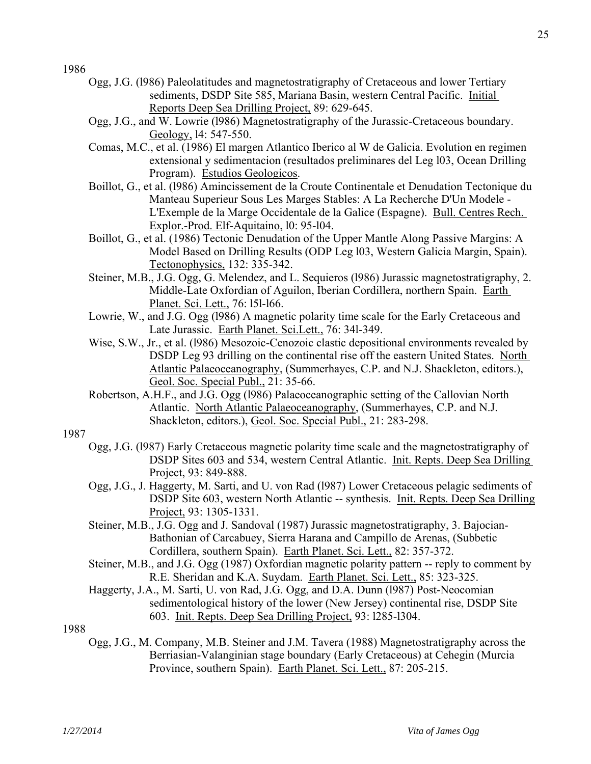1986

- Ogg, J.G. (l986) Paleolatitudes and magnetostratigraphy of Cretaceous and lower Tertiary sediments, DSDP Site 585, Mariana Basin, western Central Pacific. Initial Reports Deep Sea Drilling Project, 89: 629-645.
- Ogg, J.G., and W. Lowrie (l986) Magnetostratigraphy of the Jurassic-Cretaceous boundary. Geology, l4: 547-550.
- Comas, M.C., et al. (1986) El margen Atlantico Iberico al W de Galicia. Evolution en regimen extensional y sedimentacion (resultados preliminares del Leg l03, Ocean Drilling Program). Estudios Geologicos.
- Boillot, G., et al. (l986) Amincissement de la Croute Continentale et Denudation Tectonique du Manteau Superieur Sous Les Marges Stables: A La Recherche D'Un Modele - L'Exemple de la Marge Occidentale de la Galice (Espagne). Bull. Centres Rech. Explor.-Prod. Elf-Aquitaino, l0: 95-l04.
- Boillot, G., et al. (1986) Tectonic Denudation of the Upper Mantle Along Passive Margins: A Model Based on Drilling Results (ODP Leg l03, Western Galicia Margin, Spain). Tectonophysics, 132: 335-342.
- Steiner, M.B., J.G. Ogg, G. Melendez, and L. Sequieros (l986) Jurassic magnetostratigraphy, 2. Middle-Late Oxfordian of Aguilon, Iberian Cordillera, northern Spain. Earth Planet. Sci. Lett., 76: l5l-l66.
- Lowrie, W., and J.G. Ogg (l986) A magnetic polarity time scale for the Early Cretaceous and Late Jurassic. Earth Planet. Sci.Lett., 76: 34l-349.
- Wise, S.W., Jr., et al. (l986) Mesozoic-Cenozoic clastic depositional environments revealed by DSDP Leg 93 drilling on the continental rise off the eastern United States. North Atlantic Palaeoceanography, (Summerhayes, C.P. and N.J. Shackleton, editors.), Geol. Soc. Special Publ., 21: 35-66.
- Robertson, A.H.F., and J.G. Ogg (l986) Palaeoceanographic setting of the Callovian North Atlantic. North Atlantic Palaeoceanography, (Summerhayes, C.P. and N.J. Shackleton, editors.), Geol. Soc. Special Publ., 21: 283-298.

1987

- Ogg, J.G. (l987) Early Cretaceous magnetic polarity time scale and the magnetostratigraphy of DSDP Sites 603 and 534, western Central Atlantic. Init. Repts. Deep Sea Drilling Project, 93: 849-888.
- Ogg, J.G., J. Haggerty, M. Sarti, and U. von Rad (l987) Lower Cretaceous pelagic sediments of DSDP Site 603, western North Atlantic -- synthesis. Init. Repts. Deep Sea Drilling Project, 93: 1305-1331.
- Steiner, M.B., J.G. Ogg and J. Sandoval (1987) Jurassic magnetostratigraphy, 3. Bajocian-Bathonian of Carcabuey, Sierra Harana and Campillo de Arenas, (Subbetic Cordillera, southern Spain). Earth Planet. Sci. Lett., 82: 357-372.
- Steiner, M.B., and J.G. Ogg (1987) Oxfordian magnetic polarity pattern -- reply to comment by R.E. Sheridan and K.A. Suydam. Earth Planet. Sci. Lett., 85: 323-325.
- Haggerty, J.A., M. Sarti, U. von Rad, J.G. Ogg, and D.A. Dunn (l987) Post-Neocomian sedimentological history of the lower (New Jersey) continental rise, DSDP Site 603. Init. Repts. Deep Sea Drilling Project, 93: l285-l304.

1988

- Ogg, J.G., M. Company, M.B. Steiner and J.M. Tavera (1988) Magnetostratigraphy across the Berriasian-Valanginian stage boundary (Early Cretaceous) at Cehegin (Murcia Province, southern Spain). Earth Planet. Sci. Lett., 87: 205-215.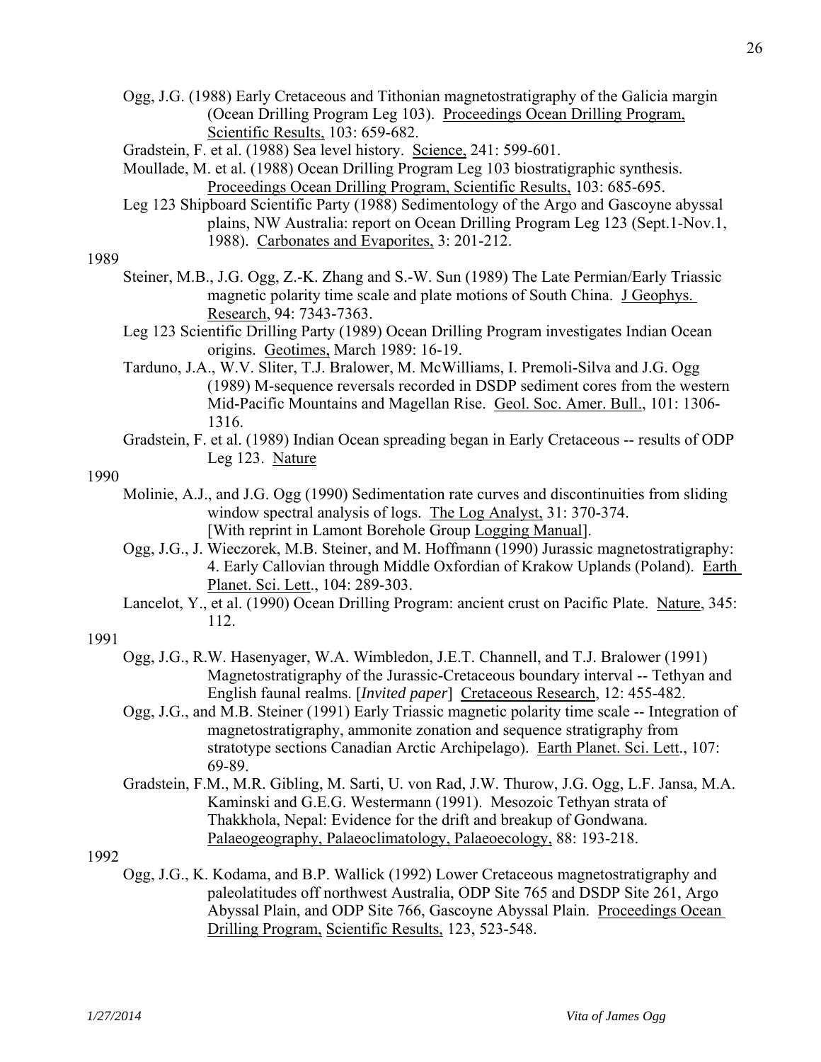Ogg, J.G. (1988) Early Cretaceous and Tithonian magnetostratigraphy of the Galicia margin (Ocean Drilling Program Leg 103). Proceedings Ocean Drilling Program, Scientific Results, 103: 659-682.

Gradstein, F. et al. (1988) Sea level history. Science, 241: 599-601.

Moullade, M. et al. (1988) Ocean Drilling Program Leg 103 biostratigraphic synthesis. Proceedings Ocean Drilling Program, Scientific Results, 103: 685-695.

Leg 123 Shipboard Scientific Party (1988) Sedimentology of the Argo and Gascoyne abyssal plains, NW Australia: report on Ocean Drilling Program Leg 123 (Sept.1-Nov.1, 1988). Carbonates and Evaporites, 3: 201-212.

1989

Steiner, M.B., J.G. Ogg, Z.-K. Zhang and S.-W. Sun (1989) The Late Permian/Early Triassic magnetic polarity time scale and plate motions of South China. J Geophys. Research, 94: 7343-7363.

Leg 123 Scientific Drilling Party (1989) Ocean Drilling Program investigates Indian Ocean origins. Geotimes, March 1989: 16-19.

Tarduno, J.A., W.V. Sliter, T.J. Bralower, M. McWilliams, I. Premoli-Silva and J.G. Ogg (1989) M-sequence reversals recorded in DSDP sediment cores from the western Mid-Pacific Mountains and Magellan Rise. Geol. Soc. Amer. Bull., 101: 1306-1316.

Gradstein, F. et al. (1989) Indian Ocean spreading began in Early Cretaceous -- results of ODP Leg 123. Nature

1990

Molinie, A.J., and J.G. Ogg (1990) Sedimentation rate curves and discontinuities from sliding window spectral analysis of logs. The Log Analyst, 31: 370-374. [With reprint in Lamont Borehole Group Logging Manual].

Ogg, J.G., J. Wieczorek, M.B. Steiner, and M. Hoffmann (1990) Jurassic magnetostratigraphy: 4. Early Callovian through Middle Oxfordian of Krakow Uplands (Poland). Earth Planet. Sci. Lett., 104: 289-303.

Lancelot, Y., et al. (1990) Ocean Drilling Program: ancient crust on Pacific Plate. Nature, 345: 112.

1991

Ogg, J.G., R.W. Hasenyager, W.A. Wimbledon, J.E.T. Channell, and T.J. Bralower (1991) Magnetostratigraphy of the Jurassic-Cretaceous boundary interval -- Tethyan and English faunal realms. [*Invited paper*] Cretaceous Research, 12: 455-482.

Ogg, J.G., and M.B. Steiner (1991) Early Triassic magnetic polarity time scale -- Integration of magnetostratigraphy, ammonite zonation and sequence stratigraphy from stratotype sections Canadian Arctic Archipelago). Earth Planet. Sci. Lett., 107: 69-89.

Gradstein, F.M., M.R. Gibling, M. Sarti, U. von Rad, J.W. Thurow, J.G. Ogg, L.F. Jansa, M.A. Kaminski and G.E.G. Westermann (1991). Mesozoic Tethyan strata of Thakkhola, Nepal: Evidence for the drift and breakup of Gondwana. Palaeogeography, Palaeoclimatology, Palaeoecology, 88: 193-218.

1992

Ogg, J.G., K. Kodama, and B.P. Wallick (1992) Lower Cretaceous magnetostratigraphy and paleolatitudes off northwest Australia, ODP Site 765 and DSDP Site 261, Argo Abyssal Plain, and ODP Site 766, Gascoyne Abyssal Plain. Proceedings Ocean Drilling Program, Scientific Results, 123, 523-548.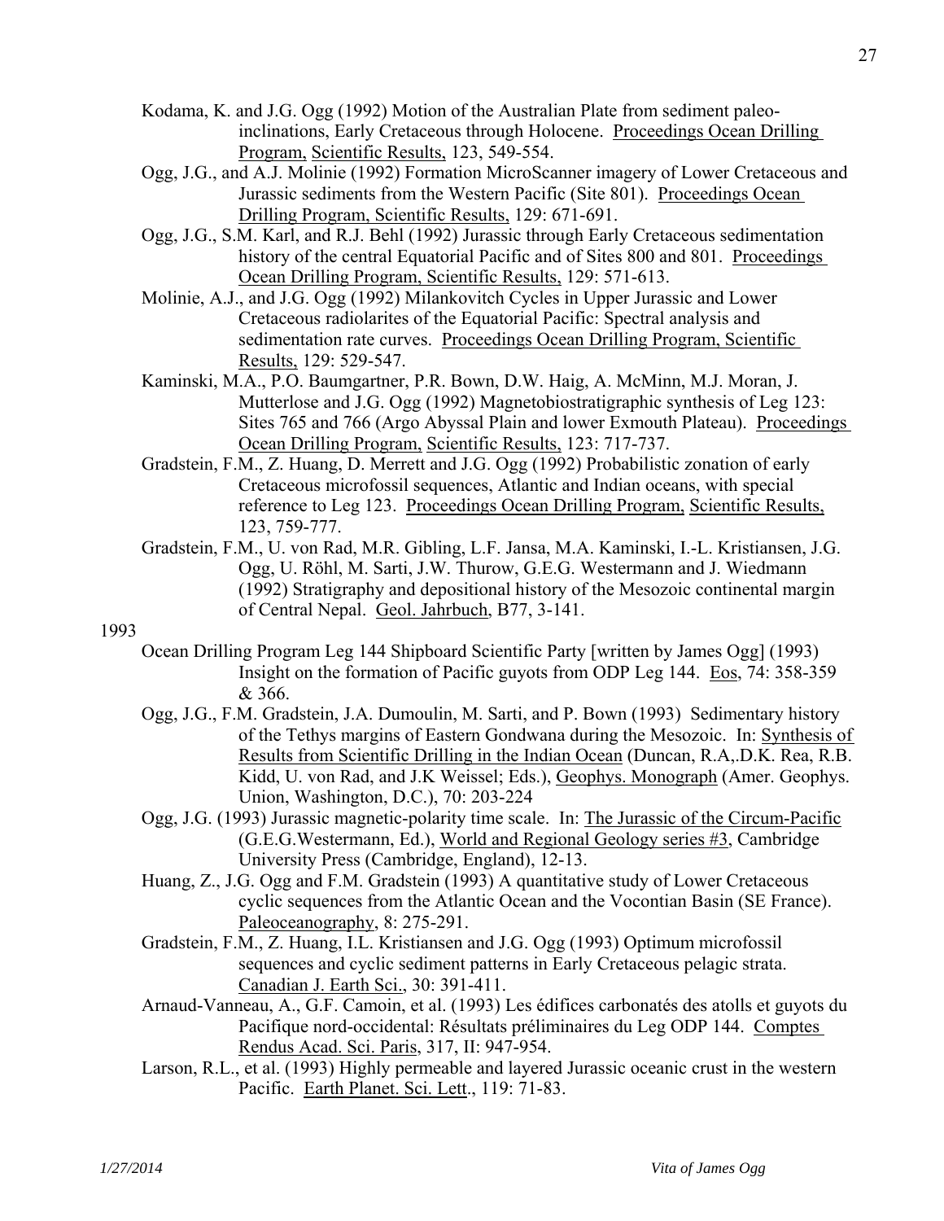Kodama, K. and J.G. Ogg (1992) Motion of the Australian Plate from sediment paleo-inclinations, Early Cretaceous through Holocene. Proceedings Ocean Drilling Program, Scientific Results, 123, 549-554.

Ogg, J.G., and A.J. Molinie (1992) Formation MicroScanner imagery of Lower Cretaceous and Jurassic sediments from the Western Pacific (Site 801). Proceedings Ocean Drilling Program, Scientific Results, 129: 671-691.

Ogg, J.G., S.M. Karl, and R.J. Behl (1992) Jurassic through Early Cretaceous sedimentation history of the central Equatorial Pacific and of Sites 800 and 801. Proceedings Ocean Drilling Program, Scientific Results, 129: 571-613.

Molinie, A.J., and J.G. Ogg (1992) Milankovitch Cycles in Upper Jurassic and Lower Cretaceous radiolarites of the Equatorial Pacific: Spectral analysis and sedimentation rate curves. Proceedings Ocean Drilling Program, Scientific Results, 129: 529-547.

Kaminski, M.A., P.O. Baumgartner, P.R. Bown, D.W. Haig, A. McMinn, M.J. Moran, J. Mutterlose and J.G. Ogg (1992) Magnetobiostratigraphic synthesis of Leg 123: Sites 765 and 766 (Argo Abyssal Plain and lower Exmouth Plateau). Proceedings Ocean Drilling Program, Scientific Results, 123: 717-737.

Gradstein, F.M., Z. Huang, D. Merrett and J.G. Ogg (1992) Probabilistic zonation of early Cretaceous microfossil sequences, Atlantic and Indian oceans, with special reference to Leg 123. Proceedings Ocean Drilling Program, Scientific Results, 123, 759-777.

Gradstein, F.M., U. von Rad, M.R. Gibling, L.F. Jansa, M.A. Kaminski, I.-L. Kristiansen, J.G. Ogg, U. Röhl, M. Sarti, J.W. Thurow, G.E.G. Westermann and J. Wiedmann (1992) Stratigraphy and depositional history of the Mesozoic continental margin of Central Nepal. Geol. Jahrbuch, B77, 3-141.

1993

Ocean Drilling Program Leg 144 Shipboard Scientific Party [written by James Ogg] (1993) Insight on the formation of Pacific guyots from ODP Leg 144. Eos, 74: 358-359 & 366.

Ogg, J.G., F.M. Gradstein, J.A. Dumoulin, M. Sarti, and P. Bown (1993) Sedimentary history of the Tethys margins of Eastern Gondwana during the Mesozoic. In: Synthesis of Results from Scientific Drilling in the Indian Ocean (Duncan, R.A,.D.K. Rea, R.B. Kidd, U. von Rad, and J.K Weissel; Eds.), Geophys. Monograph (Amer. Geophys. Union, Washington, D.C.), 70: 203-224

Ogg, J.G. (1993) Jurassic magnetic-polarity time scale. In: The Jurassic of the Circum-Pacific (G.E.G.Westermann, Ed.), World and Regional Geology series #3, Cambridge University Press (Cambridge, England), 12-13.

Huang, Z., J.G. Ogg and F.M. Gradstein (1993) A quantitative study of Lower Cretaceous cyclic sequences from the Atlantic Ocean and the Vocontian Basin (SE France). Paleoceanography, 8: 275-291.

Gradstein, F.M., Z. Huang, I.L. Kristiansen and J.G. Ogg (1993) Optimum microfossil sequences and cyclic sediment patterns in Early Cretaceous pelagic strata. Canadian J. Earth Sci., 30: 391-411.

Arnaud-Vanneau, A., G.F. Camoin, et al. (1993) Les édifices carbonatés des atolls et guyots du Pacifique nord-occidental: Résultats préliminaires du Leg ODP 144. Comptes Rendus Acad. Sci. Paris, 317, II: 947-954.

Larson, R.L., et al. (1993) Highly permeable and layered Jurassic oceanic crust in the western Pacific. Earth Planet. Sci. Lett., 119: 71-83.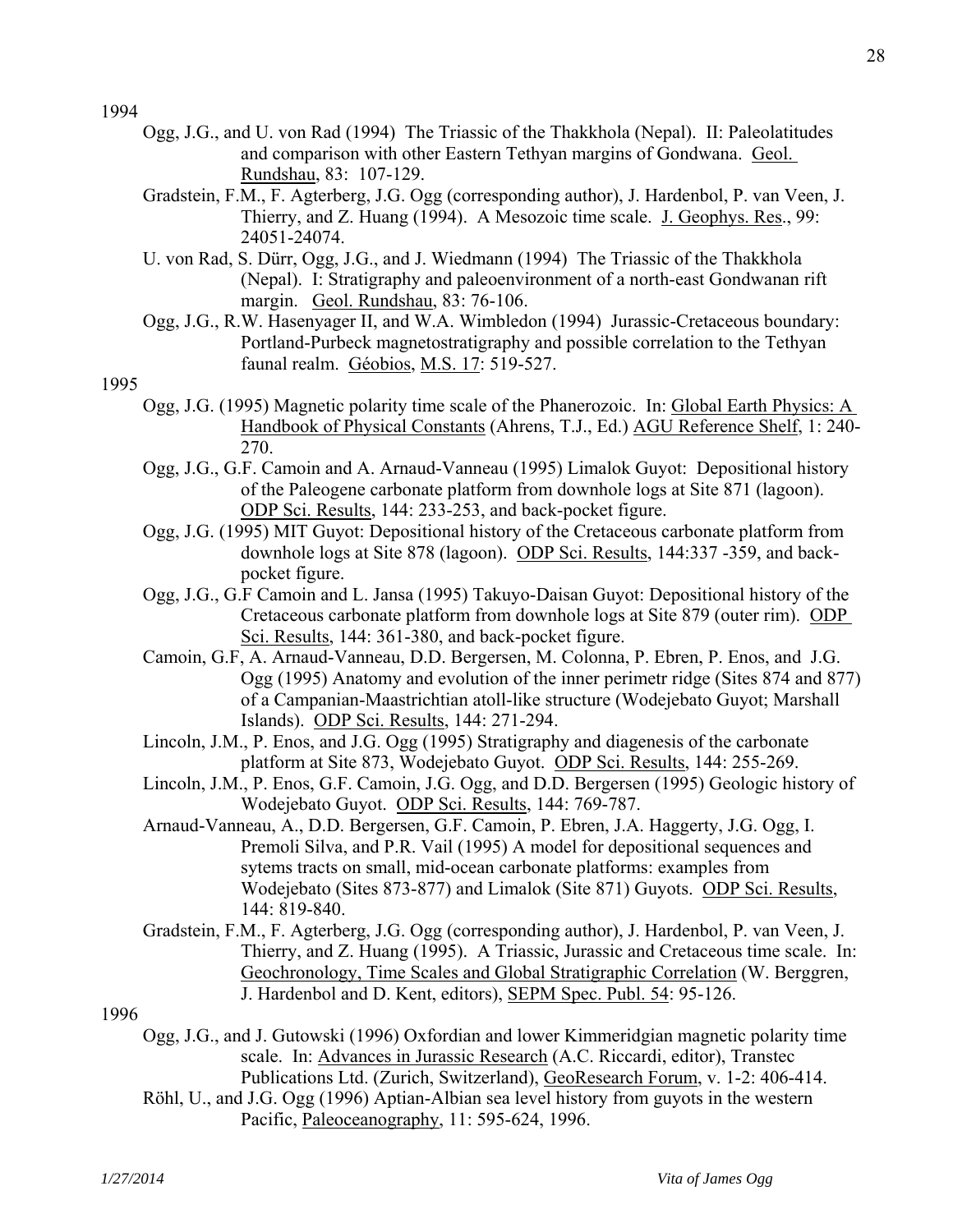1994

- Ogg, J.G., and U. von Rad (1994) The Triassic of the Thakkhola (Nepal). II: Paleolatitudes and comparison with other Eastern Tethyan margins of Gondwana. Geol. Rundshau, 83: 107-129.
- Gradstein, F.M., F. Agterberg, J.G. Ogg (corresponding author), J. Hardenbol, P. van Veen, J. Thierry, and Z. Huang (1994). A Mesozoic time scale. J. Geophys. Res., 99: 24051-24074.
- U. von Rad, S. Dürr, Ogg, J.G., and J. Wiedmann (1994) The Triassic of the Thakkhola (Nepal). I: Stratigraphy and paleoenvironment of a north-east Gondwanan rift margin. Geol. Rundshau, 83: 76-106.
- Ogg, J.G., R.W. Hasenyager II, and W.A. Wimbledon (1994) Jurassic-Cretaceous boundary: Portland-Purbeck magnetostratigraphy and possible correlation to the Tethyan faunal realm. Géobios, M.S. 17: 519-527.

1995

- Ogg, J.G. (1995) Magnetic polarity time scale of the Phanerozoic. In: Global Earth Physics: A Handbook of Physical Constants (Ahrens, T.J., Ed.) AGU Reference Shelf, 1: 240-270.
- Ogg, J.G., G.F. Camoin and A. Arnaud-Vanneau (1995) Limalok Guyot: Depositional history of the Paleogene carbonate platform from downhole logs at Site 871 (lagoon). ODP Sci. Results, 144: 233-253, and back-pocket figure.
- Ogg, J.G. (1995) MIT Guyot: Depositional history of the Cretaceous carbonate platform from downhole logs at Site 878 (lagoon). ODP Sci. Results, 144:337 -359, and back-pocket figure.
- Ogg, J.G., G.F Camoin and L. Jansa (1995) Takuyo-Daisan Guyot: Depositional history of the Cretaceous carbonate platform from downhole logs at Site 879 (outer rim). ODP Sci. Results, 144: 361-380, and back-pocket figure.
- Camoin, G.F, A. Arnaud-Vanneau, D.D. Bergersen, M. Colonna, P. Ebren, P. Enos, and J.G. Ogg (1995) Anatomy and evolution of the inner perimetr ridge (Sites 874 and 877) of a Campanian-Maastrichtian atoll-like structure (Wodejebato Guyot; Marshall Islands). ODP Sci. Results, 144: 271-294.
- Lincoln, J.M., P. Enos, and J.G. Ogg (1995) Stratigraphy and diagenesis of the carbonate platform at Site 873, Wodejebato Guyot. ODP Sci. Results, 144: 255-269.
- Lincoln, J.M., P. Enos, G.F. Camoin, J.G. Ogg, and D.D. Bergersen (1995) Geologic history of Wodejebato Guyot. ODP Sci. Results, 144: 769-787.
- Arnaud-Vanneau, A., D.D. Bergersen, G.F. Camoin, P. Ebren, J.A. Haggerty, J.G. Ogg, I. Premoli Silva, and P.R. Vail (1995) A model for depositional sequences and sytems tracts on small, mid-ocean carbonate platforms: examples from Wodejebato (Sites 873-877) and Limalok (Site 871) Guyots. ODP Sci. Results, 144: 819-840.
- Gradstein, F.M., F. Agterberg, J.G. Ogg (corresponding author), J. Hardenbol, P. van Veen, J. Thierry, and Z. Huang (1995). A Triassic, Jurassic and Cretaceous time scale. In: Geochronology, Time Scales and Global Stratigraphic Correlation (W. Berggren, J. Hardenbol and D. Kent, editors), SEPM Spec. Publ. 54: 95-126.

1996

- Ogg, J.G., and J. Gutowski (1996) Oxfordian and lower Kimmeridgian magnetic polarity time scale. In: Advances in Jurassic Research (A.C. Riccardi, editor), Transtec Publications Ltd. (Zurich, Switzerland), GeoResearch Forum, v. 1-2: 406-414.
- Röhl, U., and J.G. Ogg (1996) Aptian-Albian sea level history from guyots in the western Pacific, Paleoceanography, 11: 595-624, 1996.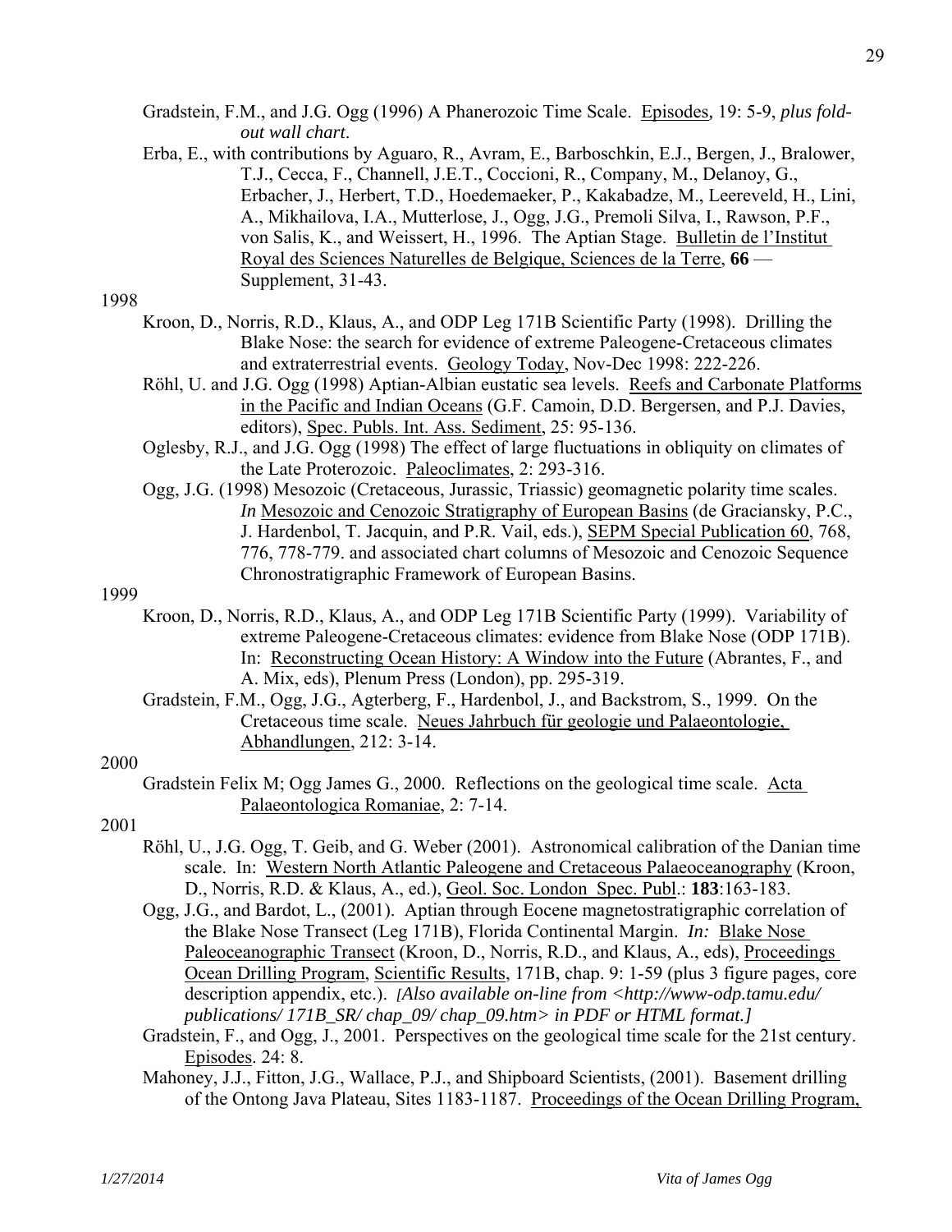Gradstein, F.M., and J.G. Ogg (1996) A Phanerozoic Time Scale. Episodes, 19: 5-9, *plus fold-out wall chart*.

Erba, E., with contributions by Aguaro, R., Avram, E., Barboschkin, E.J., Bergen, J., Bralower, T.J., Cecca, F., Channell, J.E.T., Coccioni, R., Company, M., Delanoy, G., Erbacher, J., Herbert, T.D., Hoedemaeker, P., Kakabadze, M., Leereveld, H., Lini, A., Mikhailova, I.A., Mutterlose, J., Ogg, J.G., Premoli Silva, I., Rawson, P.F., von Salis, K., and Weissert, H., 1996. The Aptian Stage. Bulletin de l'Institut Royal des Sciences Naturelles de Belgique, Sciences de la Terre, **66** — Supplement, 31-43.

1998

Kroon, D., Norris, R.D., Klaus, A., and ODP Leg 171B Scientific Party (1998). Drilling the Blake Nose: the search for evidence of extreme Paleogene-Cretaceous climates and extraterrestrial events. Geology Today, Nov-Dec 1998: 222-226.

Röhl, U. and J.G. Ogg (1998) Aptian-Albian eustatic sea levels. Reefs and Carbonate Platforms in the Pacific and Indian Oceans (G.F. Camoin, D.D. Bergersen, and P.J. Davies, editors), Spec. Publs. Int. Ass. Sediment, 25: 95-136.

Oglesby, R.J., and J.G. Ogg (1998) The effect of large fluctuations in obliquity on climates of the Late Proterozoic. Paleoclimates, 2: 293-316.

Ogg, J.G. (1998) Mesozoic (Cretaceous, Jurassic, Triassic) geomagnetic polarity time scales. *In* Mesozoic and Cenozoic Stratigraphy of European Basins (de Graciansky, P.C., J. Hardenbol, T. Jacquin, and P.R. Vail, eds.), SEPM Special Publication 60, 768, 776, 778-779. and associated chart columns of Mesozoic and Cenozoic Sequence Chronostratigraphic Framework of European Basins.

1999

Kroon, D., Norris, R.D., Klaus, A., and ODP Leg 171B Scientific Party (1999). Variability of extreme Paleogene-Cretaceous climates: evidence from Blake Nose (ODP 171B). In: Reconstructing Ocean History: A Window into the Future (Abrantes, F., and A. Mix, eds), Plenum Press (London), pp. 295-319.

Gradstein, F.M., Ogg, J.G., Agterberg, F., Hardenbol, J., and Backstrom, S., 1999. On the Cretaceous time scale. Neues Jahrbuch für geologie und Palaeontologie, Abhandlungen, 212: 3-14.

2000

Gradstein Felix M; Ogg James G., 2000. Reflections on the geological time scale. Acta Palaeontologica Romaniae, 2: 7-14.

2001

Röhl, U., J.G. Ogg, T. Geib, and G. Weber (2001). Astronomical calibration of the Danian time scale. In: Western North Atlantic Paleogene and Cretaceous Palaeoceanography (Kroon, D., Norris, R.D. & Klaus, A., ed.), Geol. Soc. London Spec. Publ.: **183**:163-183.

Ogg, J.G., and Bardot, L., (2001). Aptian through Eocene magnetostratigraphic correlation of the Blake Nose Transect (Leg 171B), Florida Continental Margin. *In:* Blake Nose Paleoceanographic Transect (Kroon, D., Norris, R.D., and Klaus, A., eds), Proceedings Ocean Drilling Program, Scientific Results, 171B, chap. 9: 1-59 (plus 3 figure pages, core description appendix, etc.). *[Also available on-line from <http://www-odp.tamu.edu/publications/ 171B_SR/ chap_09/ chap_09.htm> in PDF or HTML format.]*

Gradstein, F., and Ogg, J., 2001. Perspectives on the geological time scale for the 21st century. Episodes. 24: 8.

Mahoney, J.J., Fitton, J.G., Wallace, P.J., and Shipboard Scientists, (2001). Basement drilling of the Ontong Java Plateau, Sites 1183-1187. Proceedings of the Ocean Drilling Program,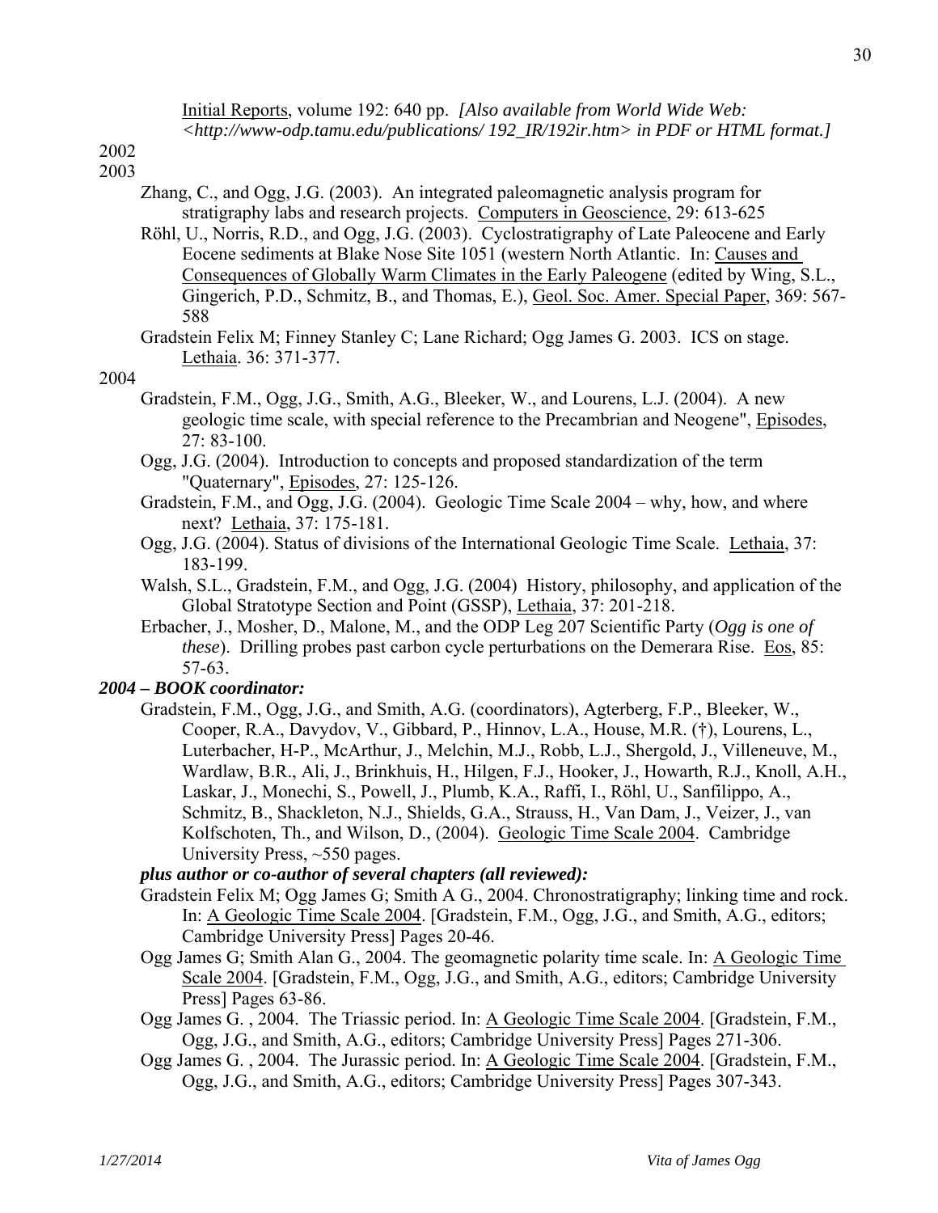Initial Reports, volume 192: 640 pp. *[Also available from World Wide Web: <http://www-odp.tamu.edu/publications/ 192_IR/192ir.htm> in PDF or HTML format.]*

2002

2003

Zhang, C., and Ogg, J.G. (2003). An integrated paleomagnetic analysis program for stratigraphy labs and research projects. Computers in Geoscience, 29: 613-625

Röhl, U., Norris, R.D., and Ogg, J.G. (2003). Cyclostratigraphy of Late Paleocene and Early Eocene sediments at Blake Nose Site 1051 (western North Atlantic. In: Causes and Consequences of Globally Warm Climates in the Early Paleogene (edited by Wing, S.L., Gingerich, P.D., Schmitz, B., and Thomas, E.), Geol. Soc. Amer. Special Paper, 369: 567-588

Gradstein Felix M; Finney Stanley C; Lane Richard; Ogg James G. 2003. ICS on stage. Lethaia. 36: 371-377.

2004

Gradstein, F.M., Ogg, J.G., Smith, A.G., Bleeker, W., and Lourens, L.J. (2004). A new geologic time scale, with special reference to the Precambrian and Neogene", Episodes, 27: 83-100.

Ogg, J.G. (2004). Introduction to concepts and proposed standardization of the term "Quaternary", Episodes, 27: 125-126.

Gradstein, F.M., and Ogg, J.G. (2004). Geologic Time Scale 2004 – why, how, and where next? Lethaia, 37: 175-181.

Ogg, J.G. (2004). Status of divisions of the International Geologic Time Scale. Lethaia, 37: 183-199.

Walsh, S.L., Gradstein, F.M., and Ogg, J.G. (2004) History, philosophy, and application of the Global Stratotype Section and Point (GSSP), Lethaia, 37: 201-218.

Erbacher, J., Mosher, D., Malone, M., and the ODP Leg 207 Scientific Party (*Ogg is one of these*). Drilling probes past carbon cycle perturbations on the Demerara Rise. Eos, 85: 57-63.

***2004 – BOOK coordinator:***

Gradstein, F.M., Ogg, J.G., and Smith, A.G. (coordinators), Agterberg, F.P., Bleeker, W., Cooper, R.A., Davydov, V., Gibbard, P., Hinnov, L.A., House, M.R. (†), Lourens, L., Luterbacher, H-P., McArthur, J., Melchin, M.J., Robb, L.J., Shergold, J., Villeneuve, M., Wardlaw, B.R., Ali, J., Brinkhuis, H., Hilgen, F.J., Hooker, J., Howarth, R.J., Knoll, A.H., Laskar, J., Monechi, S., Powell, J., Plumb, K.A., Raffi, I., Röhl, U., Sanfilippo, A., Schmitz, B., Shackleton, N.J., Shields, G.A., Strauss, H., Van Dam, J., Veizer, J., van Kolfschoten, Th., and Wilson, D., (2004). Geologic Time Scale 2004. Cambridge University Press, ~550 pages.

***plus author or co-author of several chapters (all reviewed):***

Gradstein Felix M; Ogg James G; Smith A G., 2004. Chronostratigraphy; linking time and rock. In: A Geologic Time Scale 2004. [Gradstein, F.M., Ogg, J.G., and Smith, A.G., editors; Cambridge University Press] Pages 20-46.

Ogg James G; Smith Alan G., 2004. The geomagnetic polarity time scale. In: A Geologic Time Scale 2004. [Gradstein, F.M., Ogg, J.G., and Smith, A.G., editors; Cambridge University Press] Pages 63-86.

Ogg James G. , 2004. The Triassic period. In: A Geologic Time Scale 2004. [Gradstein, F.M., Ogg, J.G., and Smith, A.G., editors; Cambridge University Press] Pages 271-306.

Ogg James G. , 2004. The Jurassic period. In: A Geologic Time Scale 2004. [Gradstein, F.M., Ogg, J.G., and Smith, A.G., editors; Cambridge University Press] Pages 307-343.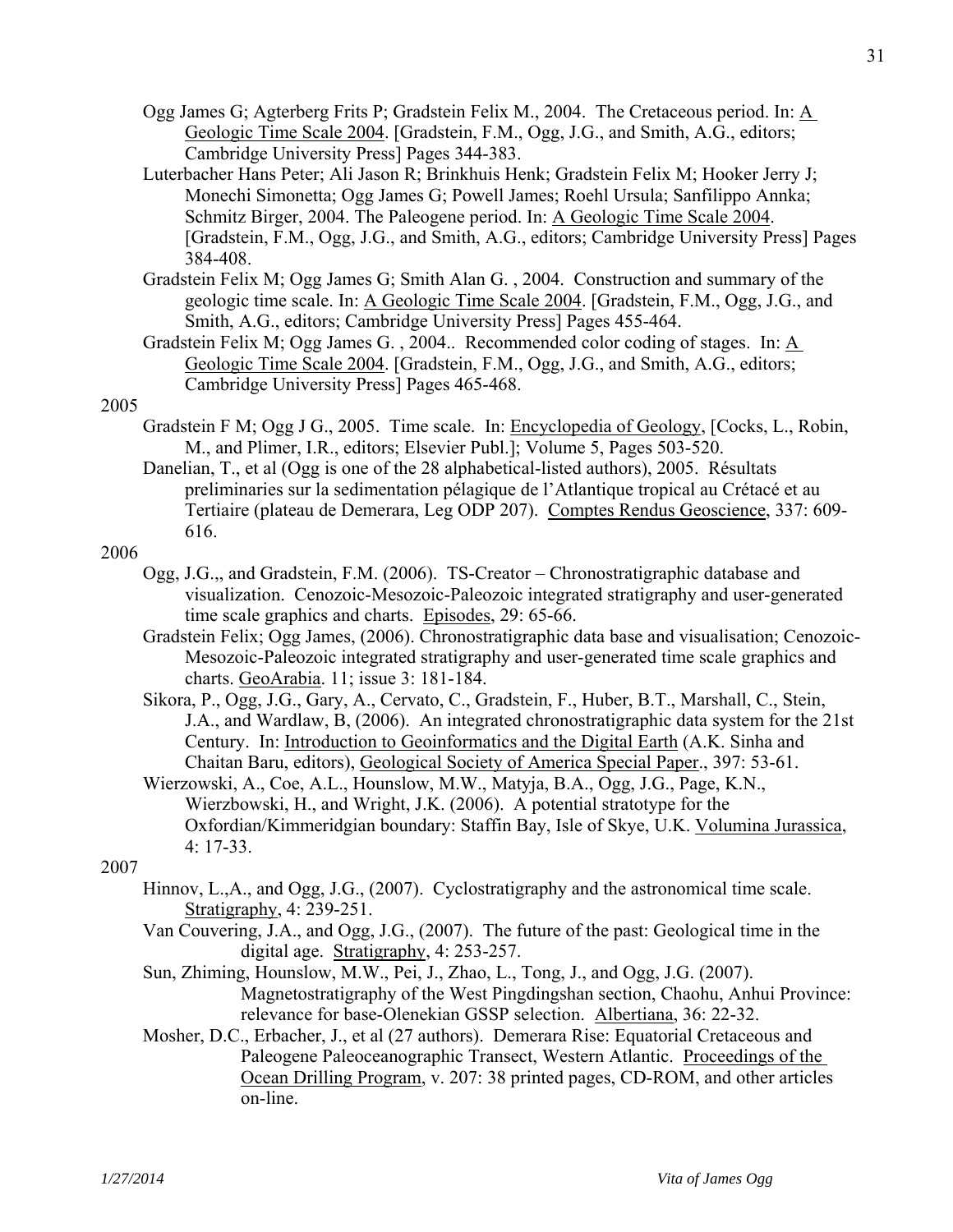Ogg James G; Agterberg Frits P; Gradstein Felix M., 2004. The Cretaceous period. In: A Geologic Time Scale 2004. [Gradstein, F.M., Ogg, J.G., and Smith, A.G., editors; Cambridge University Press] Pages 344-383.

Luterbacher Hans Peter; Ali Jason R; Brinkhuis Henk; Gradstein Felix M; Hooker Jerry J; Monechi Simonetta; Ogg James G; Powell James; Roehl Ursula; Sanfilippo Annka; Schmitz Birger, 2004. The Paleogene period. In: A Geologic Time Scale 2004. [Gradstein, F.M., Ogg, J.G., and Smith, A.G., editors; Cambridge University Press] Pages 384-408.

Gradstein Felix M; Ogg James G; Smith Alan G. , 2004. Construction and summary of the geologic time scale. In: A Geologic Time Scale 2004. [Gradstein, F.M., Ogg, J.G., and Smith, A.G., editors; Cambridge University Press] Pages 455-464.

Gradstein Felix M; Ogg James G. , 2004.. Recommended color coding of stages. In: A Geologic Time Scale 2004. [Gradstein, F.M., Ogg, J.G., and Smith, A.G., editors; Cambridge University Press] Pages 465-468.

2005

Gradstein F M; Ogg J G., 2005. Time scale. In: Encyclopedia of Geology, [Cocks, L., Robin, M., and Plimer, I.R., editors; Elsevier Publ.]; Volume 5, Pages 503-520.

Danelian, T., et al (Ogg is one of the 28 alphabetical-listed authors), 2005. Résultats preliminaries sur la sedimentation pélagique de l'Atlantique tropical au Crétacé et au Tertiaire (plateau de Demerara, Leg ODP 207). Comptes Rendus Geoscience, 337: 609-616.

2006

Ogg, J.G.,, and Gradstein, F.M. (2006). TS-Creator – Chronostratigraphic database and visualization. Cenozoic-Mesozoic-Paleozoic integrated stratigraphy and user-generated time scale graphics and charts. Episodes, 29: 65-66.

Gradstein Felix; Ogg James, (2006). Chronostratigraphic data base and visualisation; Cenozoic-Mesozoic-Paleozoic integrated stratigraphy and user-generated time scale graphics and charts. GeoArabia. 11; issue 3: 181-184.

Sikora, P., Ogg, J.G., Gary, A., Cervato, C., Gradstein, F., Huber, B.T., Marshall, C., Stein, J.A., and Wardlaw, B, (2006). An integrated chronostratigraphic data system for the 21st Century. In: Introduction to Geoinformatics and the Digital Earth (A.K. Sinha and Chaitan Baru, editors), Geological Society of America Special Paper., 397: 53-61.

Wierzowski, A., Coe, A.L., Hounslow, M.W., Matyja, B.A., Ogg, J.G., Page, K.N., Wierzbowski, H., and Wright, J.K. (2006). A potential stratotype for the Oxfordian/Kimmeridgian boundary: Staffin Bay, Isle of Skye, U.K. Volumina Jurassica, 4: 17-33.

2007

Hinnov, L.,A., and Ogg, J.G., (2007). Cyclostratigraphy and the astronomical time scale. Stratigraphy, 4: 239-251.

Van Couvering, J.A., and Ogg, J.G., (2007). The future of the past: Geological time in the digital age. Stratigraphy, 4: 253-257.

Sun, Zhiming, Hounslow, M.W., Pei, J., Zhao, L., Tong, J., and Ogg, J.G. (2007). Magnetostratigraphy of the West Pingdingshan section, Chaohu, Anhui Province: relevance for base-Olenekian GSSP selection. Albertiana, 36: 22-32.

Mosher, D.C., Erbacher, J., et al (27 authors). Demerara Rise: Equatorial Cretaceous and Paleogene Paleoceanographic Transect, Western Atlantic. Proceedings of the Ocean Drilling Program, v. 207: 38 printed pages, CD-ROM, and other articles on-line.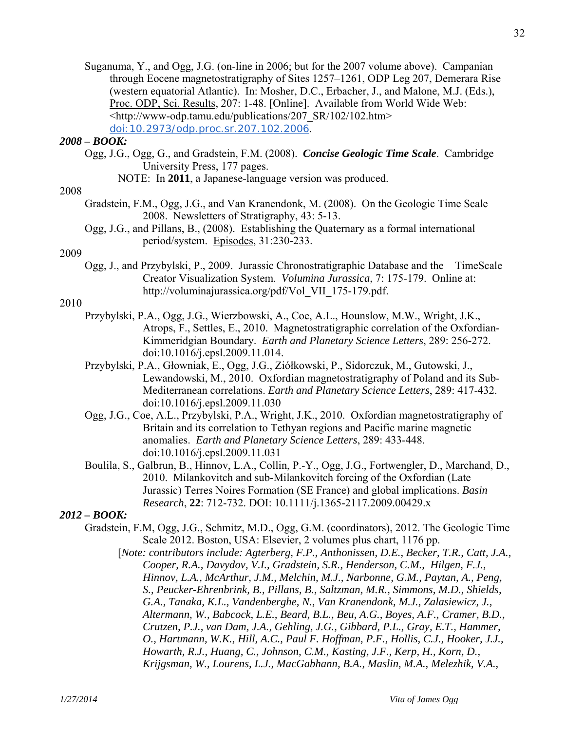Suganuma, Y., and Ogg, J.G. (on-line in 2006; but for the 2007 volume above). Campanian through Eocene magnetostratigraphy of Sites 1257–1261, ODP Leg 207, Demerara Rise (western equatorial Atlantic). In: Mosher, D.C., Erbacher, J., and Malone, M.J. (Eds.), Proc. ODP, Sci. Results, 207: 1-48. [Online]. Available from World Wide Web: <http://www-odp.tamu.edu/publications/207_SR/102/102.htm> doi:10.2973/odp.proc.sr.207.102.2006.

***2008 – BOOK:***

Ogg, J.G., Ogg, G., and Gradstein, F.M. (2008). ***Concise Geologic Time Scale***. Cambridge University Press, 177 pages.

NOTE: In **2011**, a Japanese-language version was produced.

2008

Gradstein, F.M., Ogg, J.G., and Van Kranendonk, M. (2008). On the Geologic Time Scale 2008. Newsletters of Stratigraphy, 43: 5-13.

Ogg, J.G., and Pillans, B., (2008). Establishing the Quaternary as a formal international period/system. Episodes, 31:230-233.

2009

Ogg, J., and Przybylski, P., 2009. Jurassic Chronostratigraphic Database and the TimeScale Creator Visualization System. *Volumina Jurassica*, 7: 175-179. Online at: http://voluminajurassica.org/pdf/Vol_VII_175-179.pdf.

2010

Przybylski, P.A., Ogg, J.G., Wierzbowski, A., Coe, A.L., Hounslow, M.W., Wright, J.K., Atrops, F., Settles, E., 2010. Magnetostratigraphic correlation of the Oxfordian-Kimmeridgian Boundary. *Earth and Planetary Science Letters*, 289: 256-272. doi:10.1016/j.epsl.2009.11.014.

Przybylski, P.A., Głowniak, E., Ogg, J.G., Ziółkowski, P., Sidorczuk, M., Gutowski, J., Lewandowski, M., 2010. Oxfordian magnetostratigraphy of Poland and its Sub-Mediterranean correlations. *Earth and Planetary Science Letters*, 289: 417-432. doi:10.1016/j.epsl.2009.11.030

Ogg, J.G., Coe, A.L., Przybylski, P.A., Wright, J.K., 2010. Oxfordian magnetostratigraphy of Britain and its correlation to Tethyan regions and Pacific marine magnetic anomalies. *Earth and Planetary Science Letters*, 289: 433-448. doi:10.1016/j.epsl.2009.11.031

Boulila, S., Galbrun, B., Hinnov, L.A., Collin, P.-Y., Ogg, J.G., Fortwengler, D., Marchand, D., 2010. Milankovitch and sub-Milankovitch forcing of the Oxfordian (Late Jurassic) Terres Noires Formation (SE France) and global implications. *Basin Research*, **22**: 712-732. DOI: 10.1111/j.1365-2117.2009.00429.x

***2012 – BOOK:***

Gradstein, F.M, Ogg, J.G., Schmitz, M.D., Ogg, G.M. (coordinators), 2012. The Geologic Time Scale 2012. Boston, USA: Elsevier, 2 volumes plus chart, 1176 pp.

[*Note: contributors include: Agterberg, F.P., Anthonissen, D.E., Becker, T.R., Catt, J.A., Cooper, R.A., Davydov, V.I., Gradstein, S.R., Henderson, C.M., Hilgen, F.J., Hinnov, L.A., McArthur, J.M., Melchin, M.J., Narbonne, G.M., Paytan, A., Peng, S., Peucker-Ehrenbrink, B., Pillans, B., Saltzman, M.R., Simmons, M.D., Shields, G.A., Tanaka, K.L., Vandenberghe, N., Van Kranendonk, M.J., Zalasiewicz, J., Altermann, W., Babcock, L.E., Beard, B.L., Beu, A.G., Boyes, A.F., Cramer, B.D., Crutzen, P.J., van Dam, J.A., Gehling, J.G., Gibbard, P.L., Gray, E.T., Hammer, O., Hartmann, W.K., Hill, A.C., Paul F. Hoffman, P.F., Hollis, C.J., Hooker, J.J., Howarth, R.J., Huang, C., Johnson, C.M., Kasting, J.F., Kerp, H., Korn, D., Krijgsman, W., Lourens, L.J., MacGabhann, B.A., Maslin, M.A., Melezhik, V.A.,*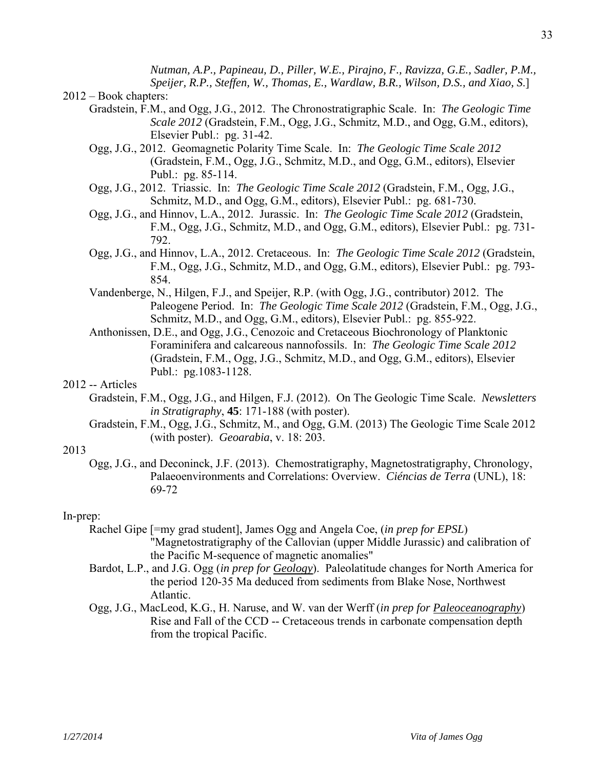*Nutman, A.P., Papineau, D., Piller, W.E., Pirajno, F., Ravizza, G.E., Sadler, P.M., Speijer, R.P., Steffen, W., Thomas, E., Wardlaw, B.R., Wilson, D.S., and Xiao, S.*]

2012 – Book chapters:

- Gradstein, F.M., and Ogg, J.G., 2012. The Chronostratigraphic Scale. In: *The Geologic Time Scale 2012* (Gradstein, F.M., Ogg, J.G., Schmitz, M.D., and Ogg, G.M., editors), Elsevier Publ.: pg. 31-42.
- Ogg, J.G., 2012. Geomagnetic Polarity Time Scale. In: *The Geologic Time Scale 2012* (Gradstein, F.M., Ogg, J.G., Schmitz, M.D., and Ogg, G.M., editors), Elsevier Publ.: pg. 85-114.
- Ogg, J.G., 2012. Triassic. In: *The Geologic Time Scale 2012* (Gradstein, F.M., Ogg, J.G., Schmitz, M.D., and Ogg, G.M., editors), Elsevier Publ.: pg. 681-730.
- Ogg, J.G., and Hinnov, L.A., 2012. Jurassic. In: *The Geologic Time Scale 2012* (Gradstein, F.M., Ogg, J.G., Schmitz, M.D., and Ogg, G.M., editors), Elsevier Publ.: pg. 731-792.
- Ogg, J.G., and Hinnov, L.A., 2012. Cretaceous. In: *The Geologic Time Scale 2012* (Gradstein, F.M., Ogg, J.G., Schmitz, M.D., and Ogg, G.M., editors), Elsevier Publ.: pg. 793-854.
- Vandenberge, N., Hilgen, F.J., and Speijer, R.P. (with Ogg, J.G., contributor) 2012. The Paleogene Period. In: *The Geologic Time Scale 2012* (Gradstein, F.M., Ogg, J.G., Schmitz, M.D., and Ogg, G.M., editors), Elsevier Publ.: pg. 855-922.
- Anthonissen, D.E., and Ogg, J.G., Cenozoic and Cretaceous Biochronology of Planktonic Foraminifera and calcareous nannofossils. In: *The Geologic Time Scale 2012* (Gradstein, F.M., Ogg, J.G., Schmitz, M.D., and Ogg, G.M., editors), Elsevier Publ.: pg.1083-1128.

2012 -- Articles

- Gradstein, F.M., Ogg, J.G., and Hilgen, F.J. (2012). On The Geologic Time Scale. *Newsletters in Stratigraphy*, **45**: 171-188 (with poster).
- Gradstein, F.M., Ogg, J.G., Schmitz, M., and Ogg, G.M. (2013) The Geologic Time Scale 2012 (with poster). *Geoarabia*, v. 18: 203.

2013

- Ogg, J.G., and Deconinck, J.F. (2013). Chemostratigraphy, Magnetostratigraphy, Chronology, Palaeoenvironments and Correlations: Overview. *Ciéncias de Terra* (UNL), 18: 69-72

In-prep:

- Rachel Gipe [=my grad student], James Ogg and Angela Coe, (*in prep for EPSL*) "Magnetostratigraphy of the Callovian (upper Middle Jurassic) and calibration of the Pacific M-sequence of magnetic anomalies"
- Bardot, L.P., and J.G. Ogg (*in prep for Geology*). Paleolatitude changes for North America for the period 120-35 Ma deduced from sediments from Blake Nose, Northwest Atlantic.
- Ogg, J.G., MacLeod, K.G., H. Naruse, and W. van der Werff (*in prep for Paleoceanography*) Rise and Fall of the CCD -- Cretaceous trends in carbonate compensation depth from the tropical Pacific.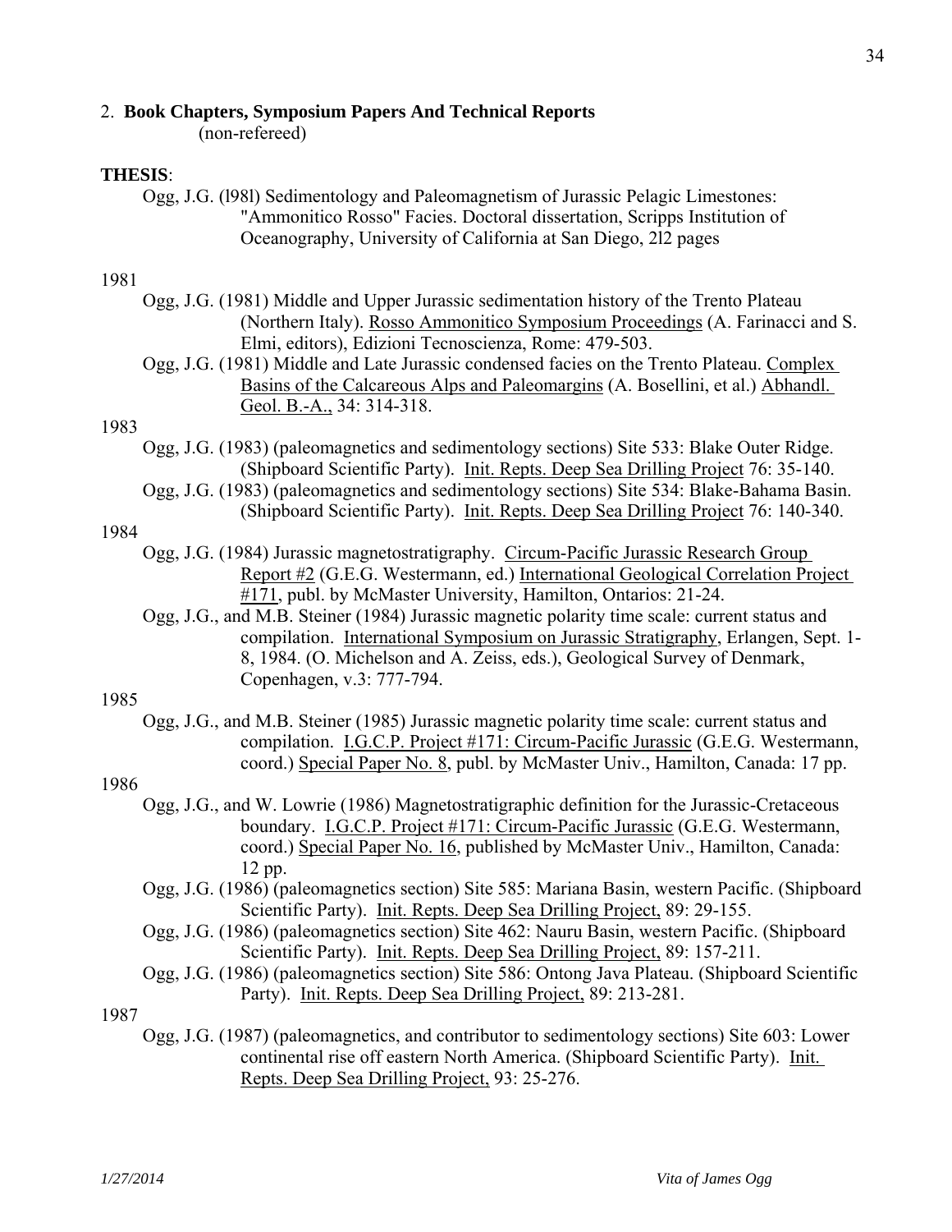## 2. **Book Chapters, Symposium Papers And Technical Reports**

(non-refereed)

**THESIS**:

Ogg, J.G. (l98l) Sedimentology and Paleomagnetism of Jurassic Pelagic Limestones: "Ammonitico Rosso" Facies. Doctoral dissertation, Scripps Institution of Oceanography, University of California at San Diego, 2l2 pages

1981

- Ogg, J.G. (1981) Middle and Upper Jurassic sedimentation history of the Trento Plateau (Northern Italy). Rosso Ammonitico Symposium Proceedings (A. Farinacci and S. Elmi, editors), Edizioni Tecnoscienza, Rome: 479-503.
- Ogg, J.G. (1981) Middle and Late Jurassic condensed facies on the Trento Plateau. Complex Basins of the Calcareous Alps and Paleomargins (A. Bosellini, et al.) Abhandl. Geol. B.-A., 34: 314-318.

1983

- Ogg, J.G. (1983) (paleomagnetics and sedimentology sections) Site 533: Blake Outer Ridge. (Shipboard Scientific Party). Init. Repts. Deep Sea Drilling Project 76: 35-140.
- Ogg, J.G. (1983) (paleomagnetics and sedimentology sections) Site 534: Blake-Bahama Basin. (Shipboard Scientific Party). Init. Repts. Deep Sea Drilling Project 76: 140-340.

1984

- Ogg, J.G. (1984) Jurassic magnetostratigraphy. Circum-Pacific Jurassic Research Group Report #2 (G.E.G. Westermann, ed.) International Geological Correlation Project #171, publ. by McMaster University, Hamilton, Ontarios: 21-24.
- Ogg, J.G., and M.B. Steiner (1984) Jurassic magnetic polarity time scale: current status and compilation. International Symposium on Jurassic Stratigraphy, Erlangen, Sept. 1-8, 1984. (O. Michelson and A. Zeiss, eds.), Geological Survey of Denmark, Copenhagen, v.3: 777-794.

1985

- Ogg, J.G., and M.B. Steiner (1985) Jurassic magnetic polarity time scale: current status and compilation. I.G.C.P. Project #171: Circum-Pacific Jurassic (G.E.G. Westermann, coord.) Special Paper No. 8, publ. by McMaster Univ., Hamilton, Canada: 17 pp.

1986

- Ogg, J.G., and W. Lowrie (1986) Magnetostratigraphic definition for the Jurassic-Cretaceous boundary. I.G.C.P. Project #171: Circum-Pacific Jurassic (G.E.G. Westermann, coord.) Special Paper No. 16, published by McMaster Univ., Hamilton, Canada: 12 pp.
- Ogg, J.G. (1986) (paleomagnetics section) Site 585: Mariana Basin, western Pacific. (Shipboard Scientific Party). Init. Repts. Deep Sea Drilling Project, 89: 29-155.
- Ogg, J.G. (1986) (paleomagnetics section) Site 462: Nauru Basin, western Pacific. (Shipboard Scientific Party). Init. Repts. Deep Sea Drilling Project, 89: 157-211.
- Ogg, J.G. (1986) (paleomagnetics section) Site 586: Ontong Java Plateau. (Shipboard Scientific Party). Init. Repts. Deep Sea Drilling Project, 89: 213-281.

1987

- Ogg, J.G. (1987) (paleomagnetics, and contributor to sedimentology sections) Site 603: Lower continental rise off eastern North America. (Shipboard Scientific Party). Init. Repts. Deep Sea Drilling Project, 93: 25-276.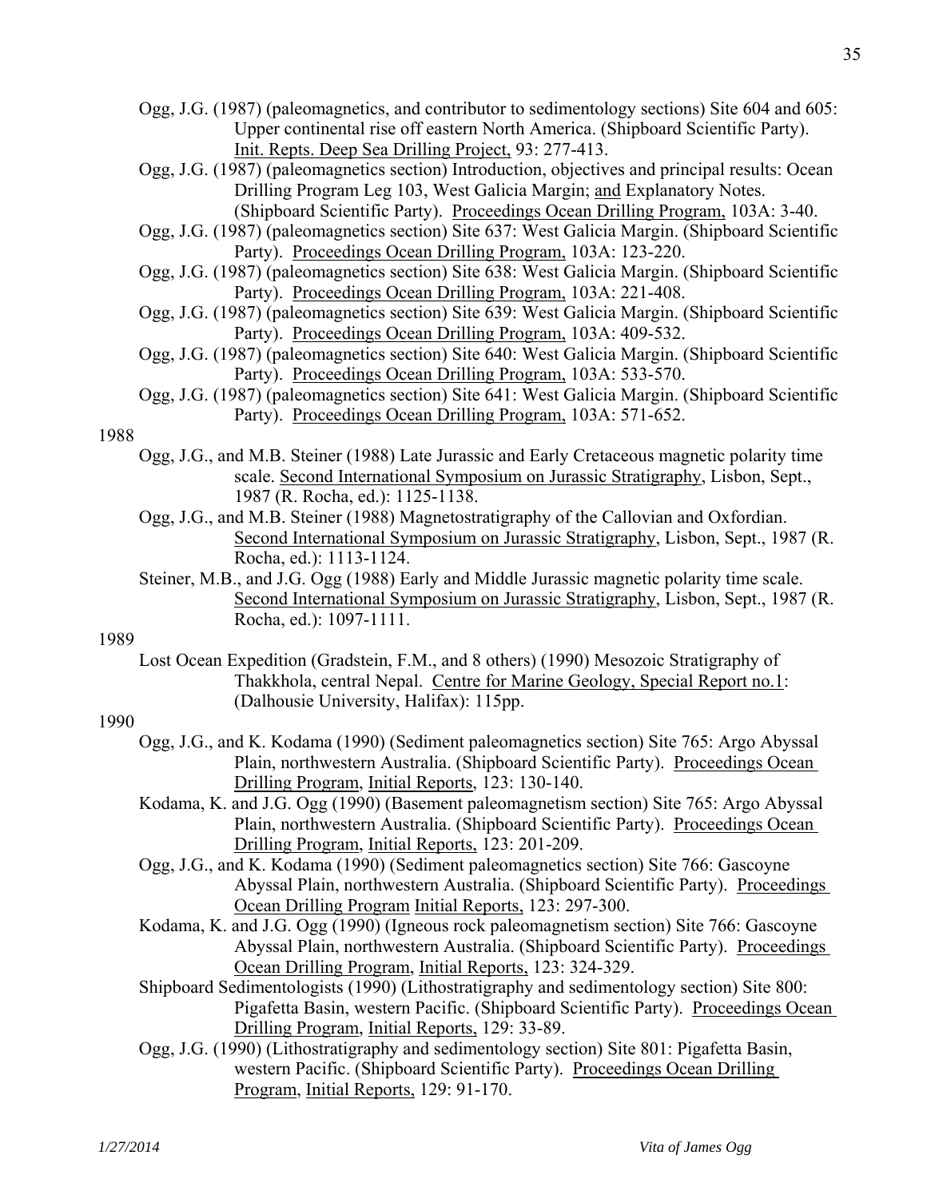Ogg, J.G. (1987) (paleomagnetics, and contributor to sedimentology sections) Site 604 and 605: Upper continental rise off eastern North America. (Shipboard Scientific Party). Init. Repts. Deep Sea Drilling Project, 93: 277-413.

Ogg, J.G. (1987) (paleomagnetics section) Introduction, objectives and principal results: Ocean Drilling Program Leg 103, West Galicia Margin; and Explanatory Notes. (Shipboard Scientific Party). Proceedings Ocean Drilling Program, 103A: 3-40.

Ogg, J.G. (1987) (paleomagnetics section) Site 637: West Galicia Margin. (Shipboard Scientific Party). Proceedings Ocean Drilling Program, 103A: 123-220.

Ogg, J.G. (1987) (paleomagnetics section) Site 638: West Galicia Margin. (Shipboard Scientific Party). Proceedings Ocean Drilling Program, 103A: 221-408.

Ogg, J.G. (1987) (paleomagnetics section) Site 639: West Galicia Margin. (Shipboard Scientific Party). Proceedings Ocean Drilling Program, 103A: 409-532.

Ogg, J.G. (1987) (paleomagnetics section) Site 640: West Galicia Margin. (Shipboard Scientific Party). Proceedings Ocean Drilling Program, 103A: 533-570.

Ogg, J.G. (1987) (paleomagnetics section) Site 641: West Galicia Margin. (Shipboard Scientific Party). Proceedings Ocean Drilling Program, 103A: 571-652.

1988

Ogg, J.G., and M.B. Steiner (1988) Late Jurassic and Early Cretaceous magnetic polarity time scale. Second International Symposium on Jurassic Stratigraphy, Lisbon, Sept., 1987 (R. Rocha, ed.): 1125-1138.

Ogg, J.G., and M.B. Steiner (1988) Magnetostratigraphy of the Callovian and Oxfordian. Second International Symposium on Jurassic Stratigraphy, Lisbon, Sept., 1987 (R. Rocha, ed.): 1113-1124.

Steiner, M.B., and J.G. Ogg (1988) Early and Middle Jurassic magnetic polarity time scale. Second International Symposium on Jurassic Stratigraphy, Lisbon, Sept., 1987 (R. Rocha, ed.): 1097-1111.

1989

Lost Ocean Expedition (Gradstein, F.M., and 8 others) (1990) Mesozoic Stratigraphy of Thakkhola, central Nepal. Centre for Marine Geology, Special Report no.1: (Dalhousie University, Halifax): 115pp.

1990

Ogg, J.G., and K. Kodama (1990) (Sediment paleomagnetics section) Site 765: Argo Abyssal Plain, northwestern Australia. (Shipboard Scientific Party). Proceedings Ocean Drilling Program, Initial Reports, 123: 130-140.

Kodama, K. and J.G. Ogg (1990) (Basement paleomagnetism section) Site 765: Argo Abyssal Plain, northwestern Australia. (Shipboard Scientific Party). Proceedings Ocean Drilling Program, Initial Reports, 123: 201-209.

Ogg, J.G., and K. Kodama (1990) (Sediment paleomagnetics section) Site 766: Gascoyne Abyssal Plain, northwestern Australia. (Shipboard Scientific Party). Proceedings Ocean Drilling Program Initial Reports, 123: 297-300.

Kodama, K. and J.G. Ogg (1990) (Igneous rock paleomagnetism section) Site 766: Gascoyne Abyssal Plain, northwestern Australia. (Shipboard Scientific Party). Proceedings Ocean Drilling Program, Initial Reports, 123: 324-329.

Shipboard Sedimentologists (1990) (Lithostratigraphy and sedimentology section) Site 800: Pigafetta Basin, western Pacific. (Shipboard Scientific Party). Proceedings Ocean Drilling Program, Initial Reports, 129: 33-89.

Ogg, J.G. (1990) (Lithostratigraphy and sedimentology section) Site 801: Pigafetta Basin, western Pacific. (Shipboard Scientific Party). Proceedings Ocean Drilling Program, Initial Reports, 129: 91-170.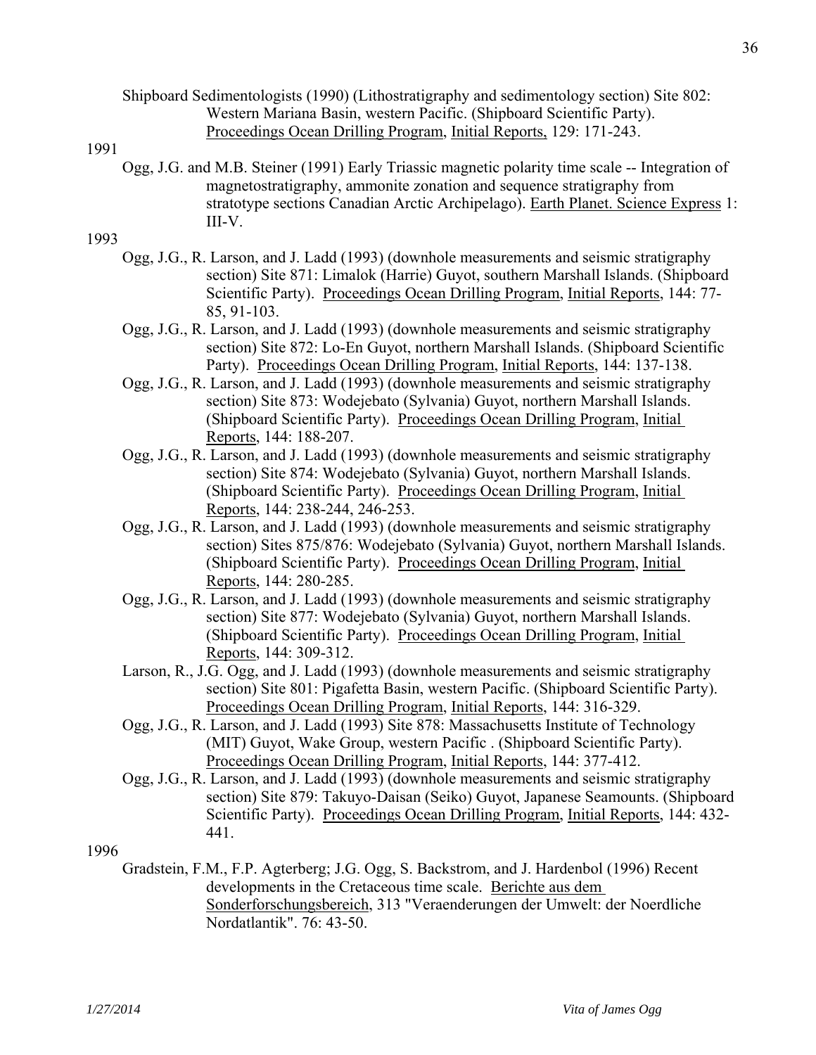Shipboard Sedimentologists (1990) (Lithostratigraphy and sedimentology section) Site 802: Western Mariana Basin, western Pacific. (Shipboard Scientific Party). Proceedings Ocean Drilling Program, Initial Reports, 129: 171-243.

1991

Ogg, J.G. and M.B. Steiner (1991) Early Triassic magnetic polarity time scale -- Integration of magnetostratigraphy, ammonite zonation and sequence stratigraphy from stratotype sections Canadian Arctic Archipelago). Earth Planet. Science Express 1: III-V.

1993

Ogg, J.G., R. Larson, and J. Ladd (1993) (downhole measurements and seismic stratigraphy section) Site 871: Limalok (Harrie) Guyot, southern Marshall Islands. (Shipboard Scientific Party). Proceedings Ocean Drilling Program, Initial Reports, 144: 77-85, 91-103.

Ogg, J.G., R. Larson, and J. Ladd (1993) (downhole measurements and seismic stratigraphy section) Site 872: Lo-En Guyot, northern Marshall Islands. (Shipboard Scientific Party). Proceedings Ocean Drilling Program, Initial Reports, 144: 137-138.

Ogg, J.G., R. Larson, and J. Ladd (1993) (downhole measurements and seismic stratigraphy section) Site 873: Wodejebato (Sylvania) Guyot, northern Marshall Islands. (Shipboard Scientific Party). Proceedings Ocean Drilling Program, Initial Reports, 144: 188-207.

Ogg, J.G., R. Larson, and J. Ladd (1993) (downhole measurements and seismic stratigraphy section) Site 874: Wodejebato (Sylvania) Guyot, northern Marshall Islands. (Shipboard Scientific Party). Proceedings Ocean Drilling Program, Initial Reports, 144: 238-244, 246-253.

Ogg, J.G., R. Larson, and J. Ladd (1993) (downhole measurements and seismic stratigraphy section) Sites 875/876: Wodejebato (Sylvania) Guyot, northern Marshall Islands. (Shipboard Scientific Party). Proceedings Ocean Drilling Program, Initial Reports, 144: 280-285.

Ogg, J.G., R. Larson, and J. Ladd (1993) (downhole measurements and seismic stratigraphy section) Site 877: Wodejebato (Sylvania) Guyot, northern Marshall Islands. (Shipboard Scientific Party). Proceedings Ocean Drilling Program, Initial Reports, 144: 309-312.

Larson, R., J.G. Ogg, and J. Ladd (1993) (downhole measurements and seismic stratigraphy section) Site 801: Pigafetta Basin, western Pacific. (Shipboard Scientific Party). Proceedings Ocean Drilling Program, Initial Reports, 144: 316-329.

Ogg, J.G., R. Larson, and J. Ladd (1993) Site 878: Massachusetts Institute of Technology (MIT) Guyot, Wake Group, western Pacific . (Shipboard Scientific Party). Proceedings Ocean Drilling Program, Initial Reports, 144: 377-412.

Ogg, J.G., R. Larson, and J. Ladd (1993) (downhole measurements and seismic stratigraphy section) Site 879: Takuyo-Daisan (Seiko) Guyot, Japanese Seamounts. (Shipboard Scientific Party). Proceedings Ocean Drilling Program, Initial Reports, 144: 432-441.

1996

Gradstein, F.M., F.P. Agterberg; J.G. Ogg, S. Backstrom, and J. Hardenbol (1996) Recent developments in the Cretaceous time scale. Berichte aus dem Sonderforschungsbereich, 313 "Veraenderungen der Umwelt: der Noerdliche Nordatlantik". 76: 43-50.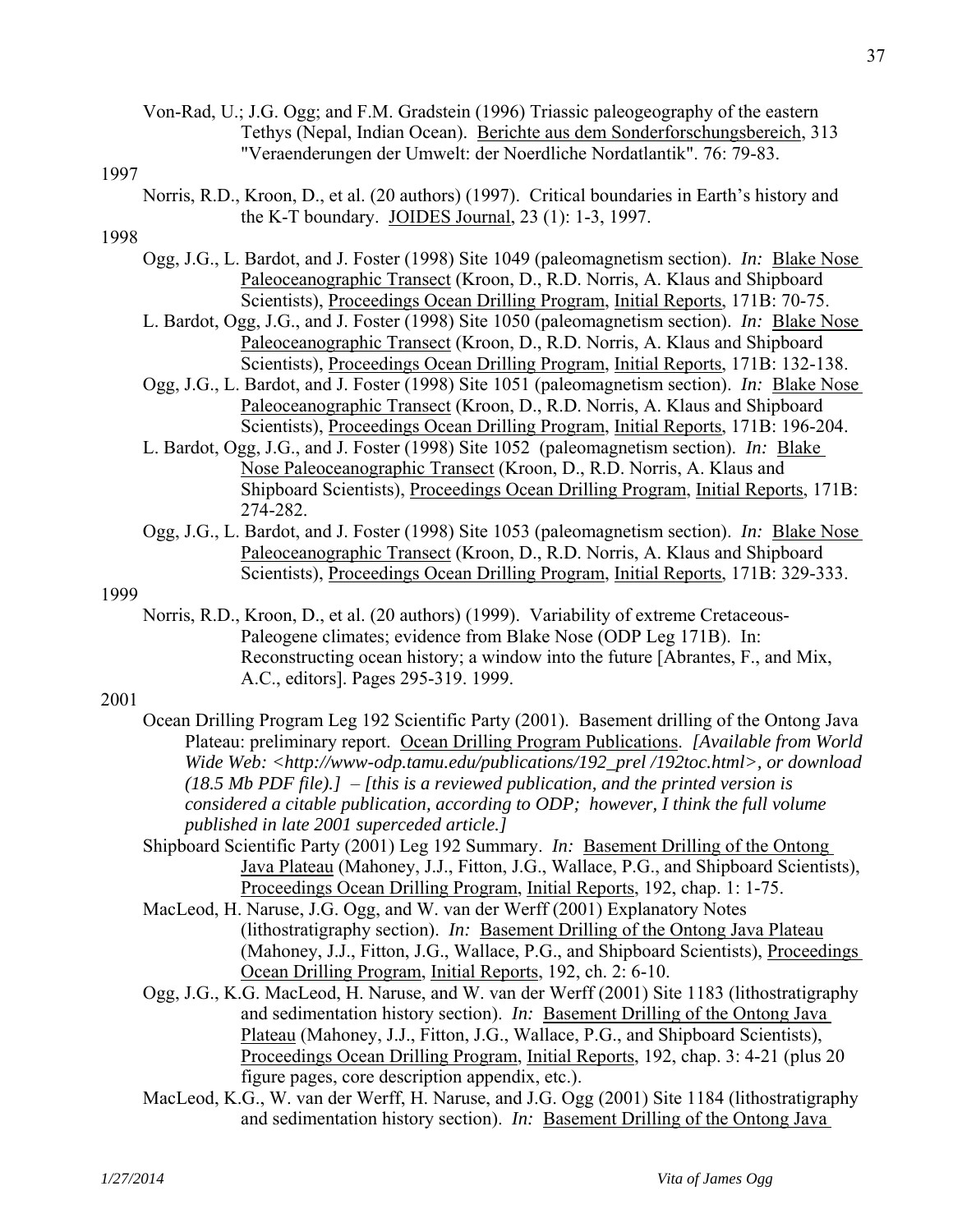Von-Rad, U.; J.G. Ogg; and F.M. Gradstein (1996) Triassic paleogeography of the eastern Tethys (Nepal, Indian Ocean). Berichte aus dem Sonderforschungsbereich, 313 "Veraenderungen der Umwelt: der Noerdliche Nordatlantik". 76: 79-83.

1997

Norris, R.D., Kroon, D., et al. (20 authors) (1997). Critical boundaries in Earth's history and the K-T boundary. JOIDES Journal, 23 (1): 1-3, 1997.

1998

Ogg, J.G., L. Bardot, and J. Foster (1998) Site 1049 (paleomagnetism section). *In:* Blake Nose Paleoceanographic Transect (Kroon, D., R.D. Norris, A. Klaus and Shipboard Scientists), Proceedings Ocean Drilling Program, Initial Reports, 171B: 70-75.

L. Bardot, Ogg, J.G., and J. Foster (1998) Site 1050 (paleomagnetism section). *In:* Blake Nose Paleoceanographic Transect (Kroon, D., R.D. Norris, A. Klaus and Shipboard Scientists), Proceedings Ocean Drilling Program, Initial Reports, 171B: 132-138.

Ogg, J.G., L. Bardot, and J. Foster (1998) Site 1051 (paleomagnetism section). *In:* Blake Nose Paleoceanographic Transect (Kroon, D., R.D. Norris, A. Klaus and Shipboard Scientists), Proceedings Ocean Drilling Program, Initial Reports, 171B: 196-204.

L. Bardot, Ogg, J.G., and J. Foster (1998) Site 1052 (paleomagnetism section). *In:* Blake Nose Paleoceanographic Transect (Kroon, D., R.D. Norris, A. Klaus and Shipboard Scientists), Proceedings Ocean Drilling Program, Initial Reports, 171B: 274-282.

Ogg, J.G., L. Bardot, and J. Foster (1998) Site 1053 (paleomagnetism section). *In:* Blake Nose Paleoceanographic Transect (Kroon, D., R.D. Norris, A. Klaus and Shipboard Scientists), Proceedings Ocean Drilling Program, Initial Reports, 171B: 329-333.

1999

Norris, R.D., Kroon, D., et al. (20 authors) (1999). Variability of extreme Cretaceous-Paleogene climates; evidence from Blake Nose (ODP Leg 171B). In: Reconstructing ocean history; a window into the future [Abrantes, F., and Mix, A.C., editors]. Pages 295-319. 1999.

2001

Ocean Drilling Program Leg 192 Scientific Party (2001). Basement drilling of the Ontong Java Plateau: preliminary report. Ocean Drilling Program Publications. *[Available from World Wide Web: <http://www-odp.tamu.edu/publications/192_prel /192toc.html>, or download (18.5 Mb PDF file).] – [this is a reviewed publication, and the printed version is considered a citable publication, according to ODP; however, I think the full volume published in late 2001 superceded article.]*

Shipboard Scientific Party (2001) Leg 192 Summary. *In:* Basement Drilling of the Ontong Java Plateau (Mahoney, J.J., Fitton, J.G., Wallace, P.G., and Shipboard Scientists), Proceedings Ocean Drilling Program, Initial Reports, 192, chap. 1: 1-75.

MacLeod, H. Naruse, J.G. Ogg, and W. van der Werff (2001) Explanatory Notes (lithostratigraphy section). *In:* Basement Drilling of the Ontong Java Plateau (Mahoney, J.J., Fitton, J.G., Wallace, P.G., and Shipboard Scientists), Proceedings Ocean Drilling Program, Initial Reports, 192, ch. 2: 6-10.

Ogg, J.G., K.G. MacLeod, H. Naruse, and W. van der Werff (2001) Site 1183 (lithostratigraphy and sedimentation history section). *In:* Basement Drilling of the Ontong Java Plateau (Mahoney, J.J., Fitton, J.G., Wallace, P.G., and Shipboard Scientists), Proceedings Ocean Drilling Program, Initial Reports, 192, chap. 3: 4-21 (plus 20 figure pages, core description appendix, etc.).

MacLeod, K.G., W. van der Werff, H. Naruse, and J.G. Ogg (2001) Site 1184 (lithostratigraphy and sedimentation history section). *In:* Basement Drilling of the Ontong Java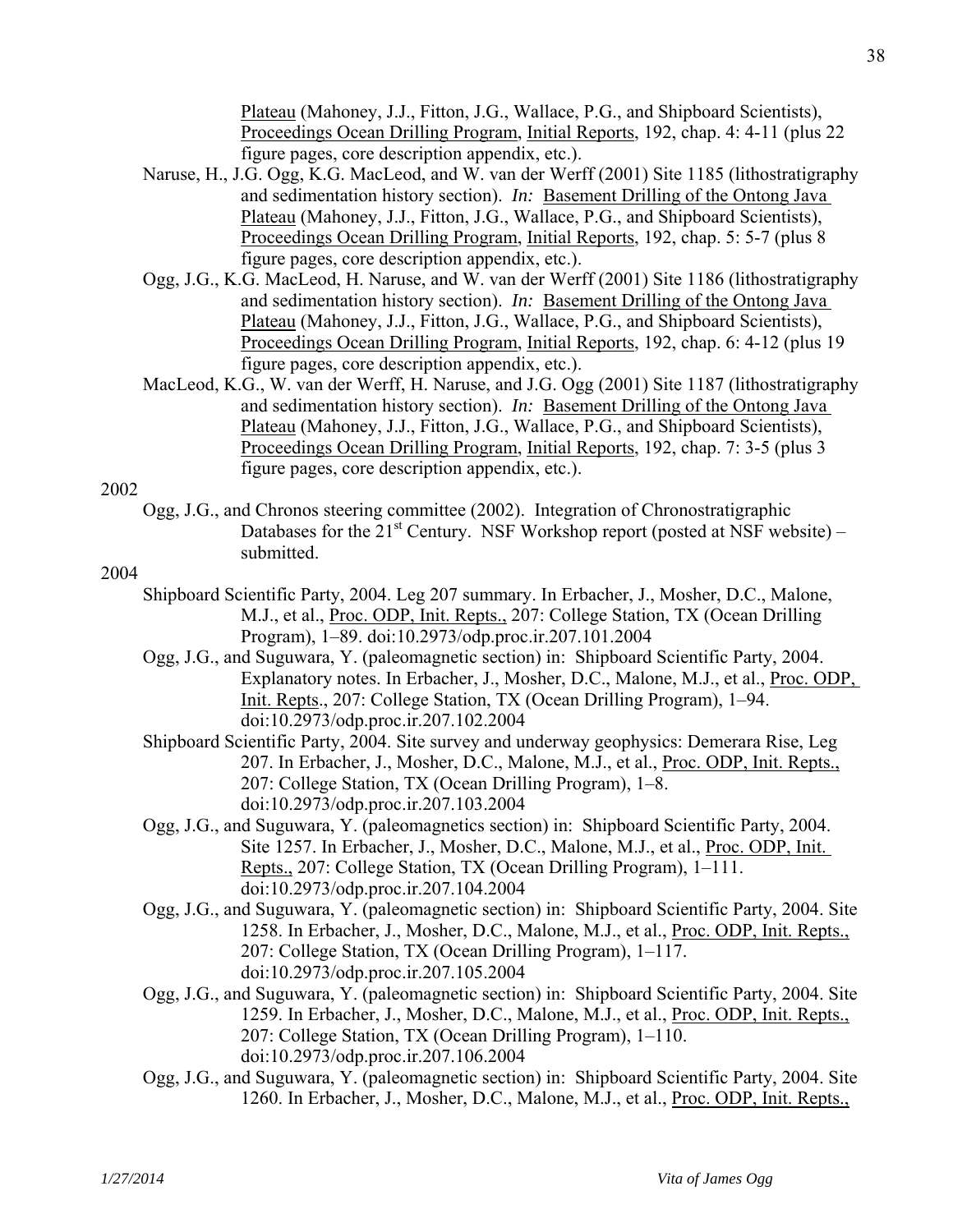Plateau (Mahoney, J.J., Fitton, J.G., Wallace, P.G., and Shipboard Scientists), Proceedings Ocean Drilling Program, Initial Reports, 192, chap. 4: 4-11 (plus 22 figure pages, core description appendix, etc.).

Naruse, H., J.G. Ogg, K.G. MacLeod, and W. van der Werff (2001) Site 1185 (lithostratigraphy and sedimentation history section). *In:* Basement Drilling of the Ontong Java Plateau (Mahoney, J.J., Fitton, J.G., Wallace, P.G., and Shipboard Scientists), Proceedings Ocean Drilling Program, Initial Reports, 192, chap. 5: 5-7 (plus 8 figure pages, core description appendix, etc.).

Ogg, J.G., K.G. MacLeod, H. Naruse, and W. van der Werff (2001) Site 1186 (lithostratigraphy and sedimentation history section). *In:* Basement Drilling of the Ontong Java Plateau (Mahoney, J.J., Fitton, J.G., Wallace, P.G., and Shipboard Scientists), Proceedings Ocean Drilling Program, Initial Reports, 192, chap. 6: 4-12 (plus 19 figure pages, core description appendix, etc.).

MacLeod, K.G., W. van der Werff, H. Naruse, and J.G. Ogg (2001) Site 1187 (lithostratigraphy and sedimentation history section). *In:* Basement Drilling of the Ontong Java Plateau (Mahoney, J.J., Fitton, J.G., Wallace, P.G., and Shipboard Scientists), Proceedings Ocean Drilling Program, Initial Reports, 192, chap. 7: 3-5 (plus 3 figure pages, core description appendix, etc.).

2002

Ogg, J.G., and Chronos steering committee (2002). Integration of Chronostratigraphic Databases for the 21st Century. NSF Workshop report (posted at NSF website) – submitted.

2004

Shipboard Scientific Party, 2004. Leg 207 summary. In Erbacher, J., Mosher, D.C., Malone, M.J., et al., Proc. ODP, Init. Repts., 207: College Station, TX (Ocean Drilling Program), 1–89. doi:10.2973/odp.proc.ir.207.101.2004

Ogg, J.G., and Suguwara, Y. (paleomagnetic section) in: Shipboard Scientific Party, 2004. Explanatory notes. In Erbacher, J., Mosher, D.C., Malone, M.J., et al., Proc. ODP, Init. Repts., 207: College Station, TX (Ocean Drilling Program), 1–94. doi:10.2973/odp.proc.ir.207.102.2004

Shipboard Scientific Party, 2004. Site survey and underway geophysics: Demerara Rise, Leg 207. In Erbacher, J., Mosher, D.C., Malone, M.J., et al., Proc. ODP, Init. Repts., 207: College Station, TX (Ocean Drilling Program), 1–8. doi:10.2973/odp.proc.ir.207.103.2004

Ogg, J.G., and Suguwara, Y. (paleomagnetics section) in: Shipboard Scientific Party, 2004. Site 1257. In Erbacher, J., Mosher, D.C., Malone, M.J., et al., Proc. ODP, Init. Repts., 207: College Station, TX (Ocean Drilling Program), 1–111. doi:10.2973/odp.proc.ir.207.104.2004

Ogg, J.G., and Suguwara, Y. (paleomagnetic section) in: Shipboard Scientific Party, 2004. Site 1258. In Erbacher, J., Mosher, D.C., Malone, M.J., et al., Proc. ODP, Init. Repts., 207: College Station, TX (Ocean Drilling Program), 1–117. doi:10.2973/odp.proc.ir.207.105.2004

Ogg, J.G., and Suguwara, Y. (paleomagnetic section) in: Shipboard Scientific Party, 2004. Site 1259. In Erbacher, J., Mosher, D.C., Malone, M.J., et al., Proc. ODP, Init. Repts., 207: College Station, TX (Ocean Drilling Program), 1–110. doi:10.2973/odp.proc.ir.207.106.2004

Ogg, J.G., and Suguwara, Y. (paleomagnetic section) in: Shipboard Scientific Party, 2004. Site 1260. In Erbacher, J., Mosher, D.C., Malone, M.J., et al., Proc. ODP, Init. Repts.,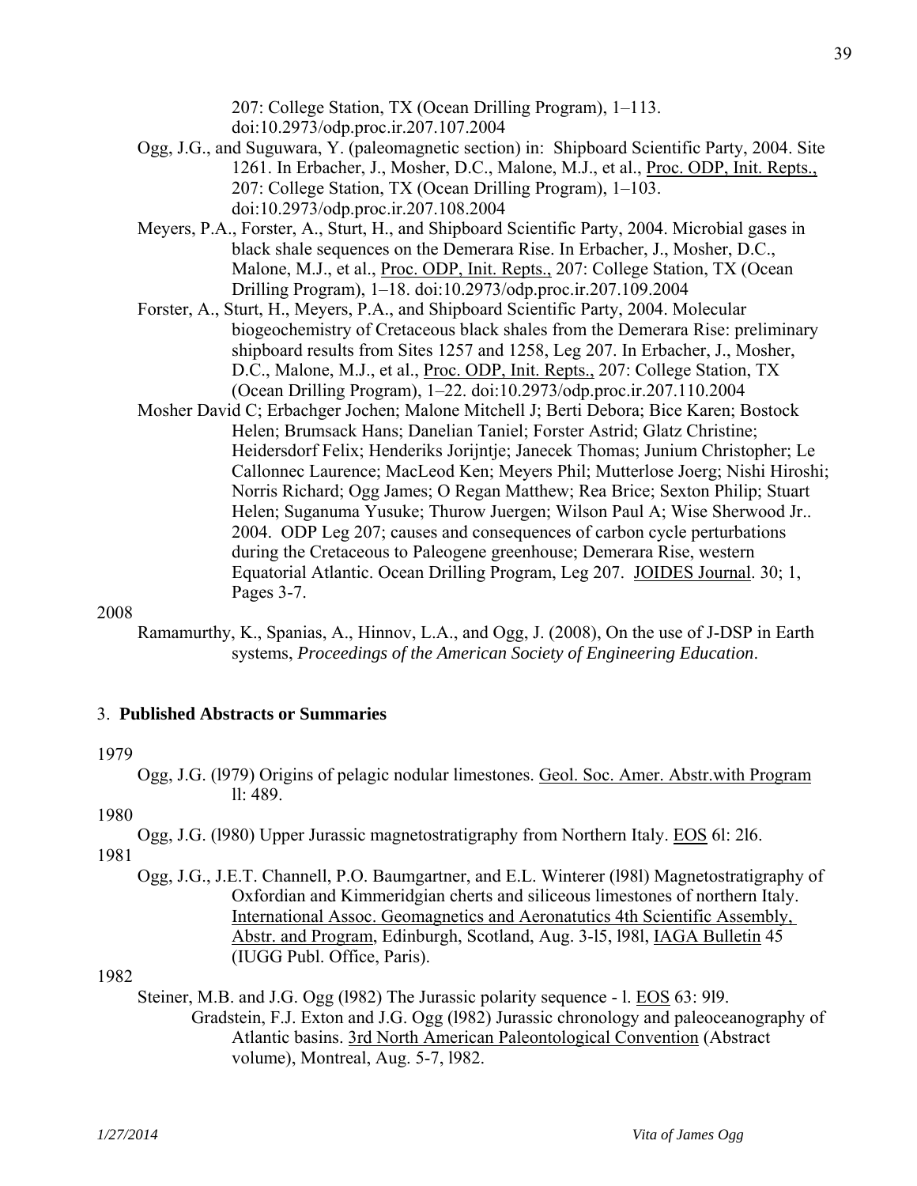207: College Station, TX (Ocean Drilling Program), 1–113. doi:10.2973/odp.proc.ir.207.107.2004

Ogg, J.G., and Suguwara, Y. (paleomagnetic section) in: Shipboard Scientific Party, 2004. Site 1261. In Erbacher, J., Mosher, D.C., Malone, M.J., et al., Proc. ODP, Init. Repts., 207: College Station, TX (Ocean Drilling Program), 1–103. doi:10.2973/odp.proc.ir.207.108.2004

Meyers, P.A., Forster, A., Sturt, H., and Shipboard Scientific Party, 2004. Microbial gases in black shale sequences on the Demerara Rise. In Erbacher, J., Mosher, D.C., Malone, M.J., et al., Proc. ODP, Init. Repts., 207: College Station, TX (Ocean Drilling Program), 1–18. doi:10.2973/odp.proc.ir.207.109.2004

Forster, A., Sturt, H., Meyers, P.A., and Shipboard Scientific Party, 2004. Molecular biogeochemistry of Cretaceous black shales from the Demerara Rise: preliminary shipboard results from Sites 1257 and 1258, Leg 207. In Erbacher, J., Mosher, D.C., Malone, M.J., et al., Proc. ODP, Init. Repts., 207: College Station, TX (Ocean Drilling Program), 1–22. doi:10.2973/odp.proc.ir.207.110.2004

Mosher David C; Erbachger Jochen; Malone Mitchell J; Berti Debora; Bice Karen; Bostock Helen; Brumsack Hans; Danelian Taniel; Forster Astrid; Glatz Christine; Heidersdorf Felix; Henderiks Jorijntje; Janecek Thomas; Junium Christopher; Le Callonnec Laurence; MacLeod Ken; Meyers Phil; Mutterlose Joerg; Nishi Hiroshi; Norris Richard; Ogg James; O Regan Matthew; Rea Brice; Sexton Philip; Stuart Helen; Suganuma Yusuke; Thurow Juergen; Wilson Paul A; Wise Sherwood Jr.. 2004. ODP Leg 207; causes and consequences of carbon cycle perturbations during the Cretaceous to Paleogene greenhouse; Demerara Rise, western Equatorial Atlantic. Ocean Drilling Program, Leg 207. JOIDES Journal. 30; 1, Pages 3-7.

2008

Ramamurthy, K., Spanias, A., Hinnov, L.A., and Ogg, J. (2008), On the use of J-DSP in Earth systems, *Proceedings of the American Society of Engineering Education*.

## 3. **Published Abstracts or Summaries**

1979

Ogg, J.G. (l979) Origins of pelagic nodular limestones. Geol. Soc. Amer. Abstr.with Program ll: 489.

1980

Ogg, J.G. (l980) Upper Jurassic magnetostratigraphy from Northern Italy. EOS 6l: 2l6.

1981

Ogg, J.G., J.E.T. Channell, P.O. Baumgartner, and E.L. Winterer (l98l) Magnetostratigraphy of Oxfordian and Kimmeridgian cherts and siliceous limestones of northern Italy. International Assoc. Geomagnetics and Aeronatutics 4th Scientific Assembly, Abstr. and Program, Edinburgh, Scotland, Aug. 3-l5, l98l, IAGA Bulletin 45 (IUGG Publ. Office, Paris).

1982

Steiner, M.B. and J.G. Ogg (l982) The Jurassic polarity sequence - l. EOS 63: 9l9.

Gradstein, F.J. Exton and J.G. Ogg (l982) Jurassic chronology and paleoceanography of Atlantic basins. 3rd North American Paleontological Convention (Abstract volume), Montreal, Aug. 5-7, l982.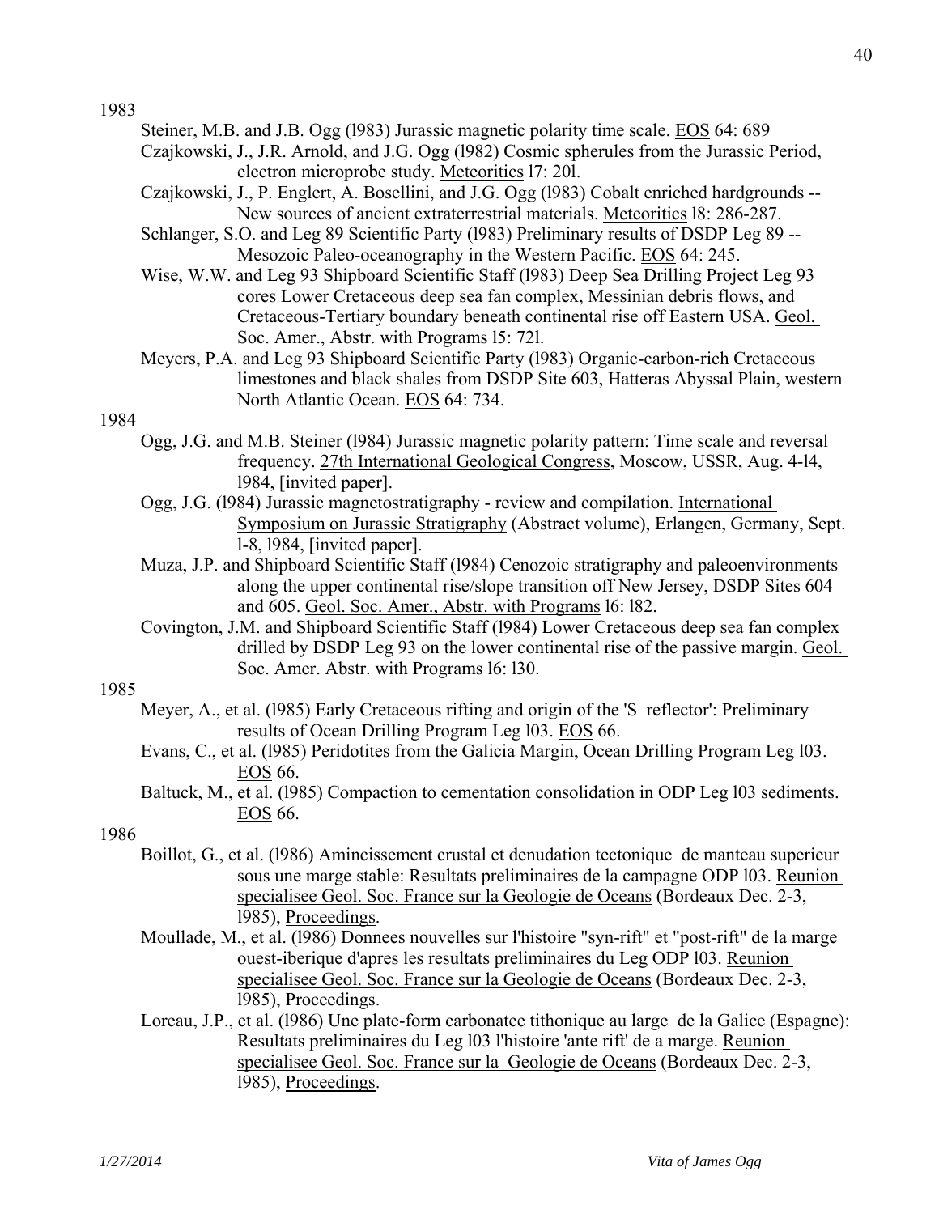1983

Steiner, M.B. and J.B. Ogg (l983) Jurassic magnetic polarity time scale. EOS 64: 689

Czajkowski, J., J.R. Arnold, and J.G. Ogg (l982) Cosmic spherules from the Jurassic Period, electron microprobe study. Meteoritics l7: 20l.

Czajkowski, J., P. Englert, A. Bosellini, and J.G. Ogg (l983) Cobalt enriched hardgrounds -- New sources of ancient extraterrestrial materials. Meteoritics l8: 286-287.

Schlanger, S.O. and Leg 89 Scientific Party (l983) Preliminary results of DSDP Leg 89 -- Mesozoic Paleo-oceanography in the Western Pacific. EOS 64: 245.

Wise, W.W. and Leg 93 Shipboard Scientific Staff (l983) Deep Sea Drilling Project Leg 93 cores Lower Cretaceous deep sea fan complex, Messinian debris flows, and Cretaceous-Tertiary boundary beneath continental rise off Eastern USA. Geol. Soc. Amer., Abstr. with Programs l5: 72l.

Meyers, P.A. and Leg 93 Shipboard Scientific Party (l983) Organic-carbon-rich Cretaceous limestones and black shales from DSDP Site 603, Hatteras Abyssal Plain, western North Atlantic Ocean. EOS 64: 734.

1984

Ogg, J.G. and M.B. Steiner (l984) Jurassic magnetic polarity pattern: Time scale and reversal frequency. 27th International Geological Congress, Moscow, USSR, Aug. 4-l4, l984, [invited paper].

Ogg, J.G. (l984) Jurassic magnetostratigraphy - review and compilation. International Symposium on Jurassic Stratigraphy (Abstract volume), Erlangen, Germany, Sept. l-8, l984, [invited paper].

Muza, J.P. and Shipboard Scientific Staff (l984) Cenozoic stratigraphy and paleoenvironments along the upper continental rise/slope transition off New Jersey, DSDP Sites 604 and 605. Geol. Soc. Amer., Abstr. with Programs l6: l82.

Covington, J.M. and Shipboard Scientific Staff (l984) Lower Cretaceous deep sea fan complex drilled by DSDP Leg 93 on the lower continental rise of the passive margin. Geol. Soc. Amer. Abstr. with Programs l6: l30.

1985

Meyer, A., et al. (l985) Early Cretaceous rifting and origin of the 'S reflector': Preliminary results of Ocean Drilling Program Leg l03. EOS 66.

Evans, C., et al. (l985) Peridotites from the Galicia Margin, Ocean Drilling Program Leg l03. EOS 66.

Baltuck, M., et al. (l985) Compaction to cementation consolidation in ODP Leg l03 sediments. EOS 66.

1986

Boillot, G., et al. (l986) Amincissement crustal et denudation tectonique de manteau superieur sous une marge stable: Resultats preliminaires de la campagne ODP l03. Reunion specialisee Geol. Soc. France sur la Geologie de Oceans (Bordeaux Dec. 2-3, l985), Proceedings.

Moullade, M., et al. (l986) Donnees nouvelles sur l'histoire "syn-rift" et "post-rift" de la marge ouest-iberique d'apres les resultats preliminaires du Leg ODP l03. Reunion specialisee Geol. Soc. France sur la Geologie de Oceans (Bordeaux Dec. 2-3, l985), Proceedings.

Loreau, J.P., et al. (l986) Une plate-form carbonatee tithonique au large de la Galice (Espagne): Resultats preliminaires du Leg l03 l'histoire 'ante rift' de a marge. Reunion specialisee Geol. Soc. France sur la Geologie de Oceans (Bordeaux Dec. 2-3, l985), Proceedings.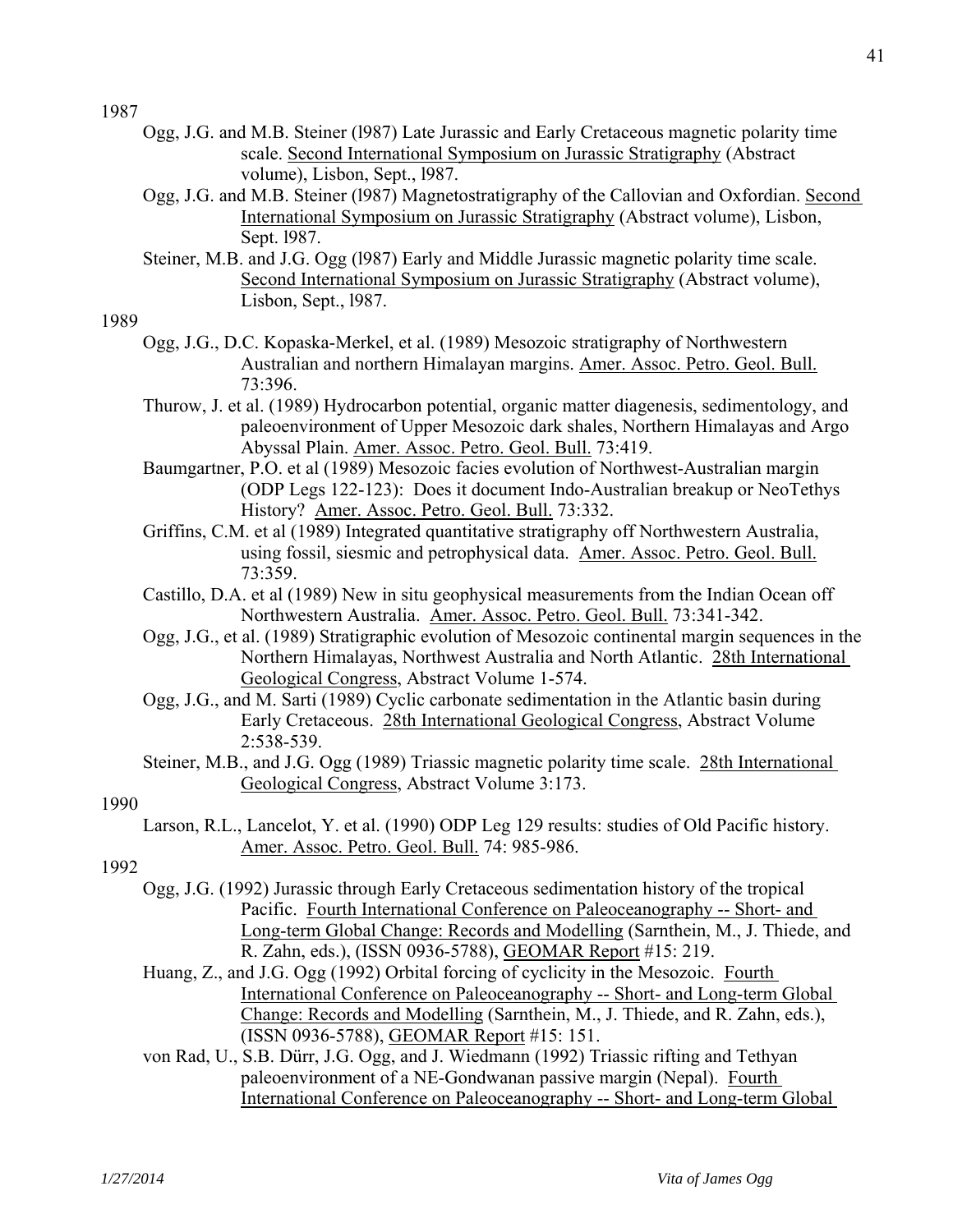1987

Ogg, J.G. and M.B. Steiner (l987) Late Jurassic and Early Cretaceous magnetic polarity time scale. Second International Symposium on Jurassic Stratigraphy (Abstract volume), Lisbon, Sept., l987.

Ogg, J.G. and M.B. Steiner (l987) Magnetostratigraphy of the Callovian and Oxfordian. Second International Symposium on Jurassic Stratigraphy (Abstract volume), Lisbon, Sept. l987.

Steiner, M.B. and J.G. Ogg (l987) Early and Middle Jurassic magnetic polarity time scale. Second International Symposium on Jurassic Stratigraphy (Abstract volume), Lisbon, Sept., l987.

1989

Ogg, J.G., D.C. Kopaska-Merkel, et al. (1989) Mesozoic stratigraphy of Northwestern Australian and northern Himalayan margins. Amer. Assoc. Petro. Geol. Bull. 73:396.

Thurow, J. et al. (1989) Hydrocarbon potential, organic matter diagenesis, sedimentology, and paleoenvironment of Upper Mesozoic dark shales, Northern Himalayas and Argo Abyssal Plain. Amer. Assoc. Petro. Geol. Bull. 73:419.

Baumgartner, P.O. et al (1989) Mesozoic facies evolution of Northwest-Australian margin (ODP Legs 122-123): Does it document Indo-Australian breakup or NeoTethys History? Amer. Assoc. Petro. Geol. Bull. 73:332.

Griffins, C.M. et al (1989) Integrated quantitative stratigraphy off Northwestern Australia, using fossil, siesmic and petrophysical data. Amer. Assoc. Petro. Geol. Bull. 73:359.

Castillo, D.A. et al (1989) New in situ geophysical measurements from the Indian Ocean off Northwestern Australia. Amer. Assoc. Petro. Geol. Bull. 73:341-342.

Ogg, J.G., et al. (1989) Stratigraphic evolution of Mesozoic continental margin sequences in the Northern Himalayas, Northwest Australia and North Atlantic. 28th International Geological Congress, Abstract Volume 1-574.

Ogg, J.G., and M. Sarti (1989) Cyclic carbonate sedimentation in the Atlantic basin during Early Cretaceous. 28th International Geological Congress, Abstract Volume 2:538-539.

Steiner, M.B., and J.G. Ogg (1989) Triassic magnetic polarity time scale. 28th International Geological Congress, Abstract Volume 3:173.

1990

Larson, R.L., Lancelot, Y. et al. (1990) ODP Leg 129 results: studies of Old Pacific history. Amer. Assoc. Petro. Geol. Bull. 74: 985-986.

1992

Ogg, J.G. (1992) Jurassic through Early Cretaceous sedimentation history of the tropical Pacific. Fourth International Conference on Paleoceanography -- Short- and Long-term Global Change: Records and Modelling (Sarnthein, M., J. Thiede, and R. Zahn, eds.), (ISSN 0936-5788), GEOMAR Report #15: 219.

Huang, Z., and J.G. Ogg (1992) Orbital forcing of cyclicity in the Mesozoic. Fourth International Conference on Paleoceanography -- Short- and Long-term Global Change: Records and Modelling (Sarnthein, M., J. Thiede, and R. Zahn, eds.), (ISSN 0936-5788), GEOMAR Report #15: 151.

von Rad, U., S.B. Dürr, J.G. Ogg, and J. Wiedmann (1992) Triassic rifting and Tethyan paleoenvironment of a NE-Gondwanan passive margin (Nepal). Fourth International Conference on Paleoceanography -- Short- and Long-term Global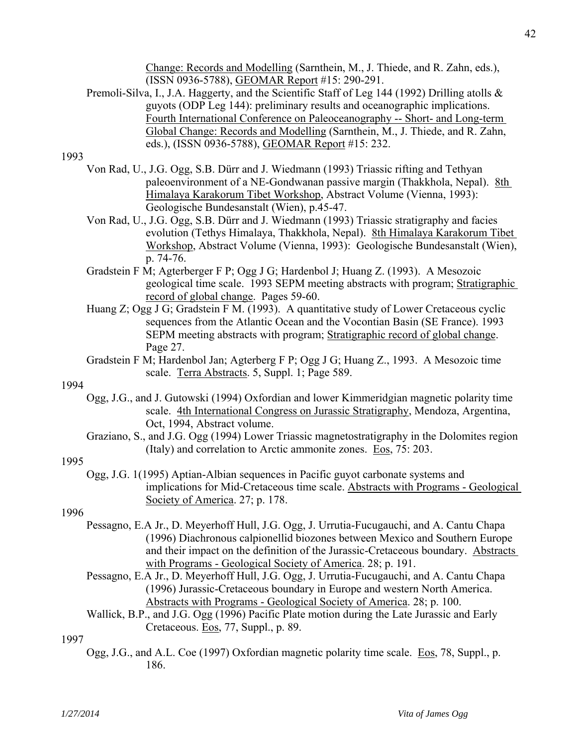Change: Records and Modelling (Sarnthein, M., J. Thiede, and R. Zahn, eds.), (ISSN 0936-5788), GEOMAR Report #15: 290-291.

Premoli-Silva, I., J.A. Haggerty, and the Scientific Staff of Leg 144 (1992) Drilling atolls & guyots (ODP Leg 144): preliminary results and oceanographic implications. Fourth International Conference on Paleoceanography -- Short- and Long-term Global Change: Records and Modelling (Sarnthein, M., J. Thiede, and R. Zahn, eds.), (ISSN 0936-5788), GEOMAR Report #15: 232.

1993

Von Rad, U., J.G. Ogg, S.B. Dürr and J. Wiedmann (1993) Triassic rifting and Tethyan paleoenvironment of a NE-Gondwanan passive margin (Thakkhola, Nepal). 8th Himalaya Karakorum Tibet Workshop, Abstract Volume (Vienna, 1993): Geologische Bundesanstalt (Wien), p.45-47.

Von Rad, U., J.G. Ogg, S.B. Dürr and J. Wiedmann (1993) Triassic stratigraphy and facies evolution (Tethys Himalaya, Thakkhola, Nepal). 8th Himalaya Karakorum Tibet Workshop, Abstract Volume (Vienna, 1993): Geologische Bundesanstalt (Wien), p. 74-76.

Gradstein F M; Agterberger F P; Ogg J G; Hardenbol J; Huang Z. (1993). A Mesozoic geological time scale. 1993 SEPM meeting abstracts with program; Stratigraphic record of global change. Pages 59-60.

Huang Z; Ogg J G; Gradstein F M. (1993). A quantitative study of Lower Cretaceous cyclic sequences from the Atlantic Ocean and the Vocontian Basin (SE France). 1993 SEPM meeting abstracts with program; Stratigraphic record of global change. Page 27.

Gradstein F M; Hardenbol Jan; Agterberg F P; Ogg J G; Huang Z., 1993. A Mesozoic time scale. Terra Abstracts. 5, Suppl. 1; Page 589.

1994

Ogg, J.G., and J. Gutowski (1994) Oxfordian and lower Kimmeridgian magnetic polarity time scale. 4th International Congress on Jurassic Stratigraphy, Mendoza, Argentina, Oct, 1994, Abstract volume.

Graziano, S., and J.G. Ogg (1994) Lower Triassic magnetostratigraphy in the Dolomites region (Italy) and correlation to Arctic ammonite zones. Eos, 75: 203.

1995

Ogg, J.G. 1(1995) Aptian-Albian sequences in Pacific guyot carbonate systems and implications for Mid-Cretaceous time scale. Abstracts with Programs - Geological Society of America. 27; p. 178.

1996

Pessagno, E.A Jr., D. Meyerhoff Hull, J.G. Ogg, J. Urrutia-Fucugauchi, and A. Cantu Chapa (1996) Diachronous calpionellid biozones between Mexico and Southern Europe and their impact on the definition of the Jurassic-Cretaceous boundary. Abstracts with Programs - Geological Society of America. 28; p. 191.

Pessagno, E.A Jr., D. Meyerhoff Hull, J.G. Ogg, J. Urrutia-Fucugauchi, and A. Cantu Chapa (1996) Jurassic-Cretaceous boundary in Europe and western North America. Abstracts with Programs - Geological Society of America. 28; p. 100.

Wallick, B.P., and J.G. Ogg (1996) Pacific Plate motion during the Late Jurassic and Early Cretaceous. Eos, 77, Suppl., p. 89.

1997

Ogg, J.G., and A.L. Coe (1997) Oxfordian magnetic polarity time scale. Eos, 78, Suppl., p. 186.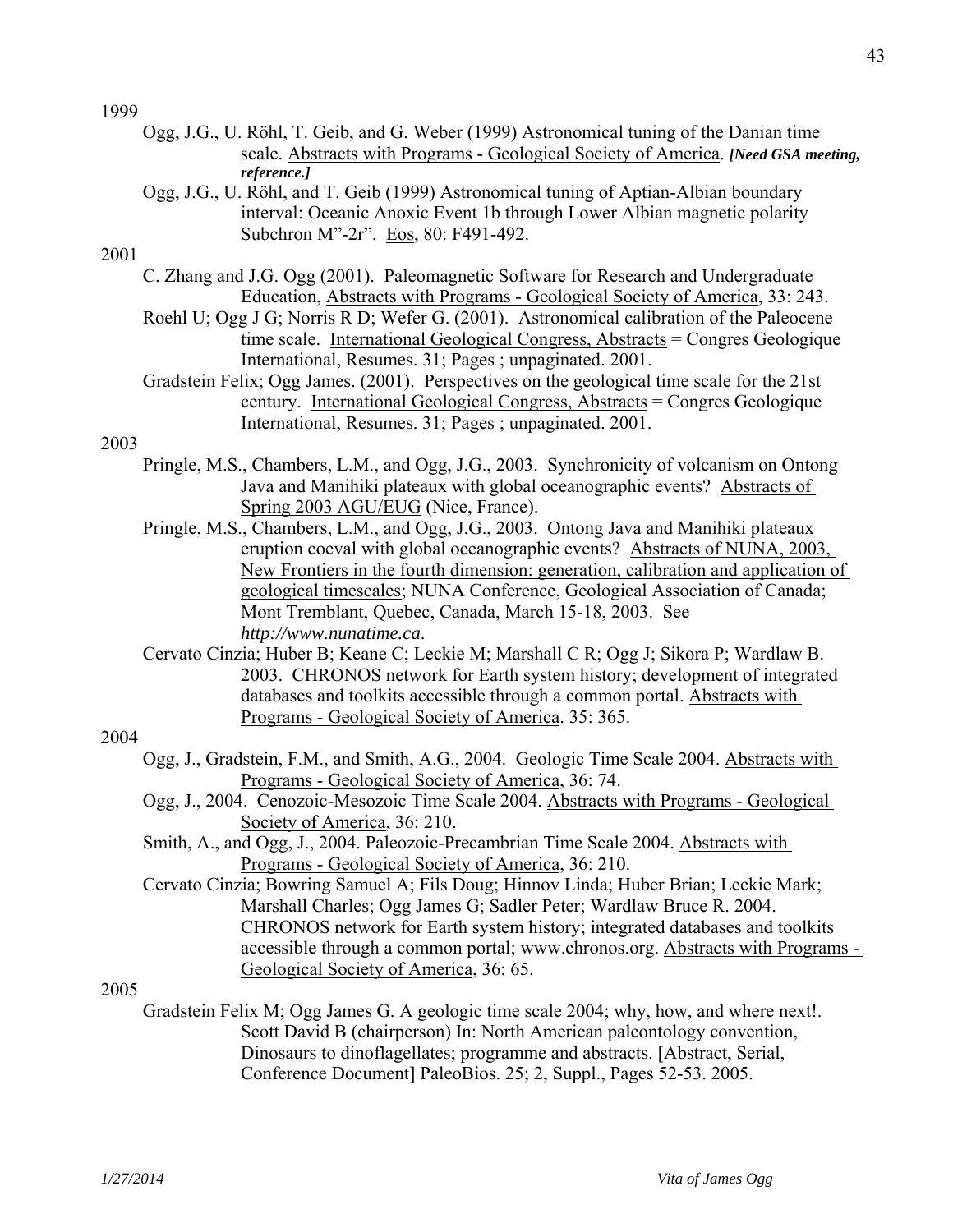1999

Ogg, J.G., U. Röhl, T. Geib, and G. Weber (1999) Astronomical tuning of the Danian time scale. Abstracts with Programs - Geological Society of America. ***[Need GSA meeting, reference.]***

Ogg, J.G., U. Röhl, and T. Geib (1999) Astronomical tuning of Aptian-Albian boundary interval: Oceanic Anoxic Event 1b through Lower Albian magnetic polarity Subchron M"-2r". Eos, 80: F491-492.

2001

C. Zhang and J.G. Ogg (2001). Paleomagnetic Software for Research and Undergraduate Education, Abstracts with Programs - Geological Society of America, 33: 243.

Roehl U; Ogg J G; Norris R D; Wefer G. (2001). Astronomical calibration of the Paleocene time scale. International Geological Congress, Abstracts = Congres Geologique International, Resumes. 31; Pages ; unpaginated. 2001.

Gradstein Felix; Ogg James. (2001). Perspectives on the geological time scale for the 21st century. International Geological Congress, Abstracts = Congres Geologique International, Resumes. 31; Pages ; unpaginated. 2001.

2003

Pringle, M.S., Chambers, L.M., and Ogg, J.G., 2003. Synchronicity of volcanism on Ontong Java and Manihiki plateaux with global oceanographic events? Abstracts of Spring 2003 AGU/EUG (Nice, France).

Pringle, M.S., Chambers, L.M., and Ogg, J.G., 2003. Ontong Java and Manihiki plateaux eruption coeval with global oceanographic events? Abstracts of NUNA, 2003, New Frontiers in the fourth dimension: generation, calibration and application of geological timescales; NUNA Conference, Geological Association of Canada; Mont Tremblant, Quebec, Canada, March 15-18, 2003. See *http://www.nunatime.ca*.

Cervato Cinzia; Huber B; Keane C; Leckie M; Marshall C R; Ogg J; Sikora P; Wardlaw B. 2003. CHRONOS network for Earth system history; development of integrated databases and toolkits accessible through a common portal. Abstracts with Programs - Geological Society of America. 35: 365.

2004

Ogg, J., Gradstein, F.M., and Smith, A.G., 2004. Geologic Time Scale 2004. Abstracts with Programs - Geological Society of America, 36: 74.

Ogg, J., 2004. Cenozoic-Mesozoic Time Scale 2004. Abstracts with Programs - Geological Society of America, 36: 210.

Smith, A., and Ogg, J., 2004. Paleozoic-Precambrian Time Scale 2004. Abstracts with Programs - Geological Society of America, 36: 210.

Cervato Cinzia; Bowring Samuel A; Fils Doug; Hinnov Linda; Huber Brian; Leckie Mark; Marshall Charles; Ogg James G; Sadler Peter; Wardlaw Bruce R. 2004. CHRONOS network for Earth system history; integrated databases and toolkits accessible through a common portal; www.chronos.org. Abstracts with Programs - Geological Society of America, 36: 65.

2005

Gradstein Felix M; Ogg James G. A geologic time scale 2004; why, how, and where next!. Scott David B (chairperson) In: North American paleontology convention, Dinosaurs to dinoflagellates; programme and abstracts. [Abstract, Serial, Conference Document] PaleoBios. 25; 2, Suppl., Pages 52-53. 2005.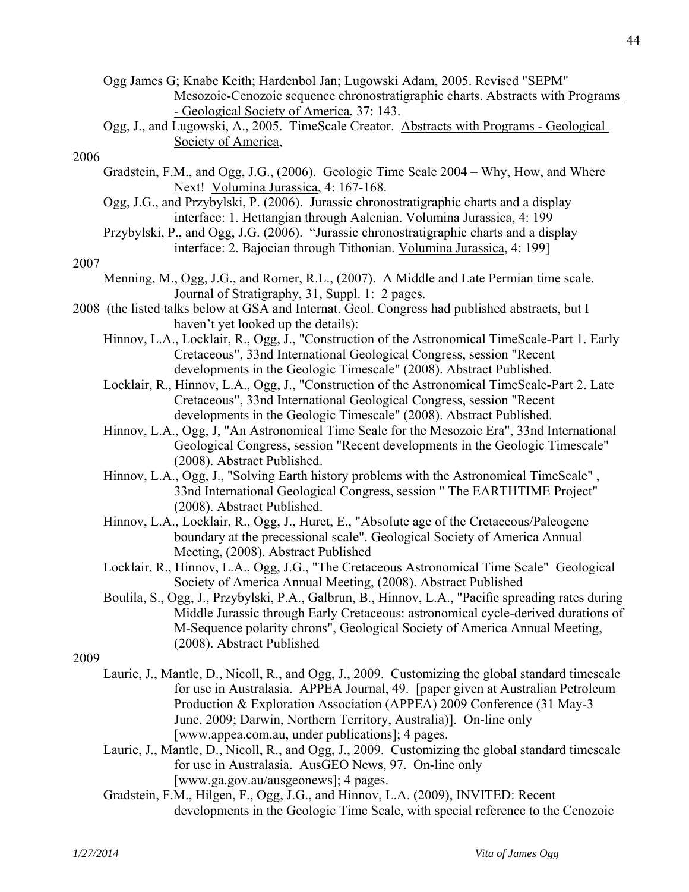Ogg James G; Knabe Keith; Hardenbol Jan; Lugowski Adam, 2005. Revised "SEPM" Mesozoic-Cenozoic sequence chronostratigraphic charts. Abstracts with Programs - Geological Society of America, 37: 143.

Ogg, J., and Lugowski, A., 2005. TimeScale Creator. Abstracts with Programs - Geological Society of America,

2006

Gradstein, F.M., and Ogg, J.G., (2006). Geologic Time Scale 2004 – Why, How, and Where Next! Volumina Jurassica, 4: 167-168.

Ogg, J.G., and Przybylski, P. (2006). Jurassic chronostratigraphic charts and a display interface: 1. Hettangian through Aalenian. Volumina Jurassica, 4: 199

Przybylski, P., and Ogg, J.G. (2006). "Jurassic chronostratigraphic charts and a display interface: 2. Bajocian through Tithonian. Volumina Jurassica, 4: 199]

2007

Menning, M., Ogg, J.G., and Romer, R.L., (2007). A Middle and Late Permian time scale. Journal of Stratigraphy, 31, Suppl. 1: 2 pages.

2008 (the listed talks below at GSA and Internat. Geol. Congress had published abstracts, but I haven't yet looked up the details):

Hinnov, L.A., Locklair, R., Ogg, J., "Construction of the Astronomical TimeScale-Part 1. Early Cretaceous", 33nd International Geological Congress, session "Recent developments in the Geologic Timescale" (2008). Abstract Published.

Locklair, R., Hinnov, L.A., Ogg, J., "Construction of the Astronomical TimeScale-Part 2. Late Cretaceous", 33nd International Geological Congress, session "Recent developments in the Geologic Timescale" (2008). Abstract Published.

Hinnov, L.A., Ogg, J, "An Astronomical Time Scale for the Mesozoic Era", 33nd International Geological Congress, session "Recent developments in the Geologic Timescale" (2008). Abstract Published.

Hinnov, L.A., Ogg, J., "Solving Earth history problems with the Astronomical TimeScale" , 33nd International Geological Congress, session " The EARTHTIME Project" (2008). Abstract Published.

Hinnov, L.A., Locklair, R., Ogg, J., Huret, E., "Absolute age of the Cretaceous/Paleogene boundary at the precessional scale". Geological Society of America Annual Meeting, (2008). Abstract Published

Locklair, R., Hinnov, L.A., Ogg, J.G., "The Cretaceous Astronomical Time Scale" Geological Society of America Annual Meeting, (2008). Abstract Published

Boulila, S., Ogg, J., Przybylski, P.A., Galbrun, B., Hinnov, L.A., "Pacific spreading rates during Middle Jurassic through Early Cretaceous: astronomical cycle-derived durations of M-Sequence polarity chrons", Geological Society of America Annual Meeting, (2008). Abstract Published

2009

Laurie, J., Mantle, D., Nicoll, R., and Ogg, J., 2009. Customizing the global standard timescale for use in Australasia. APPEA Journal, 49. [paper given at Australian Petroleum Production & Exploration Association (APPEA) 2009 Conference (31 May-3 June, 2009; Darwin, Northern Territory, Australia)]. On-line only [www.appea.com.au, under publications]; 4 pages.

Laurie, J., Mantle, D., Nicoll, R., and Ogg, J., 2009. Customizing the global standard timescale for use in Australasia. AusGEO News, 97. On-line only [www.ga.gov.au/ausgeonews]; 4 pages.

Gradstein, F.M., Hilgen, F., Ogg, J.G., and Hinnov, L.A. (2009), INVITED: Recent developments in the Geologic Time Scale, with special reference to the Cenozoic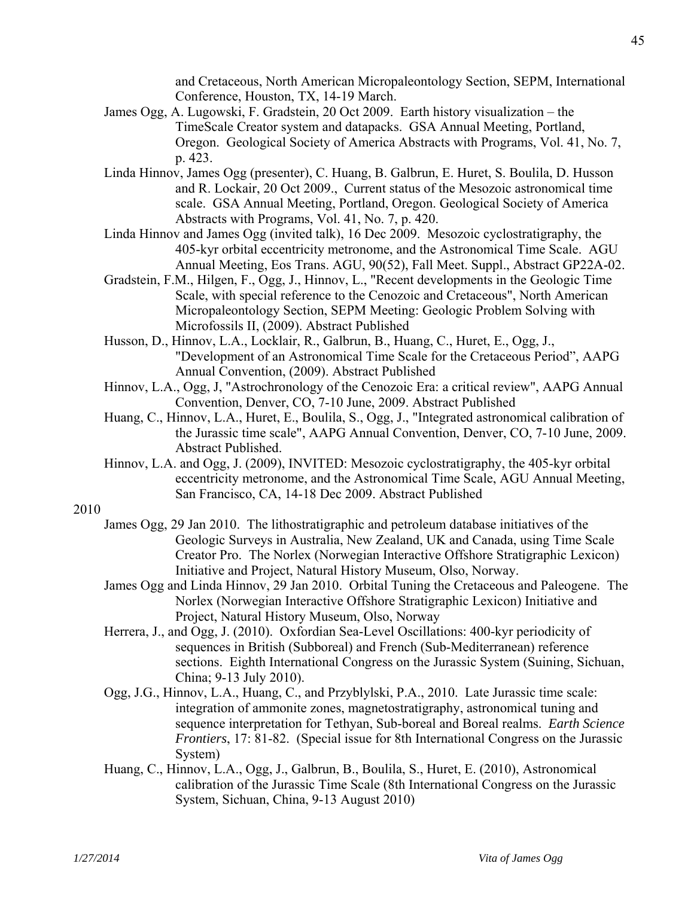and Cretaceous, North American Micropaleontology Section, SEPM, International Conference, Houston, TX, 14-19 March.

James Ogg, A. Lugowski, F. Gradstein, 20 Oct 2009. Earth history visualization – the TimeScale Creator system and datapacks. GSA Annual Meeting, Portland, Oregon. Geological Society of America Abstracts with Programs, Vol. 41, No. 7, p. 423.

Linda Hinnov, James Ogg (presenter), C. Huang, B. Galbrun, E. Huret, S. Boulila, D. Husson and R. Lockair, 20 Oct 2009., Current status of the Mesozoic astronomical time scale. GSA Annual Meeting, Portland, Oregon. Geological Society of America Abstracts with Programs, Vol. 41, No. 7, p. 420.

Linda Hinnov and James Ogg (invited talk), 16 Dec 2009. Mesozoic cyclostratigraphy, the 405-kyr orbital eccentricity metronome, and the Astronomical Time Scale. AGU Annual Meeting, Eos Trans. AGU, 90(52), Fall Meet. Suppl., Abstract GP22A-02.

Gradstein, F.M., Hilgen, F., Ogg, J., Hinnov, L., "Recent developments in the Geologic Time Scale, with special reference to the Cenozoic and Cretaceous", North American Micropaleontology Section, SEPM Meeting: Geologic Problem Solving with Microfossils II, (2009). Abstract Published

Husson, D., Hinnov, L.A., Locklair, R., Galbrun, B., Huang, C., Huret, E., Ogg, J., "Development of an Astronomical Time Scale for the Cretaceous Period", AAPG Annual Convention, (2009). Abstract Published

Hinnov, L.A., Ogg, J, "Astrochronology of the Cenozoic Era: a critical review", AAPG Annual Convention, Denver, CO, 7-10 June, 2009. Abstract Published

Huang, C., Hinnov, L.A., Huret, E., Boulila, S., Ogg, J., "Integrated astronomical calibration of the Jurassic time scale", AAPG Annual Convention, Denver, CO, 7-10 June, 2009. Abstract Published.

Hinnov, L.A. and Ogg, J. (2009), INVITED: Mesozoic cyclostratigraphy, the 405-kyr orbital eccentricity metronome, and the Astronomical Time Scale, AGU Annual Meeting, San Francisco, CA, 14-18 Dec 2009. Abstract Published

2010

James Ogg, 29 Jan 2010. The lithostratigraphic and petroleum database initiatives of the Geologic Surveys in Australia, New Zealand, UK and Canada, using Time Scale Creator Pro. The Norlex (Norwegian Interactive Offshore Stratigraphic Lexicon) Initiative and Project, Natural History Museum, Olso, Norway.

James Ogg and Linda Hinnov, 29 Jan 2010. Orbital Tuning the Cretaceous and Paleogene. The Norlex (Norwegian Interactive Offshore Stratigraphic Lexicon) Initiative and Project, Natural History Museum, Olso, Norway

Herrera, J., and Ogg, J. (2010). Oxfordian Sea-Level Oscillations: 400-kyr periodicity of sequences in British (Subboreal) and French (Sub-Mediterranean) reference sections. Eighth International Congress on the Jurassic System (Suining, Sichuan, China; 9-13 July 2010).

Ogg, J.G., Hinnov, L.A., Huang, C., and Przyblylski, P.A., 2010. Late Jurassic time scale: integration of ammonite zones, magnetostratigraphy, astronomical tuning and sequence interpretation for Tethyan, Sub-boreal and Boreal realms. *Earth Science Frontiers*, 17: 81-82. (Special issue for 8th International Congress on the Jurassic System)

Huang, C., Hinnov, L.A., Ogg, J., Galbrun, B., Boulila, S., Huret, E. (2010), Astronomical calibration of the Jurassic Time Scale (8th International Congress on the Jurassic System, Sichuan, China, 9-13 August 2010)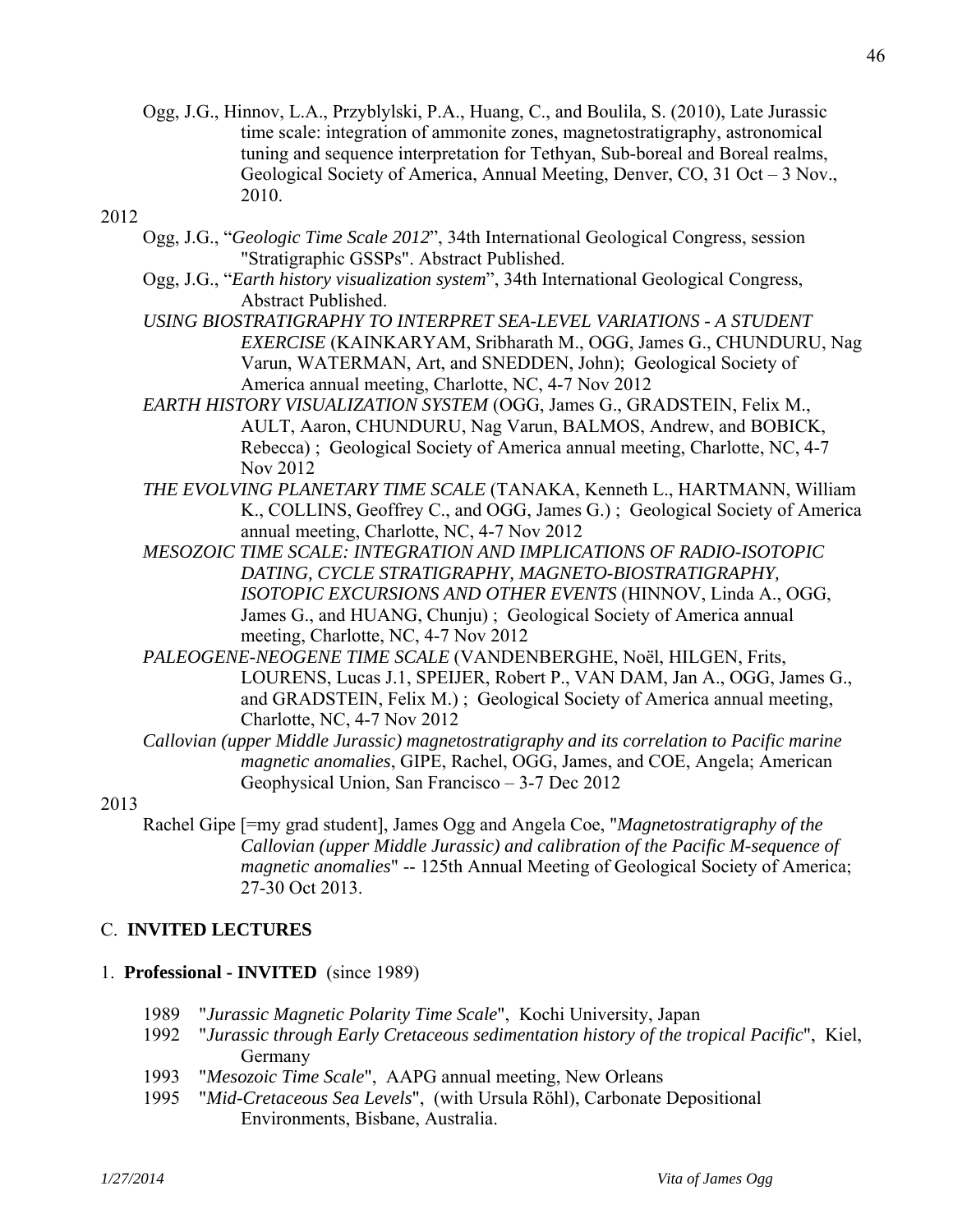Ogg, J.G., Hinnov, L.A., Przyblylski, P.A., Huang, C., and Boulila, S. (2010), Late Jurassic time scale: integration of ammonite zones, magnetostratigraphy, astronomical tuning and sequence interpretation for Tethyan, Sub-boreal and Boreal realms, Geological Society of America, Annual Meeting, Denver, CO, 31 Oct – 3 Nov., 2010.

2012

Ogg, J.G., "*Geologic Time Scale 2012*", 34th International Geological Congress, session "Stratigraphic GSSPs". Abstract Published.

Ogg, J.G., "*Earth history visualization system*", 34th International Geological Congress, Abstract Published.

*USING BIOSTRATIGRAPHY TO INTERPRET SEA-LEVEL VARIATIONS - A STUDENT EXERCISE* (KAINKARYAM, Sribharath M., OGG, James G., CHUNDURU, Nag Varun, WATERMAN, Art, and SNEDDEN, John); Geological Society of America annual meeting, Charlotte, NC, 4-7 Nov 2012

*EARTH HISTORY VISUALIZATION SYSTEM* (OGG, James G., GRADSTEIN, Felix M., AULT, Aaron, CHUNDURU, Nag Varun, BALMOS, Andrew, and BOBICK, Rebecca) ; Geological Society of America annual meeting, Charlotte, NC, 4-7 Nov 2012

*THE EVOLVING PLANETARY TIME SCALE* (TANAKA, Kenneth L., HARTMANN, William K., COLLINS, Geoffrey C., and OGG, James G.) ; Geological Society of America annual meeting, Charlotte, NC, 4-7 Nov 2012

*MESOZOIC TIME SCALE: INTEGRATION AND IMPLICATIONS OF RADIO-ISOTOPIC DATING, CYCLE STRATIGRAPHY, MAGNETO-BIOSTRATIGRAPHY, ISOTOPIC EXCURSIONS AND OTHER EVENTS* (HINNOV, Linda A., OGG, James G., and HUANG, Chunju) ; Geological Society of America annual meeting, Charlotte, NC, 4-7 Nov 2012

*PALEOGENE-NEOGENE TIME SCALE* (VANDENBERGHE, Noël, HILGEN, Frits, LOURENS, Lucas J.1, SPEIJER, Robert P., VAN DAM, Jan A., OGG, James G., and GRADSTEIN, Felix M.) ; Geological Society of America annual meeting, Charlotte, NC, 4-7 Nov 2012

*Callovian (upper Middle Jurassic) magnetostratigraphy and its correlation to Pacific marine magnetic anomalies*, GIPE, Rachel, OGG, James, and COE, Angela; American Geophysical Union, San Francisco – 3-7 Dec 2012

2013

Rachel Gipe [=my grad student], James Ogg and Angela Coe, "*Magnetostratigraphy of the Callovian (upper Middle Jurassic) and calibration of the Pacific M-sequence of magnetic anomalies*" -- 125th Annual Meeting of Geological Society of America; 27-30 Oct 2013.

## C. INVITED LECTURES

### 1. Professional - INVITED (since 1989)

- 1989 "*Jurassic Magnetic Polarity Time Scale*", Kochi University, Japan
- 1992 "*Jurassic through Early Cretaceous sedimentation history of the tropical Pacific*", Kiel, Germany
- 1993 "*Mesozoic Time Scale*", AAPG annual meeting, New Orleans
- 1995 "*Mid-Cretaceous Sea Levels*", (with Ursula Röhl), Carbonate Depositional Environments, Bisbane, Australia.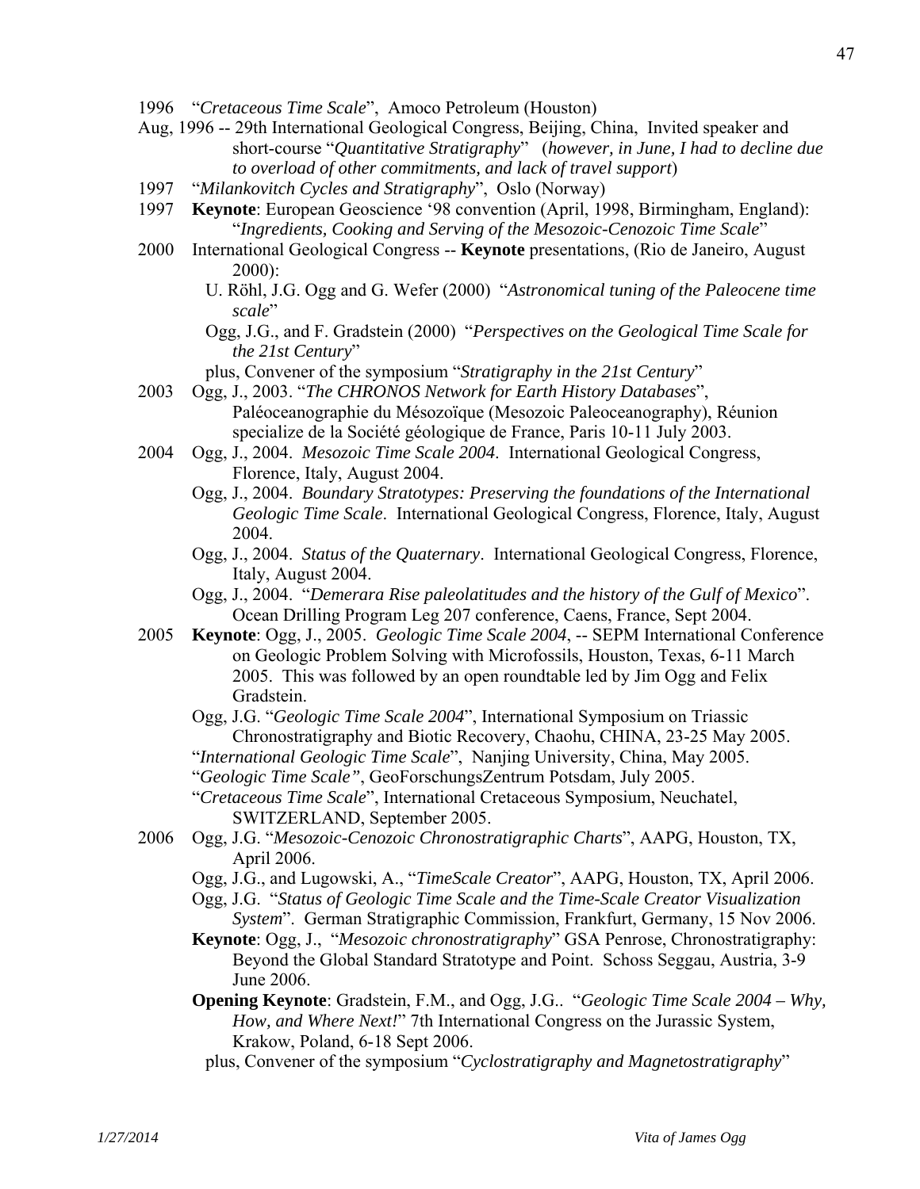1996 "*Cretaceous Time Scale*", Amoco Petroleum (Houston)

Aug, 1996 -- 29th International Geological Congress, Beijing, China, Invited speaker and short-course "*Quantitative Stratigraphy*" (*however, in June, I had to decline due to overload of other commitments, and lack of travel support*)

1997 "*Milankovitch Cycles and Stratigraphy*", Oslo (Norway)

1997 **Keynote**: European Geoscience '98 convention (April, 1998, Birmingham, England): "*Ingredients, Cooking and Serving of the Mesozoic-Cenozoic Time Scale*"

2000 International Geological Congress -- **Keynote** presentations, (Rio de Janeiro, August 2000):

- U. Röhl, J.G. Ogg and G. Wefer (2000) "*Astronomical tuning of the Paleocene time scale*"
- Ogg, J.G., and F. Gradstein (2000) "*Perspectives on the Geological Time Scale for the 21st Century*"
- plus, Convener of the symposium "*Stratigraphy in the 21st Century*"

2003 Ogg, J., 2003. "*The CHRONOS Network for Earth History Databases*", Paléoceanographie du Mésozoïque (Mesozoic Paleoceanography), Réunion specialize de la Société géologique de France, Paris 10-11 July 2003.

2004 Ogg, J., 2004. *Mesozoic Time Scale 2004*. International Geological Congress, Florence, Italy, August 2004.

- Ogg, J., 2004. *Boundary Stratotypes: Preserving the foundations of the International Geologic Time Scale*. International Geological Congress, Florence, Italy, August 2004.
- Ogg, J., 2004. *Status of the Quaternary*. International Geological Congress, Florence, Italy, August 2004.
- Ogg, J., 2004. "*Demerara Rise paleolatitudes and the history of the Gulf of Mexico*". Ocean Drilling Program Leg 207 conference, Caens, France, Sept 2004.

2005 **Keynote**: Ogg, J., 2005. *Geologic Time Scale 2004*, -- SEPM International Conference on Geologic Problem Solving with Microfossils, Houston, Texas, 6-11 March 2005. This was followed by an open roundtable led by Jim Ogg and Felix Gradstein.

- Ogg, J.G. "*Geologic Time Scale 2004*", International Symposium on Triassic Chronostratigraphy and Biotic Recovery, Chaohu, CHINA, 23-25 May 2005.
- "*International Geologic Time Scale*", Nanjing University, China, May 2005.
- "*Geologic Time Scale"*, GeoForschungsZentrum Potsdam, July 2005.
- "*Cretaceous Time Scale*", International Cretaceous Symposium, Neuchatel, SWITZERLAND, September 2005.

2006 Ogg, J.G. "*Mesozoic-Cenozoic Chronostratigraphic Charts*", AAPG, Houston, TX, April 2006.

- Ogg, J.G., and Lugowski, A., "*TimeScale Creator*", AAPG, Houston, TX, April 2006.
- Ogg, J.G. "*Status of Geologic Time Scale and the Time-Scale Creator Visualization System*". German Stratigraphic Commission, Frankfurt, Germany, 15 Nov 2006.
- **Keynote**: Ogg, J., "*Mesozoic chronostratigraphy*" GSA Penrose, Chronostratigraphy: Beyond the Global Standard Stratotype and Point. Schoss Seggau, Austria, 3-9 June 2006.
- **Opening Keynote**: Gradstein, F.M., and Ogg, J.G.. "*Geologic Time Scale 2004 – Why, How, and Where Next!*" 7th International Congress on the Jurassic System, Krakow, Poland, 6-18 Sept 2006.
- plus, Convener of the symposium "*Cyclostratigraphy and Magnetostratigraphy*"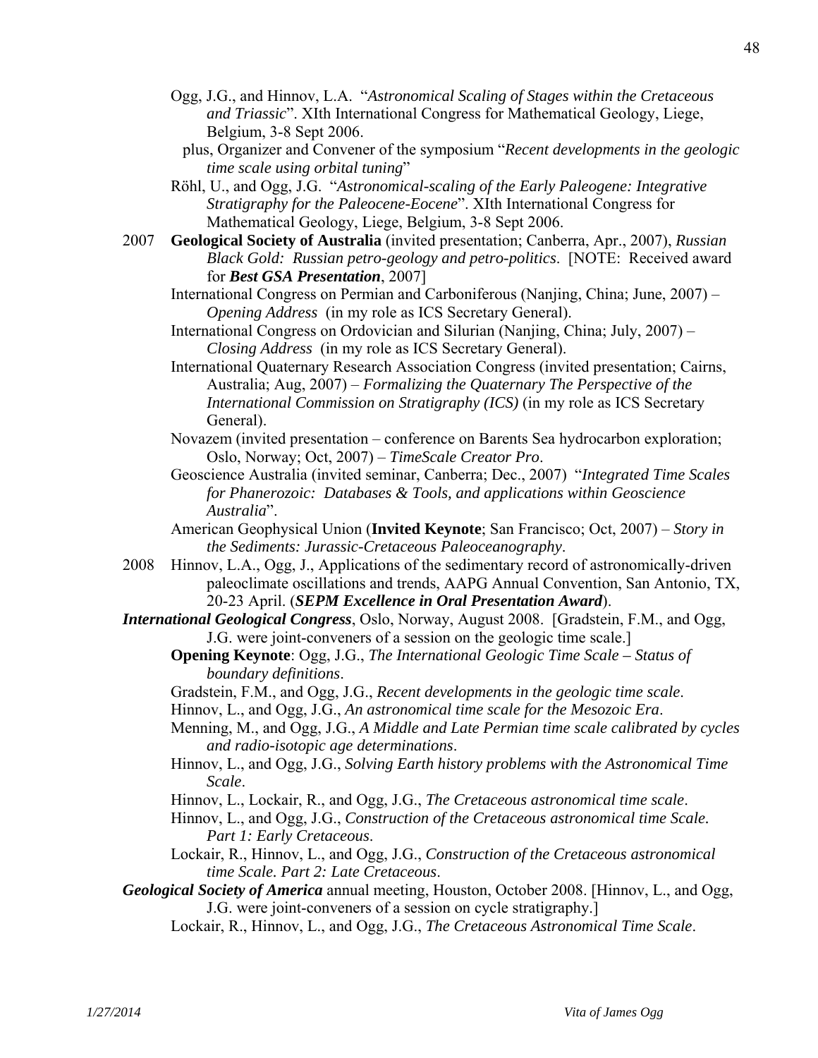Ogg, J.G., and Hinnov, L.A. "*Astronomical Scaling of Stages within the Cretaceous and Triassic*". XIth International Congress for Mathematical Geology, Liege, Belgium, 3-8 Sept 2006.

plus, Organizer and Convener of the symposium "*Recent developments in the geologic time scale using orbital tuning*"

Röhl, U., and Ogg, J.G. "*Astronomical-scaling of the Early Paleogene: Integrative Stratigraphy for the Paleocene-Eocene*". XIth International Congress for Mathematical Geology, Liege, Belgium, 3-8 Sept 2006.

2007 **Geological Society of Australia** (invited presentation; Canberra, Apr., 2007), *Russian Black Gold: Russian petro-geology and petro-politics*. [NOTE: Received award for ***Best GSA Presentation***, 2007]

International Congress on Permian and Carboniferous (Nanjing, China; June, 2007) – *Opening Address* (in my role as ICS Secretary General).

International Congress on Ordovician and Silurian (Nanjing, China; July, 2007) – *Closing Address* (in my role as ICS Secretary General).

International Quaternary Research Association Congress (invited presentation; Cairns, Australia; Aug, 2007) – *Formalizing the Quaternary The Perspective of the International Commission on Stratigraphy (ICS)* (in my role as ICS Secretary General).

Novazem (invited presentation – conference on Barents Sea hydrocarbon exploration; Oslo, Norway; Oct, 2007) – *TimeScale Creator Pro*.

Geoscience Australia (invited seminar, Canberra; Dec., 2007) "*Integrated Time Scales for Phanerozoic: Databases & Tools, and applications within Geoscience Australia*".

American Geophysical Union (**Invited Keynote**; San Francisco; Oct, 2007) – *Story in the Sediments: Jurassic-Cretaceous Paleoceanography*.

2008 Hinnov, L.A., Ogg, J., Applications of the sedimentary record of astronomically-driven paleoclimate oscillations and trends, AAPG Annual Convention, San Antonio, TX, 20-23 April. (***SEPM Excellence in Oral Presentation Award***).

***International Geological Congress***, Oslo, Norway, August 2008. [Gradstein, F.M., and Ogg, J.G. were joint-conveners of a session on the geologic time scale.]

**Opening Keynote**: Ogg, J.G., *The International Geologic Time Scale – Status of boundary definitions*.

Gradstein, F.M., and Ogg, J.G., *Recent developments in the geologic time scale*.

Hinnov, L., and Ogg, J.G., *An astronomical time scale for the Mesozoic Era*.

Menning, M., and Ogg, J.G., *A Middle and Late Permian time scale calibrated by cycles and radio-isotopic age determinations*.

Hinnov, L., and Ogg, J.G., *Solving Earth history problems with the Astronomical Time Scale*.

Hinnov, L., Lockair, R., and Ogg, J.G., *The Cretaceous astronomical time scale*.

Hinnov, L., and Ogg, J.G., *Construction of the Cretaceous astronomical time Scale. Part 1: Early Cretaceous*.

Lockair, R., Hinnov, L., and Ogg, J.G., *Construction of the Cretaceous astronomical time Scale. Part 2: Late Cretaceous*.

***Geological Society of America*** annual meeting, Houston, October 2008. [Hinnov, L., and Ogg, J.G. were joint-conveners of a session on cycle stratigraphy.]

Lockair, R., Hinnov, L., and Ogg, J.G., *The Cretaceous Astronomical Time Scale*.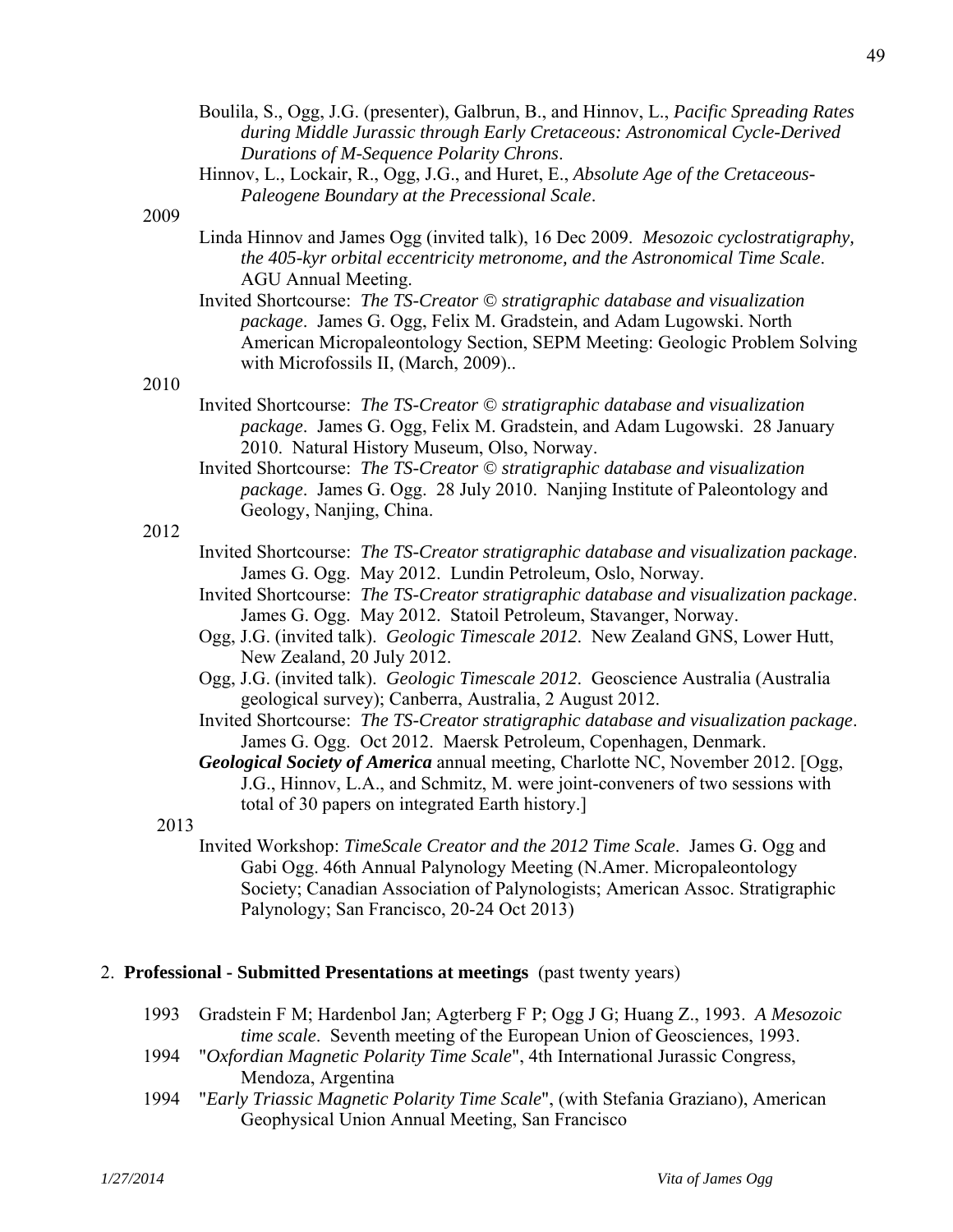Boulila, S., Ogg, J.G. (presenter), Galbrun, B., and Hinnov, L., *Pacific Spreading Rates during Middle Jurassic through Early Cretaceous: Astronomical Cycle-Derived Durations of M-Sequence Polarity Chrons*.

Hinnov, L., Lockair, R., Ogg, J.G., and Huret, E., *Absolute Age of the Cretaceous-Paleogene Boundary at the Precessional Scale*.

2009

Linda Hinnov and James Ogg (invited talk), 16 Dec 2009. *Mesozoic cyclostratigraphy, the 405-kyr orbital eccentricity metronome, and the Astronomical Time Scale*. AGU Annual Meeting.

Invited Shortcourse: *The TS-Creator © stratigraphic database and visualization package*. James G. Ogg, Felix M. Gradstein, and Adam Lugowski. North American Micropaleontology Section, SEPM Meeting: Geologic Problem Solving with Microfossils II, (March, 2009)..

2010

Invited Shortcourse: *The TS-Creator © stratigraphic database and visualization package*. James G. Ogg, Felix M. Gradstein, and Adam Lugowski. 28 January 2010. Natural History Museum, Olso, Norway.

Invited Shortcourse: *The TS-Creator © stratigraphic database and visualization package*. James G. Ogg. 28 July 2010. Nanjing Institute of Paleontology and Geology, Nanjing, China.

2012

Invited Shortcourse: *The TS-Creator stratigraphic database and visualization package*. James G. Ogg. May 2012. Lundin Petroleum, Oslo, Norway.

Invited Shortcourse: *The TS-Creator stratigraphic database and visualization package*. James G. Ogg. May 2012. Statoil Petroleum, Stavanger, Norway.

Ogg, J.G. (invited talk). *Geologic Timescale 2012*. New Zealand GNS, Lower Hutt, New Zealand, 20 July 2012.

Ogg, J.G. (invited talk). *Geologic Timescale 2012*. Geoscience Australia (Australia geological survey); Canberra, Australia, 2 August 2012.

Invited Shortcourse: *The TS-Creator stratigraphic database and visualization package*. James G. Ogg. Oct 2012. Maersk Petroleum, Copenhagen, Denmark.

***Geological Society of America*** annual meeting, Charlotte NC, November 2012. [Ogg, J.G., Hinnov, L.A., and Schmitz, M. were joint-conveners of two sessions with total of 30 papers on integrated Earth history.]

2013

Invited Workshop: *TimeScale Creator and the 2012 Time Scale*. James G. Ogg and Gabi Ogg. 46th Annual Palynology Meeting (N.Amer. Micropaleontology Society; Canadian Association of Palynologists; American Assoc. Stratigraphic Palynology; San Francisco, 20-24 Oct 2013)

## 2. **Professional - Submitted Presentations at meetings** (past twenty years)

1993 Gradstein F M; Hardenbol Jan; Agterberg F P; Ogg J G; Huang Z., 1993. *A Mesozoic time scale*. Seventh meeting of the European Union of Geosciences, 1993.

1994 "*Oxfordian Magnetic Polarity Time Scale*", 4th International Jurassic Congress, Mendoza, Argentina

1994 "*Early Triassic Magnetic Polarity Time Scale*", (with Stefania Graziano), American Geophysical Union Annual Meeting, San Francisco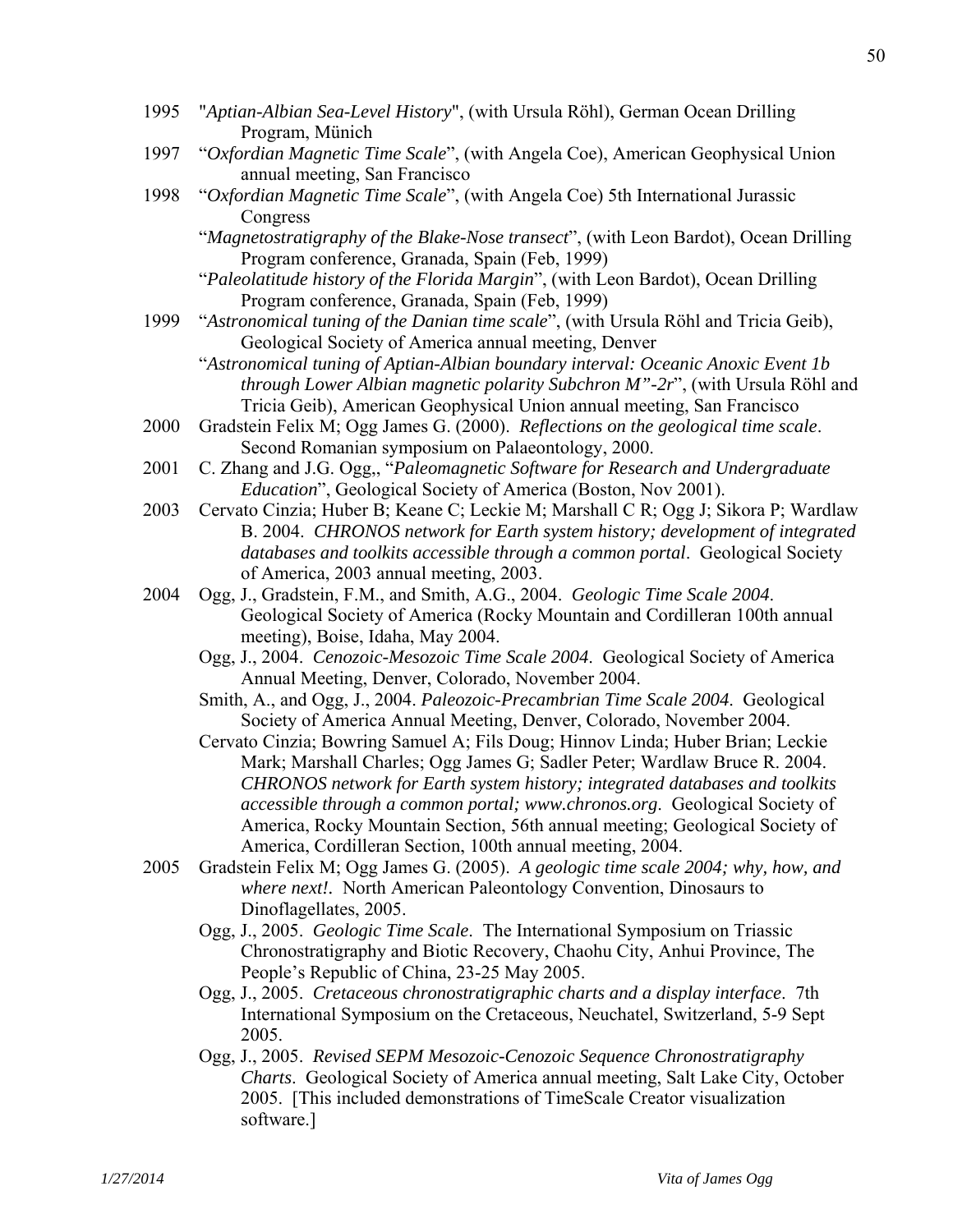1995 "*Aptian-Albian Sea-Level History*", (with Ursula Röhl), German Ocean Drilling Program, Münich

1997 "*Oxfordian Magnetic Time Scale*", (with Angela Coe), American Geophysical Union annual meeting, San Francisco

1998 "*Oxfordian Magnetic Time Scale*", (with Angela Coe) 5th International Jurassic Congress

"*Magnetostratigraphy of the Blake-Nose transect*", (with Leon Bardot), Ocean Drilling Program conference, Granada, Spain (Feb, 1999)

"*Paleolatitude history of the Florida Margin*", (with Leon Bardot), Ocean Drilling Program conference, Granada, Spain (Feb, 1999)

1999 "*Astronomical tuning of the Danian time scale*", (with Ursula Röhl and Tricia Geib), Geological Society of America annual meeting, Denver

"*Astronomical tuning of Aptian-Albian boundary interval: Oceanic Anoxic Event 1b through Lower Albian magnetic polarity Subchron M"-2r*", (with Ursula Röhl and Tricia Geib), American Geophysical Union annual meeting, San Francisco

2000 Gradstein Felix M; Ogg James G. (2000). *Reflections on the geological time scale*. Second Romanian symposium on Palaeontology, 2000.

2001 C. Zhang and J.G. Ogg,, "*Paleomagnetic Software for Research and Undergraduate Education*", Geological Society of America (Boston, Nov 2001).

2003 Cervato Cinzia; Huber B; Keane C; Leckie M; Marshall C R; Ogg J; Sikora P; Wardlaw B. 2004. *CHRONOS network for Earth system history; development of integrated databases and toolkits accessible through a common portal*. Geological Society of America, 2003 annual meeting, 2003.

2004 Ogg, J., Gradstein, F.M., and Smith, A.G., 2004. *Geologic Time Scale 2004*. Geological Society of America (Rocky Mountain and Cordilleran 100th annual meeting), Boise, Idaho, May 2004.

Ogg, J., 2004. *Cenozoic-Mesozoic Time Scale 2004*. Geological Society of America Annual Meeting, Denver, Colorado, November 2004.

Smith, A., and Ogg, J., 2004. *Paleozoic-Precambrian Time Scale 2004*. Geological Society of America Annual Meeting, Denver, Colorado, November 2004.

Cervato Cinzia; Bowring Samuel A; Fils Doug; Hinnov Linda; Huber Brian; Leckie Mark; Marshall Charles; Ogg James G; Sadler Peter; Wardlaw Bruce R. 2004. *CHRONOS network for Earth system history; integrated databases and toolkits accessible through a common portal; www.chronos.org*. Geological Society of America, Rocky Mountain Section, 56th annual meeting; Geological Society of America, Cordilleran Section, 100th annual meeting, 2004.

2005 Gradstein Felix M; Ogg James G. (2005). *A geologic time scale 2004; why, how, and where next!*. North American Paleontology Convention, Dinosaurs to Dinoflagellates, 2005.

Ogg, J., 2005. *Geologic Time Scale*. The International Symposium on Triassic Chronostratigraphy and Biotic Recovery, Chaohu City, Anhui Province, The People's Republic of China, 23-25 May 2005.

Ogg, J., 2005. *Cretaceous chronostratigraphic charts and a display interface*. 7th International Symposium on the Cretaceous, Neuchatel, Switzerland, 5-9 Sept 2005.

Ogg, J., 2005. *Revised SEPM Mesozoic-Cenozoic Sequence Chronostratigraphy Charts*. Geological Society of America annual meeting, Salt Lake City, October 2005. [This included demonstrations of TimeScale Creator visualization software.]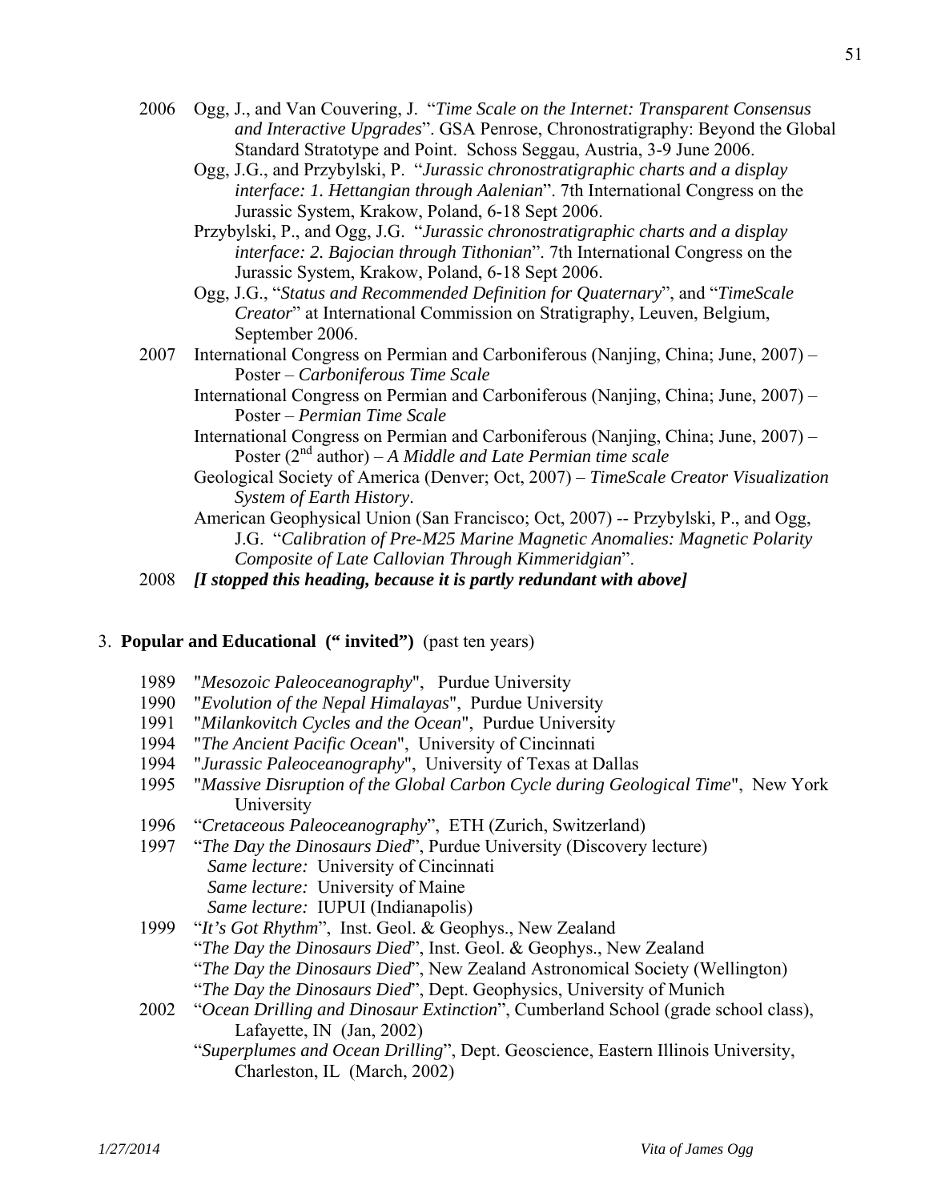2006 Ogg, J., and Van Couvering, J. "*Time Scale on the Internet: Transparent Consensus and Interactive Upgrades*". GSA Penrose, Chronostratigraphy: Beyond the Global Standard Stratotype and Point. Schoss Seggau, Austria, 3-9 June 2006.

Ogg, J.G., and Przybylski, P. "*Jurassic chronostratigraphic charts and a display interface: 1. Hettangian through Aalenian*". 7th International Congress on the Jurassic System, Krakow, Poland, 6-18 Sept 2006.

Przybylski, P., and Ogg, J.G. "*Jurassic chronostratigraphic charts and a display interface: 2. Bajocian through Tithonian*". 7th International Congress on the Jurassic System, Krakow, Poland, 6-18 Sept 2006.

Ogg, J.G., "*Status and Recommended Definition for Quaternary*", and "*TimeScale Creator*" at International Commission on Stratigraphy, Leuven, Belgium, September 2006.

2007 International Congress on Permian and Carboniferous (Nanjing, China; June, 2007) – Poster – *Carboniferous Time Scale*

International Congress on Permian and Carboniferous (Nanjing, China; June, 2007) – Poster – *Permian Time Scale*

International Congress on Permian and Carboniferous (Nanjing, China; June, 2007) – Poster (2nd author) – *A Middle and Late Permian time scale*

Geological Society of America (Denver; Oct, 2007) – *TimeScale Creator Visualization System of Earth History*.

American Geophysical Union (San Francisco; Oct, 2007) -- Przybylski, P., and Ogg, J.G. "*Calibration of Pre-M25 Marine Magnetic Anomalies: Magnetic Polarity Composite of Late Callovian Through Kimmeridgian*".

2008 ***[I stopped this heading, because it is partly redundant with above]***

3. **Popular and Educational (" invited")** (past ten years)

1989 "*Mesozoic Paleoceanography*", Purdue University

1990 "*Evolution of the Nepal Himalayas*", Purdue University

1991 "*Milankovitch Cycles and the Ocean*", Purdue University

1994 "*The Ancient Pacific Ocean*", University of Cincinnati

1994 "*Jurassic Paleoceanography*", University of Texas at Dallas

1995 "*Massive Disruption of the Global Carbon Cycle during Geological Time*", New York University

1996 "*Cretaceous Paleoceanography*", ETH (Zurich, Switzerland)

1997 "*The Day the Dinosaurs Died*", Purdue University (Discovery lecture)
*Same lecture:* University of Cincinnati
*Same lecture:* University of Maine
*Same lecture:* IUPUI (Indianapolis)

1999 "*It's Got Rhythm*", Inst. Geol. & Geophys., New Zealand
"*The Day the Dinosaurs Died*", Inst. Geol. & Geophys., New Zealand
"*The Day the Dinosaurs Died*", New Zealand Astronomical Society (Wellington)
"*The Day the Dinosaurs Died*", Dept. Geophysics, University of Munich

2002 "*Ocean Drilling and Dinosaur Extinction*", Cumberland School (grade school class), Lafayette, IN (Jan, 2002)
"*Superplumes and Ocean Drilling*", Dept. Geoscience, Eastern Illinois University, Charleston, IL (March, 2002)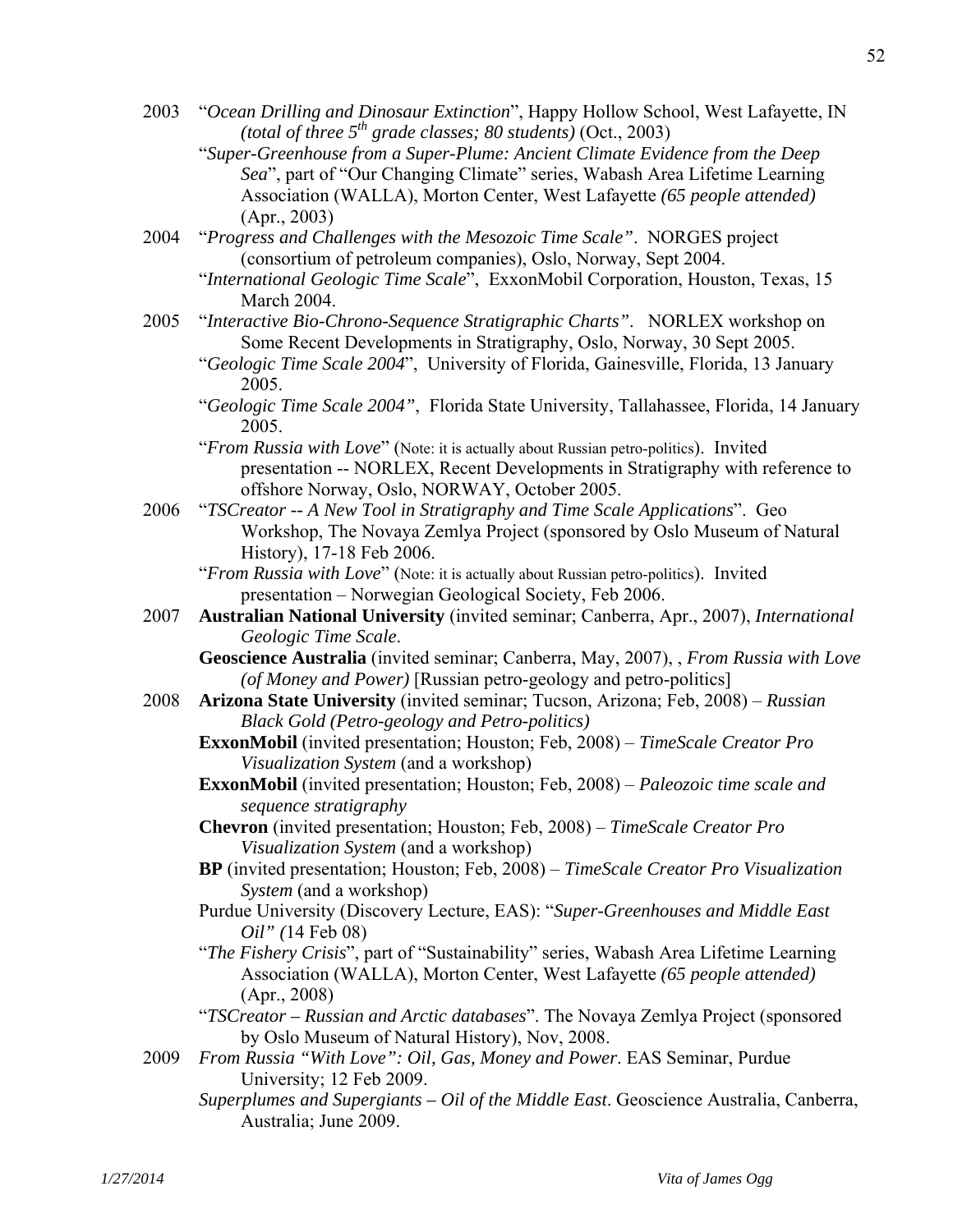2003 "*Ocean Drilling and Dinosaur Extinction*", Happy Hollow School, West Lafayette, IN *(total of three 5$^{th}$ grade classes; 80 students)* (Oct., 2003)

"*Super-Greenhouse from a Super-Plume: Ancient Climate Evidence from the Deep Sea*", part of "Our Changing Climate" series, Wabash Area Lifetime Learning Association (WALLA), Morton Center, West Lafayette *(65 people attended)* (Apr., 2003)

2004 "*Progress and Challenges with the Mesozoic Time Scale"*. NORGES project (consortium of petroleum companies), Oslo, Norway, Sept 2004.

"*International Geologic Time Scale*", ExxonMobil Corporation, Houston, Texas, 15 March 2004.

2005 "*Interactive Bio-Chrono-Sequence Stratigraphic Charts"*. NORLEX workshop on Some Recent Developments in Stratigraphy, Oslo, Norway, 30 Sept 2005.

"*Geologic Time Scale 2004*", University of Florida, Gainesville, Florida, 13 January 2005.

"*Geologic Time Scale 2004"*, Florida State University, Tallahassee, Florida, 14 January 2005.

"*From Russia with Love*" (Note: it is actually about Russian petro-politics). Invited presentation -- NORLEX, Recent Developments in Stratigraphy with reference to offshore Norway, Oslo, NORWAY, October 2005.

2006 "*TSCreator -- A New Tool in Stratigraphy and Time Scale Applications*". Geo Workshop, The Novaya Zemlya Project (sponsored by Oslo Museum of Natural History), 17-18 Feb 2006.

"*From Russia with Love*" (Note: it is actually about Russian petro-politics). Invited presentation – Norwegian Geological Society, Feb 2006.

2007 **Australian National University** (invited seminar; Canberra, Apr., 2007), *International Geologic Time Scale*.

**Geoscience Australia** (invited seminar; Canberra, May, 2007), , *From Russia with Love (of Money and Power)* [Russian petro-geology and petro-politics]

2008 **Arizona State University** (invited seminar; Tucson, Arizona; Feb, 2008) – *Russian Black Gold (Petro-geology and Petro-politics)*

**ExxonMobil** (invited presentation; Houston; Feb, 2008) – *TimeScale Creator Pro Visualization System* (and a workshop)

**ExxonMobil** (invited presentation; Houston; Feb, 2008) – *Paleozoic time scale and sequence stratigraphy*

**Chevron** (invited presentation; Houston; Feb, 2008) – *TimeScale Creator Pro Visualization System* (and a workshop)

**BP** (invited presentation; Houston; Feb, 2008) – *TimeScale Creator Pro Visualization System* (and a workshop)

Purdue University (Discovery Lecture, EAS): "*Super-Greenhouses and Middle East Oil" (*14 Feb 08)

"*The Fishery Crisis*", part of "Sustainability" series, Wabash Area Lifetime Learning Association (WALLA), Morton Center, West Lafayette *(65 people attended)* (Apr., 2008)

"*TSCreator – Russian and Arctic databases*". The Novaya Zemlya Project (sponsored by Oslo Museum of Natural History), Nov, 2008.

2009 *From Russia "With Love": Oil, Gas, Money and Power*. EAS Seminar, Purdue University; 12 Feb 2009.

*Superplumes and Supergiants – Oil of the Middle East*. Geoscience Australia, Canberra, Australia; June 2009.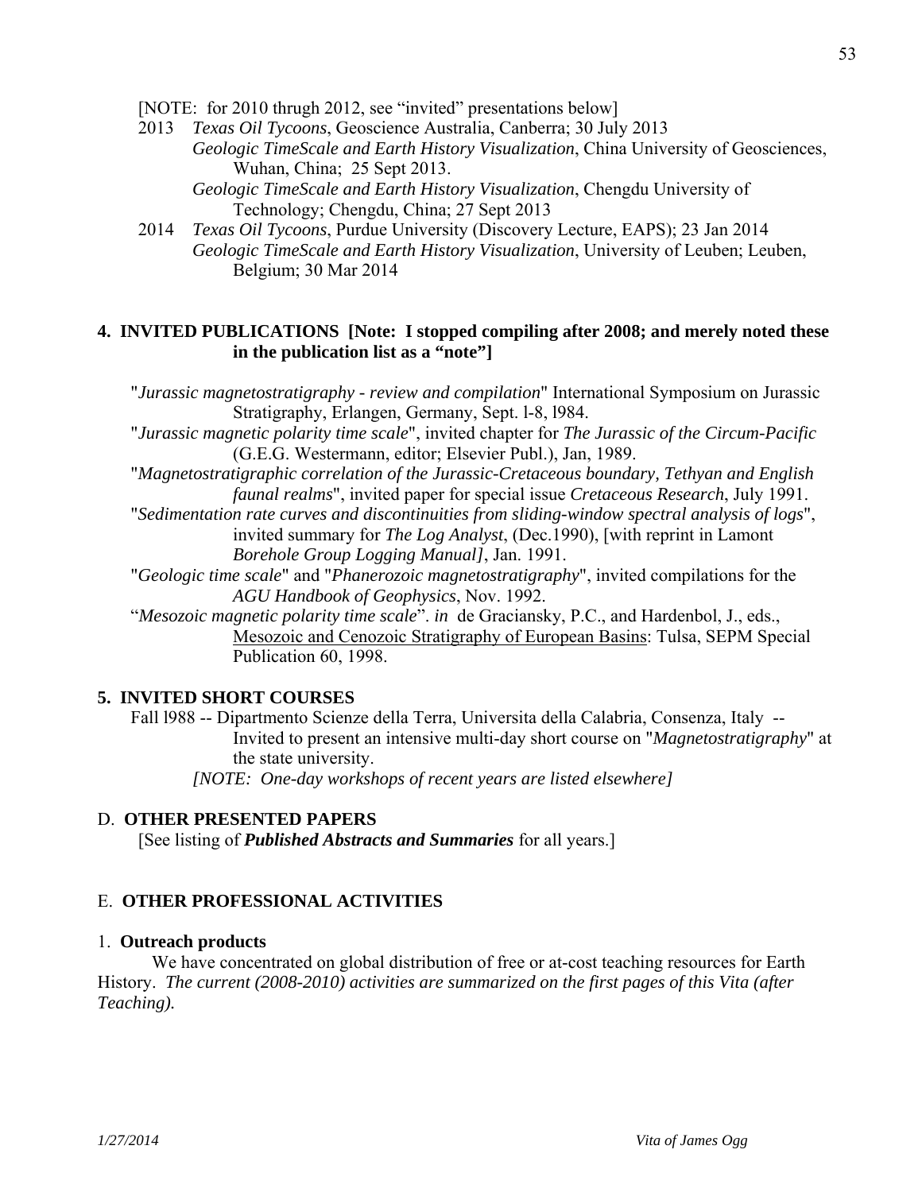[NOTE: for 2010 thrugh 2012, see "invited" presentations below]

2013 *Texas Oil Tycoons*, Geoscience Australia, Canberra; 30 July 2013
*Geologic TimeScale and Earth History Visualization*, China University of Geosciences, Wuhan, China; 25 Sept 2013.
*Geologic TimeScale and Earth History Visualization*, Chengdu University of Technology; Chengdu, China; 27 Sept 2013

2014 *Texas Oil Tycoons*, Purdue University (Discovery Lecture, EAPS); 23 Jan 2014
*Geologic TimeScale and Earth History Visualization*, University of Leuben; Leuben, Belgium; 30 Mar 2014

### 4. INVITED PUBLICATIONS [Note: I stopped compiling after 2008; and merely noted these in the publication list as a "note"]

"*Jurassic magnetostratigraphy - review and compilation*" International Symposium on Jurassic Stratigraphy, Erlangen, Germany, Sept. l-8, l984.

"*Jurassic magnetic polarity time scale*", invited chapter for *The Jurassic of the Circum-Pacific* (G.E.G. Westermann, editor; Elsevier Publ.), Jan, 1989.

"*Magnetostratigraphic correlation of the Jurassic-Cretaceous boundary, Tethyan and English faunal realms*", invited paper for special issue *Cretaceous Research*, July 1991.

"*Sedimentation rate curves and discontinuities from sliding-window spectral analysis of logs*", invited summary for *The Log Analyst*, (Dec.1990), [with reprint in Lamont *Borehole Group Logging Manual]*, Jan. 1991.

"*Geologic time scale*" and "*Phanerozoic magnetostratigraphy*", invited compilations for the *AGU Handbook of Geophysics*, Nov. 1992.

"*Mesozoic magnetic polarity time scale*". *in* de Graciansky, P.C., and Hardenbol, J., eds., Mesozoic and Cenozoic Stratigraphy of European Basins: Tulsa, SEPM Special Publication 60, 1998.

### 5. INVITED SHORT COURSES

Fall l988 -- Dipartmento Scienze della Terra, Universita della Calabria, Consenza, Italy -- Invited to present an intensive multi-day short course on "*Magnetostratigraphy*" at the state university.

*[NOTE: One-day workshops of recent years are listed elsewhere]*

## D. OTHER PRESENTED PAPERS

[See listing of ***Published Abstracts and Summaries*** for all years.]

## E. OTHER PROFESSIONAL ACTIVITIES

### 1. Outreach products

We have concentrated on global distribution of free or at-cost teaching resources for Earth History. *The current (2008-2010) activities are summarized on the first pages of this Vita (after Teaching).*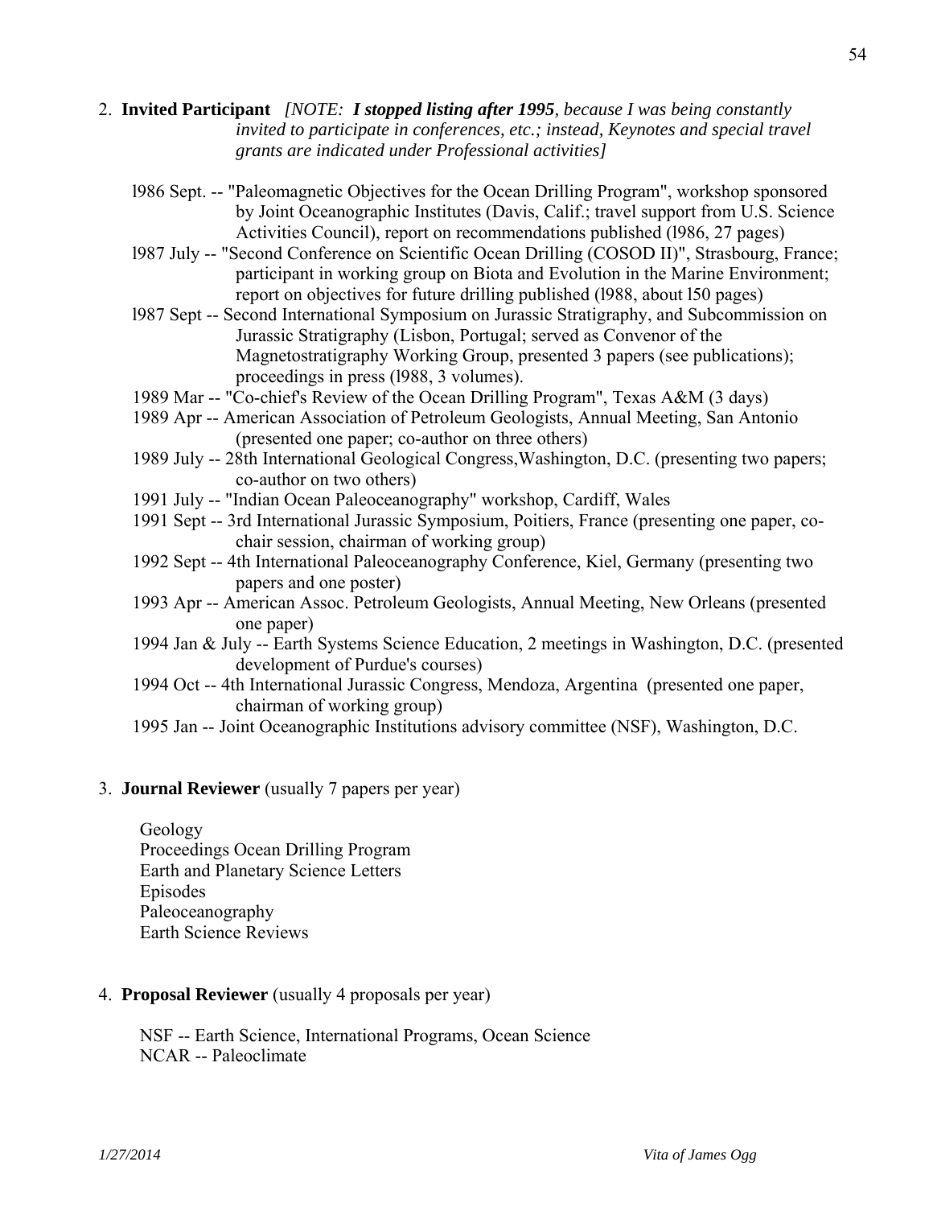2. **Invited Participant** *[NOTE: **I stopped listing after 1995**, because I was being constantly invited to participate in conferences, etc.; instead, Keynotes and special travel grants are indicated under Professional activities]*

- l986 Sept. -- "Paleomagnetic Objectives for the Ocean Drilling Program", workshop sponsored by Joint Oceanographic Institutes (Davis, Calif.; travel support from U.S. Science Activities Council), report on recommendations published (l986, 27 pages)
- l987 July -- "Second Conference on Scientific Ocean Drilling (COSOD II)", Strasbourg, France; participant in working group on Biota and Evolution in the Marine Environment; report on objectives for future drilling published (l988, about l50 pages)
- l987 Sept -- Second International Symposium on Jurassic Stratigraphy, and Subcommission on Jurassic Stratigraphy (Lisbon, Portugal; served as Convenor of the Magnetostratigraphy Working Group, presented 3 papers (see publications); proceedings in press (l988, 3 volumes).
- 1989 Mar -- "Co-chief's Review of the Ocean Drilling Program", Texas A&M (3 days)
- 1989 Apr -- American Association of Petroleum Geologists, Annual Meeting, San Antonio (presented one paper; co-author on three others)
- 1989 July -- 28th International Geological Congress,Washington, D.C. (presenting two papers; co-author on two others)
- 1991 July -- "Indian Ocean Paleoceanography" workshop, Cardiff, Wales
- 1991 Sept -- 3rd International Jurassic Symposium, Poitiers, France (presenting one paper, co-chair session, chairman of working group)
- 1992 Sept -- 4th International Paleoceanography Conference, Kiel, Germany (presenting two papers and one poster)
- 1993 Apr -- American Assoc. Petroleum Geologists, Annual Meeting, New Orleans (presented one paper)
- 1994 Jan & July -- Earth Systems Science Education, 2 meetings in Washington, D.C. (presented development of Purdue's courses)
- 1994 Oct -- 4th International Jurassic Congress, Mendoza, Argentina (presented one paper, chairman of working group)
- 1995 Jan -- Joint Oceanographic Institutions advisory committee (NSF), Washington, D.C.

3. **Journal Reviewer** (usually 7 papers per year)

Geology
Proceedings Ocean Drilling Program
Earth and Planetary Science Letters
Episodes
Paleoceanography
Earth Science Reviews

4. **Proposal Reviewer** (usually 4 proposals per year)

NSF -- Earth Science, International Programs, Ocean Science
NCAR -- Paleoclimate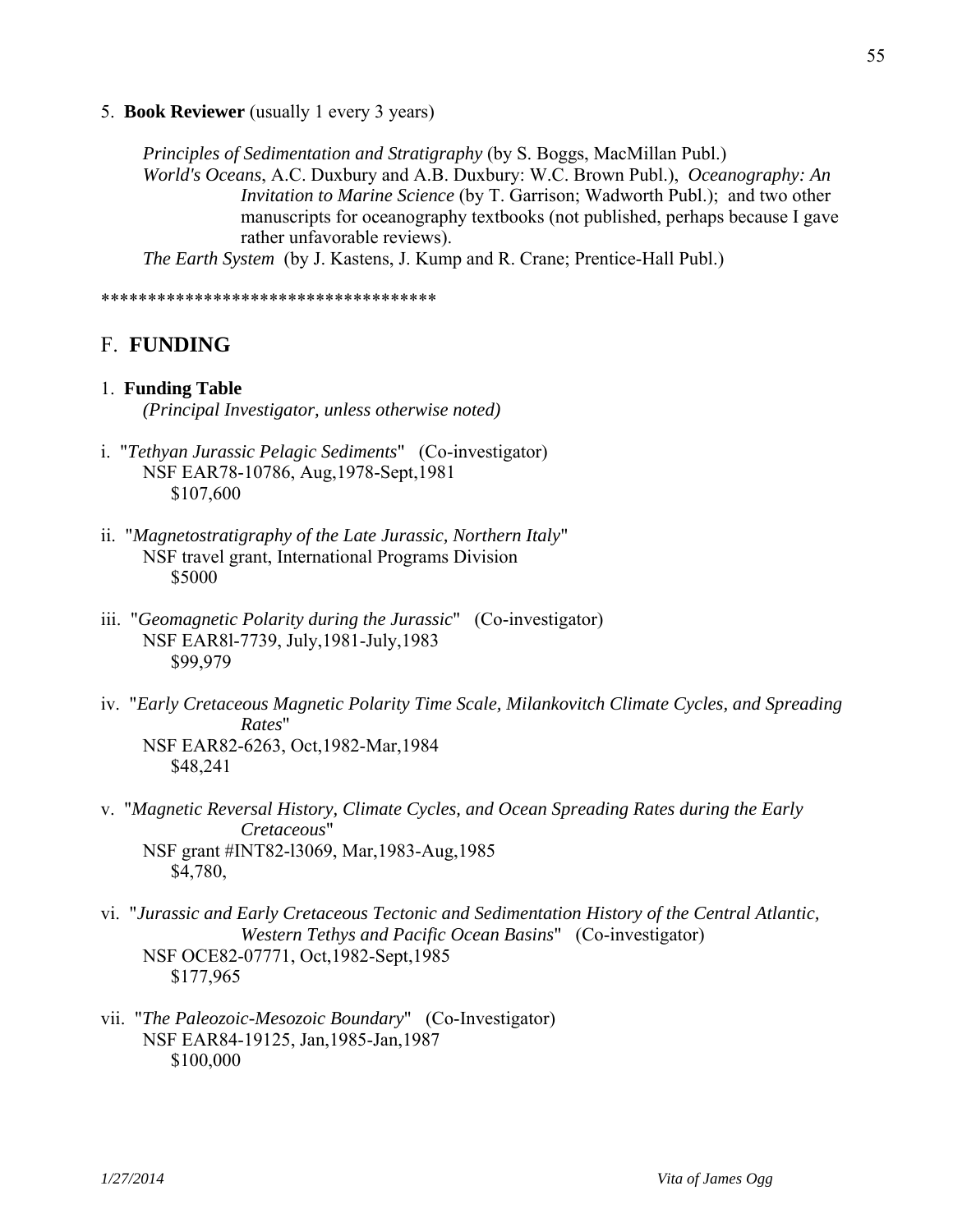5. **Book Reviewer** (usually 1 every 3 years)

*Principles of Sedimentation and Stratigraphy* (by S. Boggs, MacMillan Publ.)
*World's Oceans*, A.C. Duxbury and A.B. Duxbury: W.C. Brown Publ.), *Oceanography: An Invitation to Marine Science* (by T. Garrison; Wadworth Publ.); and two other manuscripts for oceanography textbooks (not published, perhaps because I gave rather unfavorable reviews).
*The Earth System* (by J. Kastens, J. Kump and R. Crane; Prentice-Hall Publ.)

************************************

## F. FUNDING

1. **Funding Table**
*(Principal Investigator, unless otherwise noted)*

i. "*Tethyan Jurassic Pelagic Sediments*" (Co-investigator)
NSF EAR78-10786, Aug,1978-Sept,1981
$107,600

ii. "*Magnetostratigraphy of the Late Jurassic, Northern Italy*"
NSF travel grant, International Programs Division
$5000

iii. "*Geomagnetic Polarity during the Jurassic*" (Co-investigator)
NSF EAR8l-7739, July,1981-July,1983
$99,979

iv. "*Early Cretaceous Magnetic Polarity Time Scale, Milankovitch Climate Cycles, and Spreading Rates*"
NSF EAR82-6263, Oct,1982-Mar,1984
$48,241

v. "*Magnetic Reversal History, Climate Cycles, and Ocean Spreading Rates during the Early Cretaceous*"
NSF grant #INT82-l3069, Mar,1983-Aug,1985
$4,780,

vi. "*Jurassic and Early Cretaceous Tectonic and Sedimentation History of the Central Atlantic, Western Tethys and Pacific Ocean Basins*" (Co-investigator)
NSF OCE82-07771, Oct,1982-Sept,1985
$177,965

vii. "*The Paleozoic-Mesozoic Boundary*" (Co-Investigator)
NSF EAR84-19125, Jan,1985-Jan,1987
$100,000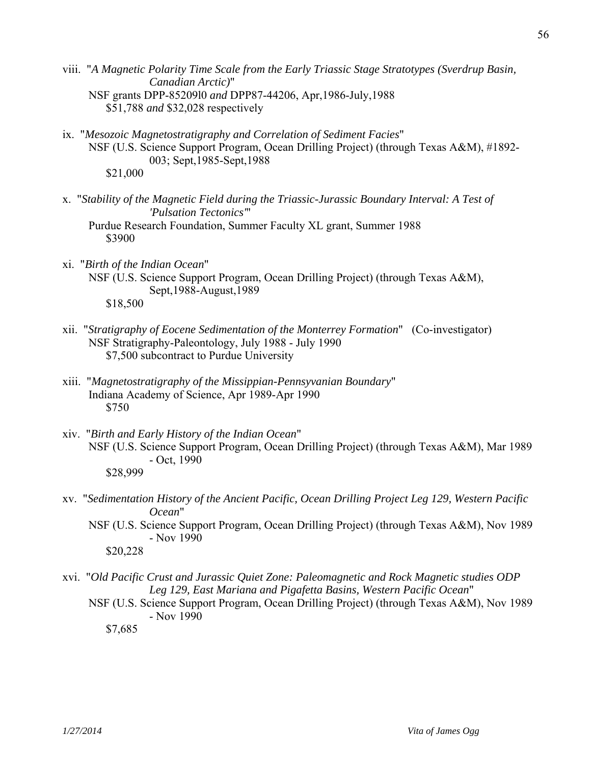viii. "*A Magnetic Polarity Time Scale from the Early Triassic Stage Stratotypes (Sverdrup Basin, Canadian Arctic)*"
NSF grants DPP-8520910 *and* DPP87-44206, Apr,1986-July,1988
$51,788 *and* $32,028 respectively

ix. "*Mesozoic Magnetostratigraphy and Correlation of Sediment Facies*"
NSF (U.S. Science Support Program, Ocean Drilling Project) (through Texas A&M), #1892-003; Sept,1985-Sept,1988
$21,000

x. "*Stability of the Magnetic Field during the Triassic-Jurassic Boundary Interval: A Test of 'Pulsation Tectonics'*"
Purdue Research Foundation, Summer Faculty XL grant, Summer 1988
$3900

xi. "*Birth of the Indian Ocean*"
NSF (U.S. Science Support Program, Ocean Drilling Project) (through Texas A&M), Sept,1988-August,1989
$18,500

xii. "*Stratigraphy of Eocene Sedimentation of the Monterrey Formation*" (Co-investigator)
NSF Stratigraphy-Paleontology, July 1988 - July 1990
$7,500 subcontract to Purdue University

xiii. "*Magnetostratigraphy of the Missippian-Pennsyvanian Boundary*"
Indiana Academy of Science, Apr 1989-Apr 1990
$750

xiv. "*Birth and Early History of the Indian Ocean*"
NSF (U.S. Science Support Program, Ocean Drilling Project) (through Texas A&M), Mar 1989 - Oct, 1990
$28,999

xv. "*Sedimentation History of the Ancient Pacific, Ocean Drilling Project Leg 129, Western Pacific Ocean*"
NSF (U.S. Science Support Program, Ocean Drilling Project) (through Texas A&M), Nov 1989 - Nov 1990
$20,228

xvi. "*Old Pacific Crust and Jurassic Quiet Zone: Paleomagnetic and Rock Magnetic studies ODP Leg 129, East Mariana and Pigafetta Basins, Western Pacific Ocean*"
NSF (U.S. Science Support Program, Ocean Drilling Project) (through Texas A&M), Nov 1989 - Nov 1990
$7,685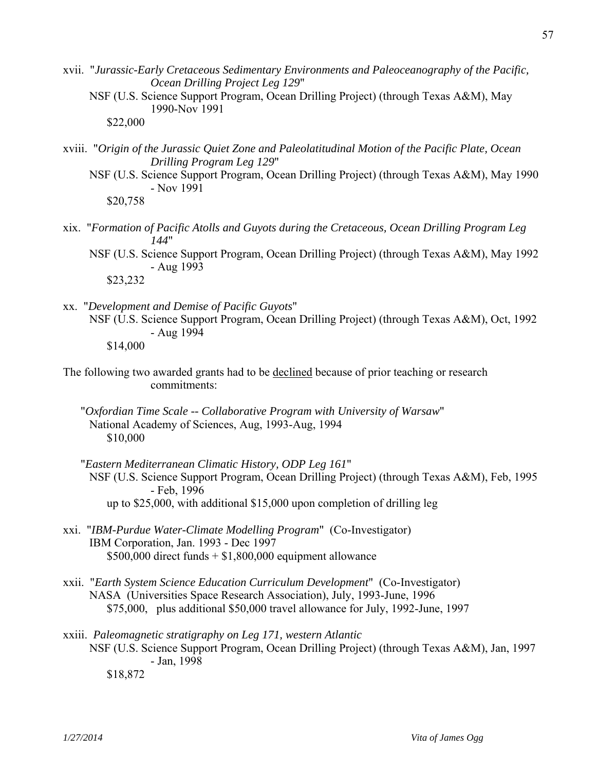xvii. "*Jurassic-Early Cretaceous Sedimentary Environments and Paleoceanography of the Pacific, Ocean Drilling Project Leg 129*"
NSF (U.S. Science Support Program, Ocean Drilling Project) (through Texas A&M), May 1990-Nov 1991
$22,000

xviii. "*Origin of the Jurassic Quiet Zone and Paleolatitudinal Motion of the Pacific Plate, Ocean Drilling Program Leg 129*"
NSF (U.S. Science Support Program, Ocean Drilling Project) (through Texas A&M), May 1990 - Nov 1991
$20,758

xix. "*Formation of Pacific Atolls and Guyots during the Cretaceous, Ocean Drilling Program Leg 144*"
NSF (U.S. Science Support Program, Ocean Drilling Project) (through Texas A&M), May 1992 - Aug 1993
$23,232

xx. "*Development and Demise of Pacific Guyots*"
NSF (U.S. Science Support Program, Ocean Drilling Project) (through Texas A&M), Oct, 1992 - Aug 1994
$14,000

The following two awarded grants had to be <u>declined</u> because of prior teaching or research commitments:

"*Oxfordian Time Scale -- Collaborative Program with University of Warsaw*"
National Academy of Sciences, Aug, 1993-Aug, 1994
$10,000

"*Eastern Mediterranean Climatic History, ODP Leg 161*"
NSF (U.S. Science Support Program, Ocean Drilling Project) (through Texas A&M), Feb, 1995 - Feb, 1996
up to $25,000, with additional $15,000 upon completion of drilling leg

xxi. "*IBM-Purdue Water-Climate Modelling Program*" (Co-Investigator)
IBM Corporation, Jan. 1993 - Dec 1997
$500,000 direct funds + $1,800,000 equipment allowance

xxii. "*Earth System Science Education Curriculum Development*" (Co-Investigator)
NASA (Universities Space Research Association), July, 1993-June, 1996
$75,000, plus additional $50,000 travel allowance for July, 1992-June, 1997

xxiii. *Paleomagnetic stratigraphy on Leg 171, western Atlantic*
NSF (U.S. Science Support Program, Ocean Drilling Project) (through Texas A&M), Jan, 1997 - Jan, 1998
$18,872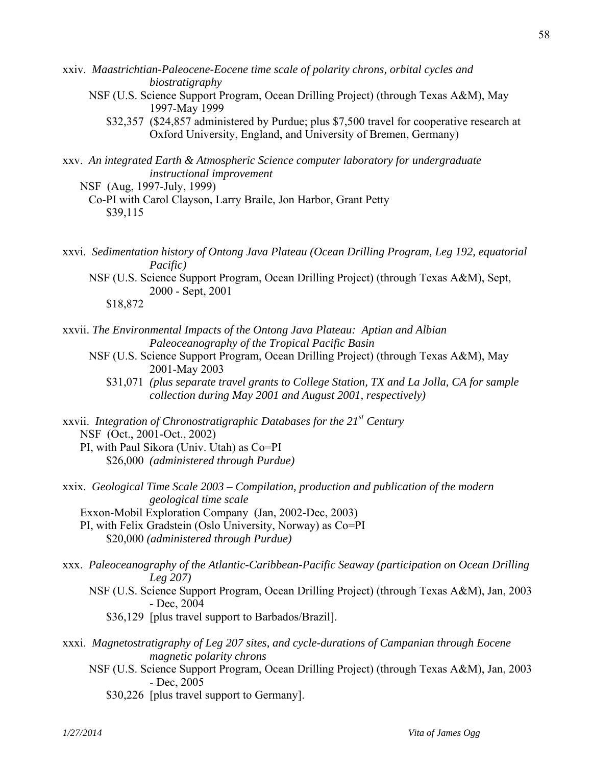xxiv. *Maastrichtian-Paleocene-Eocene time scale of polarity chrons, orbital cycles and biostratigraphy*
NSF (U.S. Science Support Program, Ocean Drilling Project) (through Texas A&M), May 1997-May 1999
$32,357 ($24,857 administered by Purdue; plus $7,500 travel for cooperative research at Oxford University, England, and University of Bremen, Germany)

xxv. *An integrated Earth & Atmospheric Science computer laboratory for undergraduate instructional improvement*
NSF (Aug, 1997-July, 1999)
Co-PI with Carol Clayson, Larry Braile, Jon Harbor, Grant Petty
$39,115

xxvi. *Sedimentation history of Ontong Java Plateau (Ocean Drilling Program, Leg 192, equatorial Pacific)*
NSF (U.S. Science Support Program, Ocean Drilling Project) (through Texas A&M), Sept, 2000 - Sept, 2001
$18,872

xxvii. *The Environmental Impacts of the Ontong Java Plateau: Aptian and Albian Paleoceanography of the Tropical Pacific Basin*
NSF (U.S. Science Support Program, Ocean Drilling Project) (through Texas A&M), May 2001-May 2003
$31,071 *(plus separate travel grants to College Station, TX and La Jolla, CA for sample collection during May 2001 and August 2001, respectively)*

xxvii. *Integration of Chronostratigraphic Databases for the 21st Century*
NSF (Oct., 2001-Oct., 2002)
PI, with Paul Sikora (Univ. Utah) as Co=PI
$26,000 *(administered through Purdue)*

xxix. *Geological Time Scale 2003 – Compilation, production and publication of the modern geological time scale*
Exxon-Mobil Exploration Company (Jan, 2002-Dec, 2003)
PI, with Felix Gradstein (Oslo University, Norway) as Co=PI
$20,000 *(administered through Purdue)*

xxx. *Paleoceanography of the Atlantic-Caribbean-Pacific Seaway (participation on Ocean Drilling Leg 207)*
NSF (U.S. Science Support Program, Ocean Drilling Project) (through Texas A&M), Jan, 2003 - Dec, 2004
$36,129 [plus travel support to Barbados/Brazil].

xxxi. *Magnetostratigraphy of Leg 207 sites, and cycle-durations of Campanian through Eocene magnetic polarity chrons*
NSF (U.S. Science Support Program, Ocean Drilling Project) (through Texas A&M), Jan, 2003 - Dec, 2005
$30,226 [plus travel support to Germany].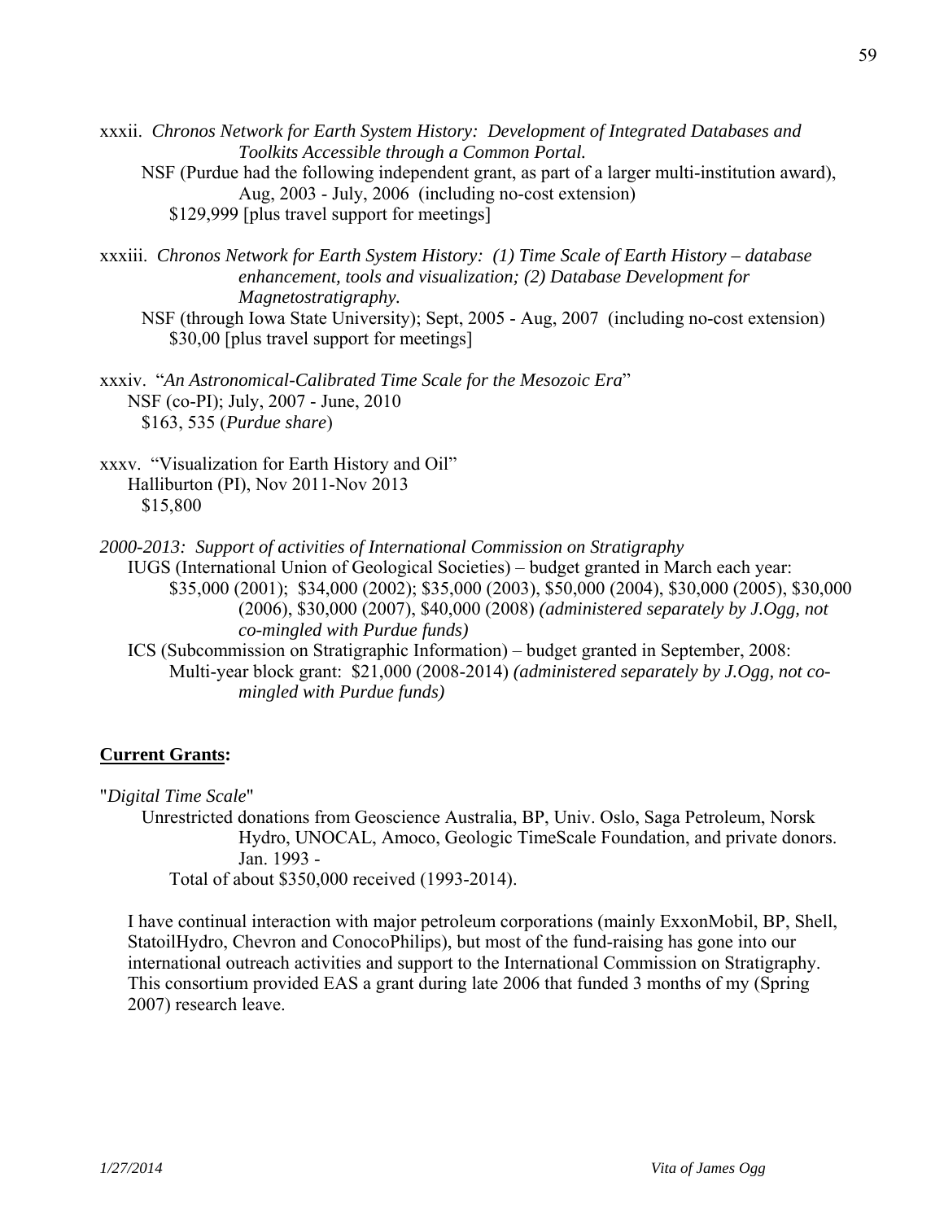xxxii. *Chronos Network for Earth System History: Development of Integrated Databases and Toolkits Accessible through a Common Portal.*
  NSF (Purdue had the following independent grant, as part of a larger multi-institution award), Aug, 2003 - July, 2006 (including no-cost extension)
    $129,999 [plus travel support for meetings]

xxxiii. *Chronos Network for Earth System History: (1) Time Scale of Earth History – database enhancement, tools and visualization; (2) Database Development for Magnetostratigraphy.*
  NSF (through Iowa State University); Sept, 2005 - Aug, 2007 (including no-cost extension)
    $30,00 [plus travel support for meetings]

xxxiv. "*An Astronomical-Calibrated Time Scale for the Mesozoic Era*"
  NSF (co-PI); July, 2007 - June, 2010
    $163, 535 (*Purdue share*)

xxxv. "Visualization for Earth History and Oil"
  Halliburton (PI), Nov 2011-Nov 2013
    $15,800

*2000-2013: Support of activities of International Commission on Stratigraphy*
  IUGS (International Union of Geological Societies) – budget granted in March each year:
    $35,000 (2001); $34,000 (2002); $35,000 (2003), $50,000 (2004), $30,000 (2005), $30,000 (2006), $30,000 (2007), $40,000 (2008) *(administered separately by J.Ogg, not co-mingled with Purdue funds)*
  ICS (Subcommission on Stratigraphic Information) – budget granted in September, 2008:
    Multi-year block grant: $21,000 (2008-2014) *(administered separately by J.Ogg, not co-mingled with Purdue funds)*

**Current Grants:**

"*Digital Time Scale*"
  Unrestricted donations from Geoscience Australia, BP, Univ. Oslo, Saga Petroleum, Norsk Hydro, UNOCAL, Amoco, Geologic TimeScale Foundation, and private donors. Jan. 1993 -
    Total of about $350,000 received (1993-2014).

I have continual interaction with major petroleum corporations (mainly ExxonMobil, BP, Shell, StatoilHydro, Chevron and ConocoPhilips), but most of the fund-raising has gone into our international outreach activities and support to the International Commission on Stratigraphy. This consortium provided EAS a grant during late 2006 that funded 3 months of my (Spring 2007) research leave.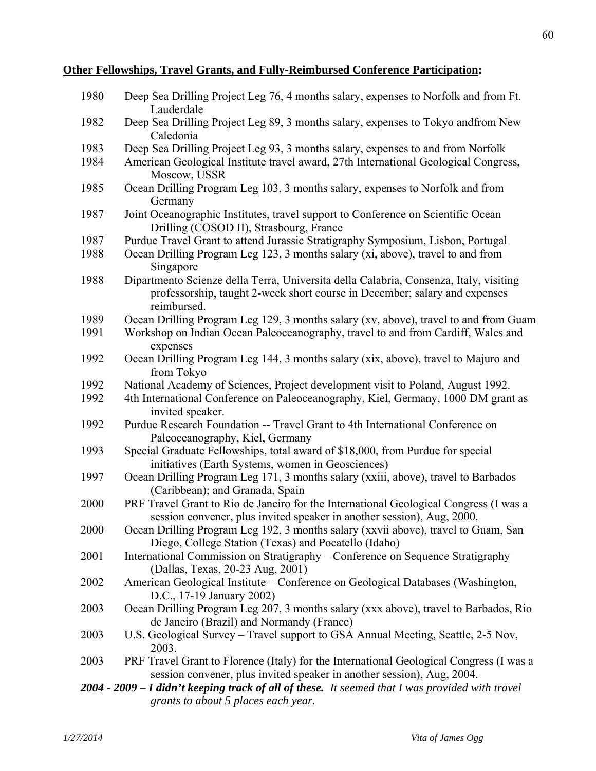**Other Fellowships, Travel Grants, and Fully-Reimbursed Conference Participation:**

1980 Deep Sea Drilling Project Leg 76, 4 months salary, expenses to Norfolk and from Ft. Lauderdale

1982 Deep Sea Drilling Project Leg 89, 3 months salary, expenses to Tokyo andfrom New Caledonia

1983 Deep Sea Drilling Project Leg 93, 3 months salary, expenses to and from Norfolk

1984 American Geological Institute travel award, 27th International Geological Congress, Moscow, USSR

1985 Ocean Drilling Program Leg 103, 3 months salary, expenses to Norfolk and from Germany

1987 Joint Oceanographic Institutes, travel support to Conference on Scientific Ocean Drilling (COSOD II), Strasbourg, France

1987 Purdue Travel Grant to attend Jurassic Stratigraphy Symposium, Lisbon, Portugal

1988 Ocean Drilling Program Leg 123, 3 months salary (xi, above), travel to and from Singapore

1988 Dipartmento Scienze della Terra, Universita della Calabria, Consenza, Italy, visiting professorship, taught 2-week short course in December; salary and expenses reimbursed.

1989 Ocean Drilling Program Leg 129, 3 months salary (xv, above), travel to and from Guam

1991 Workshop on Indian Ocean Paleoceanography, travel to and from Cardiff, Wales and expenses

1992 Ocean Drilling Program Leg 144, 3 months salary (xix, above), travel to Majuro and from Tokyo

1992 National Academy of Sciences, Project development visit to Poland, August 1992.

1992 4th International Conference on Paleoceanography, Kiel, Germany, 1000 DM grant as invited speaker.

1992 Purdue Research Foundation -- Travel Grant to 4th International Conference on Paleoceanography, Kiel, Germany

1993 Special Graduate Fellowships, total award of $18,000, from Purdue for special initiatives (Earth Systems, women in Geosciences)

1997 Ocean Drilling Program Leg 171, 3 months salary (xxiii, above), travel to Barbados (Caribbean); and Granada, Spain

2000 PRF Travel Grant to Rio de Janeiro for the International Geological Congress (I was a session convener, plus invited speaker in another session), Aug, 2000.

2000 Ocean Drilling Program Leg 192, 3 months salary (xxvii above), travel to Guam, San Diego, College Station (Texas) and Pocatello (Idaho)

2001 International Commission on Stratigraphy – Conference on Sequence Stratigraphy (Dallas, Texas, 20-23 Aug, 2001)

2002 American Geological Institute – Conference on Geological Databases (Washington, D.C., 17-19 January 2002)

2003 Ocean Drilling Program Leg 207, 3 months salary (xxx above), travel to Barbados, Rio de Janeiro (Brazil) and Normandy (France)

2003 U.S. Geological Survey – Travel support to GSA Annual Meeting, Seattle, 2-5 Nov, 2003.

2003 PRF Travel Grant to Florence (Italy) for the International Geological Congress (I was a session convener, plus invited speaker in another session), Aug, 2004.

***2004 - 2009 – I didn't keeping track of all of these.*** *It seemed that I was provided with travel grants to about 5 places each year.*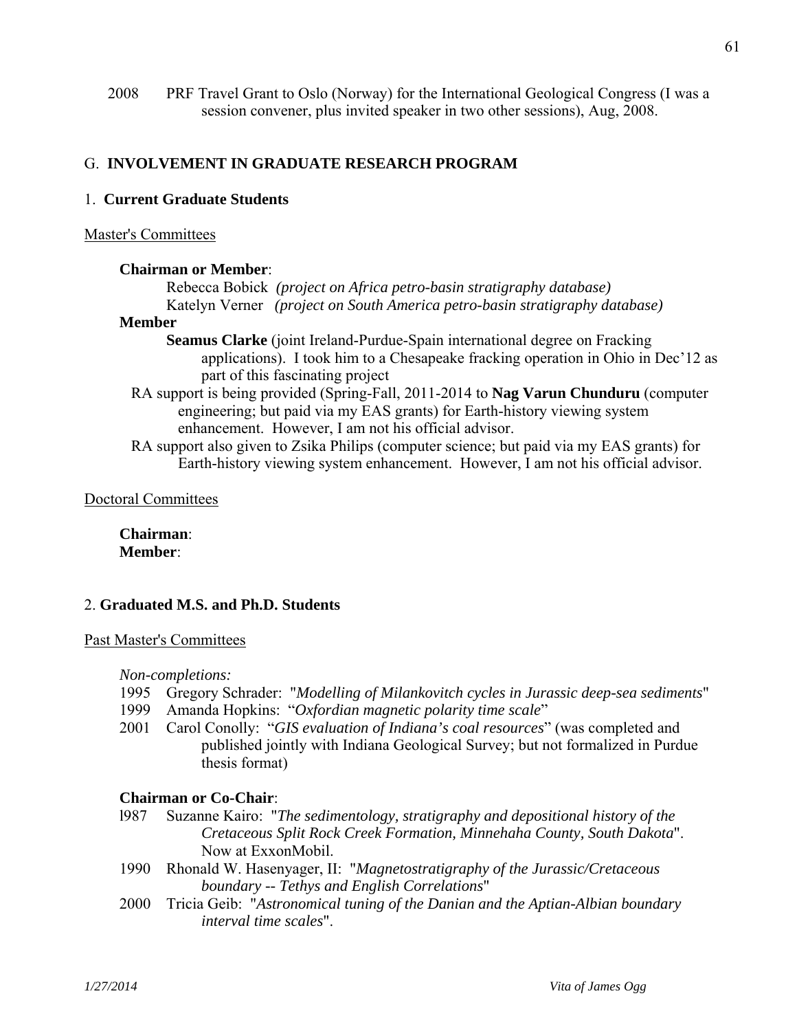2008 PRF Travel Grant to Oslo (Norway) for the International Geological Congress (I was a session convener, plus invited speaker in two other sessions), Aug, 2008.

## G. INVOLVEMENT IN GRADUATE RESEARCH PROGRAM

### 1. Current Graduate Students

Master's Committees

**Chairman or Member**:

Rebecca Bobick *(project on Africa petro-basin stratigraphy database)*
Katelyn Verner *(project on South America petro-basin stratigraphy database)*

**Member**

**Seamus Clarke** (joint Ireland-Purdue-Spain international degree on Fracking applications). I took him to a Chesapeake fracking operation in Ohio in Dec'12 as part of this fascinating project

RA support is being provided (Spring-Fall, 2011-2014 to **Nag Varun Chunduru** (computer engineering; but paid via my EAS grants) for Earth-history viewing system enhancement. However, I am not his official advisor.

RA support also given to Zsika Philips (computer science; but paid via my EAS grants) for Earth-history viewing system enhancement. However, I am not his official advisor.

Doctoral Committees

**Chairman**:
**Member**:

### 2. Graduated M.S. and Ph.D. Students

Past Master's Committees

*Non-completions:*

1995 Gregory Schrader: "*Modelling of Milankovitch cycles in Jurassic deep-sea sediments*"
1999 Amanda Hopkins: "*Oxfordian magnetic polarity time scale*"
2001 Carol Conolly: "*GIS evaluation of Indiana's coal resources*" (was completed and published jointly with Indiana Geological Survey; but not formalized in Purdue thesis format)

**Chairman or Co-Chair**:

1987 Suzanne Kairo: "*The sedimentology, stratigraphy and depositional history of the Cretaceous Split Rock Creek Formation, Minnehaha County, South Dakota*". Now at ExxonMobil.
1990 Rhonald W. Hasenyager, II: "*Magnetostratigraphy of the Jurassic/Cretaceous boundary -- Tethys and English Correlations*"
2000 Tricia Geib: "*Astronomical tuning of the Danian and the Aptian-Albian boundary interval time scales*".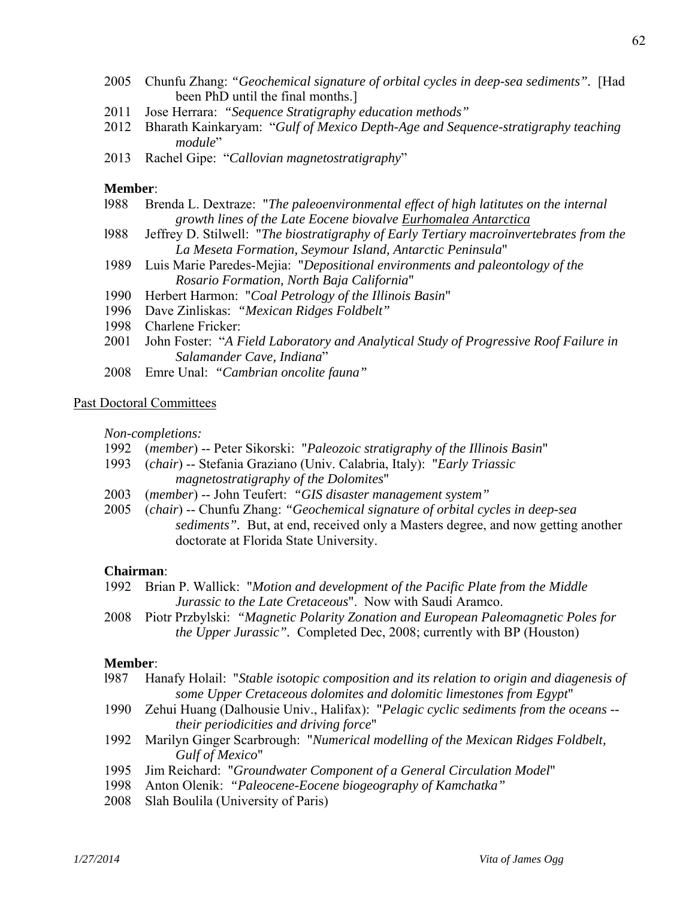2005 Chunfu Zhang: *"Geochemical signature of orbital cycles in deep-sea sediments"*. [Had been PhD until the final months.]
2011 Jose Herrara: *"Sequence Stratigraphy education methods"*
2012 Bharath Kainkaryam: "*Gulf of Mexico Depth-Age and Sequence-stratigraphy teaching module*"
2013 Rachel Gipe: "*Callovian magnetostratigraphy*"

**Member**:
l988 Brenda L. Dextraze: "*The paleoenvironmental effect of high latitutes on the internal growth lines of the Late Eocene biovalve <u>Eurhomalea Antarctica</u>*
l988 Jeffrey D. Stilwell: "*The biostratigraphy of Early Tertiary macroinvertebrates from the La Meseta Formation, Seymour Island, Antarctic Peninsula*"
1989 Luis Marie Paredes-Mejia: "*Depositional environments and paleontology of the Rosario Formation, North Baja California*"
1990 Herbert Harmon: "*Coal Petrology of the Illinois Basin*"
1996 Dave Zinliskas: *"Mexican Ridges Foldbelt"*
1998 Charlene Fricker:
2001 John Foster: "*A Field Laboratory and Analytical Study of Progressive Roof Failure in Salamander Cave, Indiana*"
2008 Emre Unal: *"Cambrian oncolite fauna"*

<u>Past Doctoral Committees</u>

*Non-completions:*
1992 (*member*) -- Peter Sikorski: "*Paleozoic stratigraphy of the Illinois Basin*"
1993 (*chair*) -- Stefania Graziano (Univ. Calabria, Italy): "*Early Triassic magnetostratigraphy of the Dolomites*"
2003 (*member*) -- John Teufert: *"GIS disaster management system"*
2005 (*chair*) -- Chunfu Zhang: *"Geochemical signature of orbital cycles in deep-sea sediments"*. But, at end, received only a Masters degree, and now getting another doctorate at Florida State University.

**Chairman**:
1992 Brian P. Wallick: "*Motion and development of the Pacific Plate from the Middle Jurassic to the Late Cretaceous*". Now with Saudi Aramco.
2008 Piotr Przbylski: *"Magnetic Polarity Zonation and European Paleomagnetic Poles for the Upper Jurassic"*. Completed Dec, 2008; currently with BP (Houston)

**Member**:
l987 Hanafy Holail: "*Stable isotopic composition and its relation to origin and diagenesis of some Upper Cretaceous dolomites and dolomitic limestones from Egypt*"
1990 Zehui Huang (Dalhousie Univ., Halifax): "*Pelagic cyclic sediments from the oceans -- their periodicities and driving force*"
1992 Marilyn Ginger Scarbrough: "*Numerical modelling of the Mexican Ridges Foldbelt, Gulf of Mexico*"
1995 Jim Reichard: "*Groundwater Component of a General Circulation Model*"
1998 Anton Olenik: *"Paleocene-Eocene biogeography of Kamchatka"*
2008 Slah Boulila (University of Paris)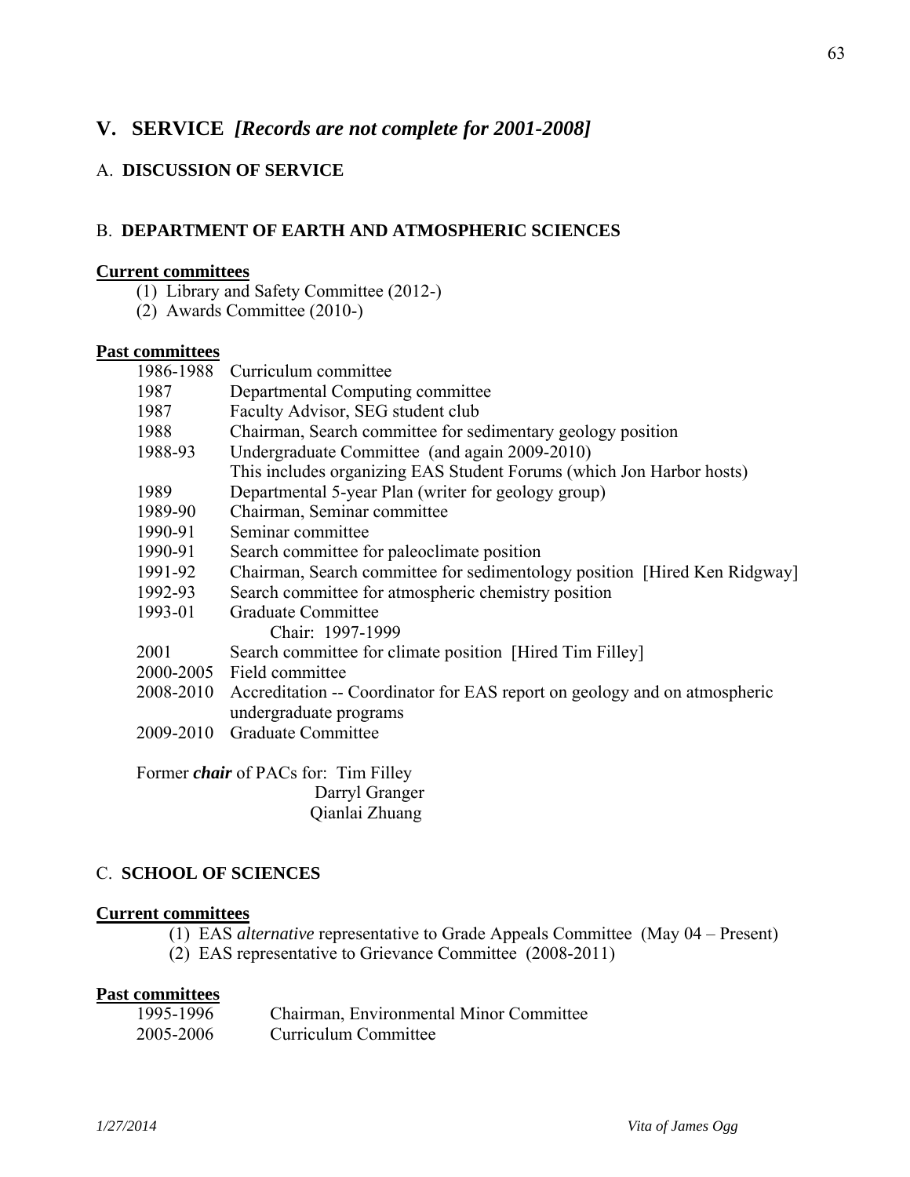## V. SERVICE *[Records are not complete for 2001-2008]*

### A. DISCUSSION OF SERVICE

### B. DEPARTMENT OF EARTH AND ATMOSPHERIC SCIENCES

**Current committees**

(1) Library and Safety Committee (2012-)
(2) Awards Committee (2010-)

**Past committees**

| | |
|---|---|
| 1986-1988 | Curriculum committee |
| 1987 | Departmental Computing committee |
| 1987 | Faculty Advisor, SEG student club |
| 1988 | Chairman, Search committee for sedimentary geology position |
| 1988-93 | Undergraduate Committee (and again 2009-2010) |
| | This includes organizing EAS Student Forums (which Jon Harbor hosts) |
| 1989 | Departmental 5-year Plan (writer for geology group) |
| 1989-90 | Chairman, Seminar committee |
| 1990-91 | Seminar committee |
| 1990-91 | Search committee for paleoclimate position |
| 1991-92 | Chairman, Search committee for sedimentology position [Hired Ken Ridgway] |
| 1992-93 | Search committee for atmospheric chemistry position |
| 1993-01 | Graduate Committee |
| | Chair: 1997-1999 |
| 2001 | Search committee for climate position [Hired Tim Filley] |
| 2000-2005 | Field committee |
| 2008-2010 | Accreditation -- Coordinator for EAS report on geology and on atmospheric undergraduate programs |
| 2009-2010 | Graduate Committee |

Former ***chair*** of PACs for: Tim Filley
Darryl Granger
Qianlai Zhuang

### C. SCHOOL OF SCIENCES

**Current committees**

(1) EAS *alternative* representative to Grade Appeals Committee (May 04 – Present)
(2) EAS representative to Grievance Committee (2008-2011)

**Past committees**

| | |
|---|---|
| 1995-1996 | Chairman, Environmental Minor Committee |
| 2005-2006 | Curriculum Committee |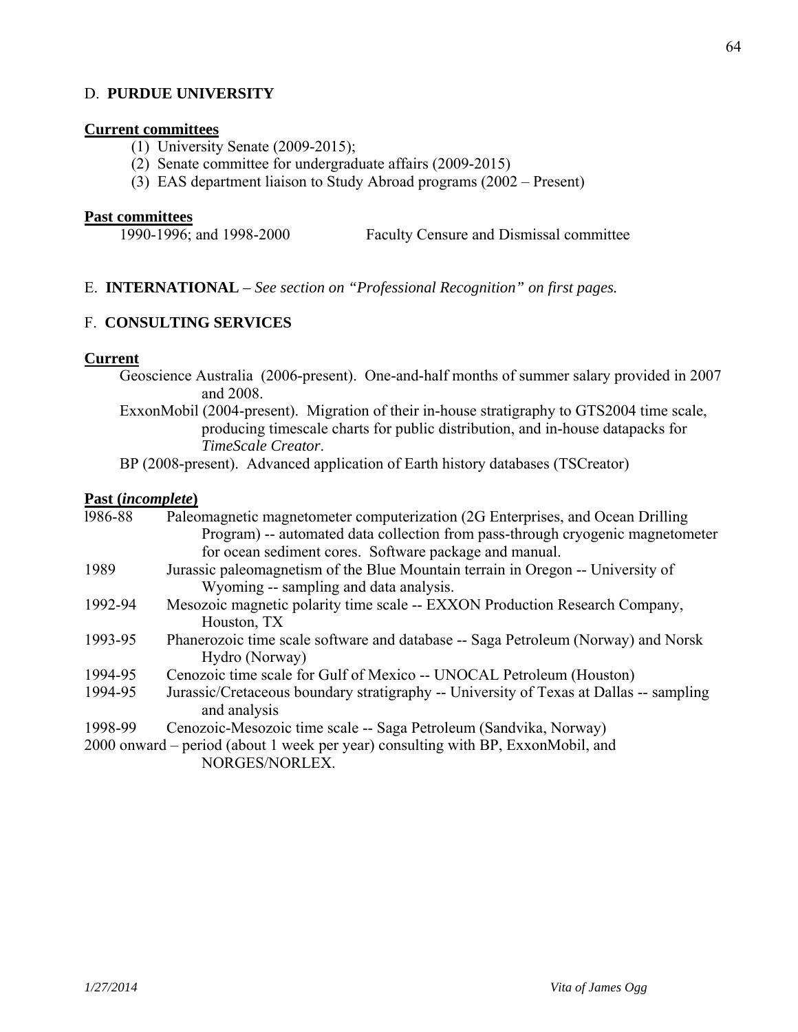## D. **PURDUE UNIVERSITY**

**Current committees**

1. University Senate (2009-2015);
2. Senate committee for undergraduate affairs (2009-2015)
3. EAS department liaison to Study Abroad programs (2002 – Present)

**Past committees**

1990-1996; and 1998-2000 Faculty Censure and Dismissal committee

## E. **INTERNATIONAL** – *See section on "Professional Recognition" on first pages.*

## F. **CONSULTING SERVICES**

**Current**

Geoscience Australia (2006-present). One-and-half months of summer salary provided in 2007 and 2008.

ExxonMobil (2004-present). Migration of their in-house stratigraphy to GTS2004 time scale, producing timescale charts for public distribution, and in-house datapacks for *TimeScale Creator*.

BP (2008-present). Advanced application of Earth history databases (TSCreator)

**Past (*incomplete*)**

| | |
|---|---|
| l986-88 | Paleomagnetic magnetometer computerization (2G Enterprises, and Ocean Drilling Program) -- automated data collection from pass-through cryogenic magnetometer for ocean sediment cores. Software package and manual. |
| 1989 | Jurassic paleomagnetism of the Blue Mountain terrain in Oregon -- University of Wyoming -- sampling and data analysis. |
| 1992-94 | Mesozoic magnetic polarity time scale -- EXXON Production Research Company, Houston, TX |
| 1993-95 | Phanerozoic time scale software and database -- Saga Petroleum (Norway) and Norsk Hydro (Norway) |
| 1994-95 | Cenozoic time scale for Gulf of Mexico -- UNOCAL Petroleum (Houston) |
| 1994-95 | Jurassic/Cretaceous boundary stratigraphy -- University of Texas at Dallas -- sampling and analysis |
| 1998-99 | Cenozoic-Mesozoic time scale -- Saga Petroleum (Sandvika, Norway) |

2000 onward – period (about 1 week per year) consulting with BP, ExxonMobil, and NORGES/NORLEX.